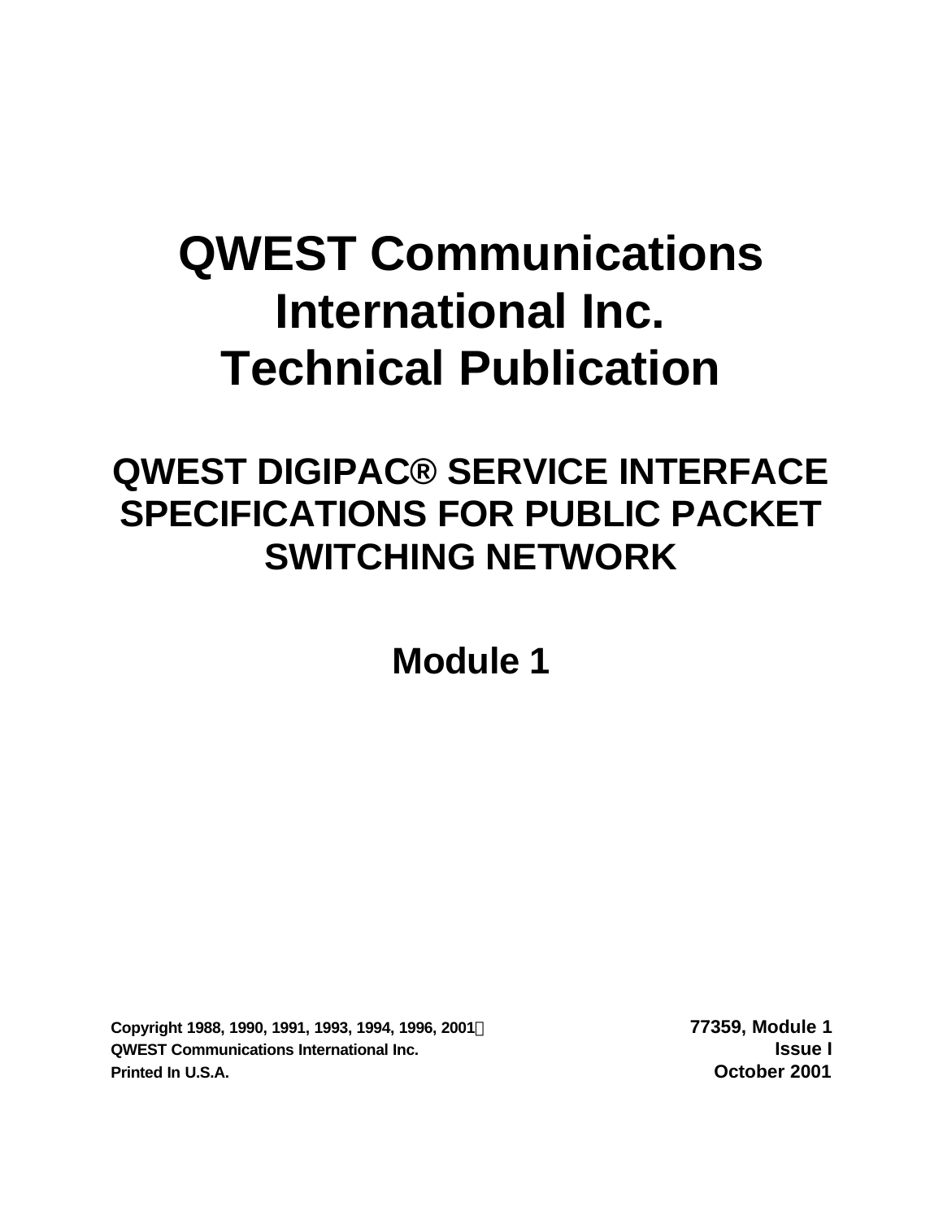# QWEST Communications International Inc. Technical Publication

## QWEST DIGIPAC® SERVICE INTERFACE SPECIFICATIONS FOR PUBLIC PACKET SWITCHING NETWORK

## Module 1

**Copyright 1988, 1990, 1991, 1993, 1994, 1996, 2001**
**QWEST Communications International Inc.**
**Printed In U.S.A.**

**77359, Module 1**
**Issue I**
**October 2001**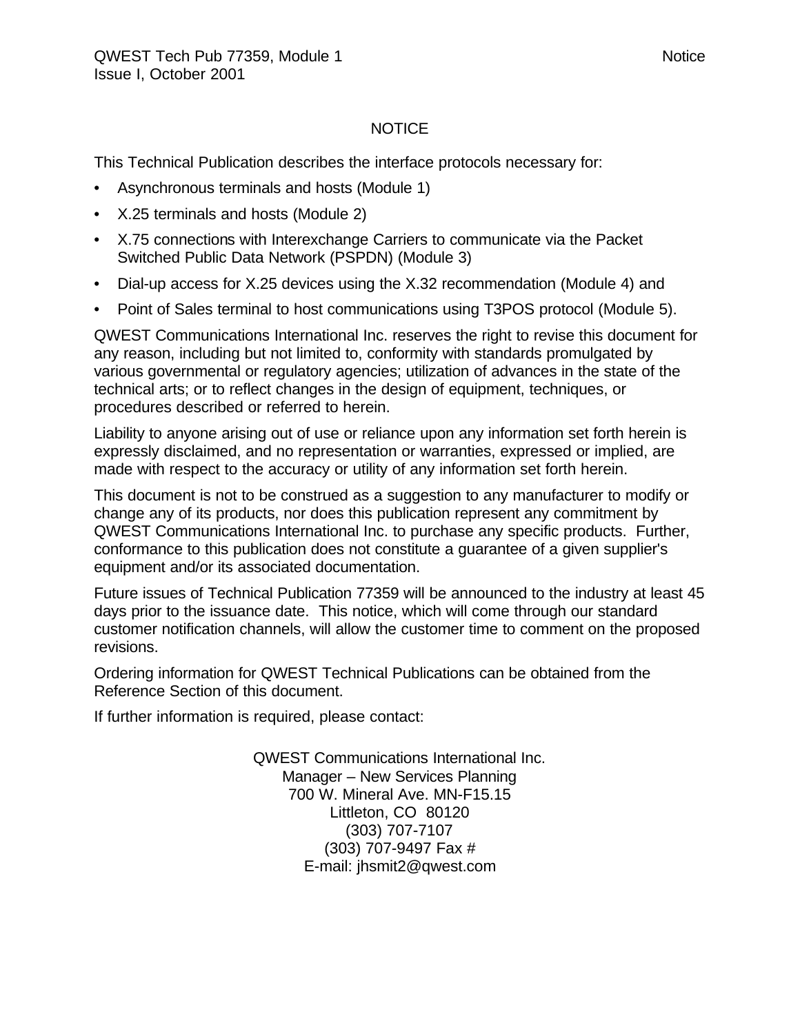# NOTICE

This Technical Publication describes the interface protocols necessary for:

- Asynchronous terminals and hosts (Module 1)
- X.25 terminals and hosts (Module 2)
- X.75 connections with Interexchange Carriers to communicate via the Packet Switched Public Data Network (PSPDN) (Module 3)
- Dial-up access for X.25 devices using the X.32 recommendation (Module 4) and
- Point of Sales terminal to host communications using T3POS protocol (Module 5).

QWEST Communications International Inc. reserves the right to revise this document for any reason, including but not limited to, conformity with standards promulgated by various governmental or regulatory agencies; utilization of advances in the state of the technical arts; or to reflect changes in the design of equipment, techniques, or procedures described or referred to herein.

Liability to anyone arising out of use or reliance upon any information set forth herein is expressly disclaimed, and no representation or warranties, expressed or implied, are made with respect to the accuracy or utility of any information set forth herein.

This document is not to be construed as a suggestion to any manufacturer to modify or change any of its products, nor does this publication represent any commitment by QWEST Communications International Inc. to purchase any specific products. Further, conformance to this publication does not constitute a guarantee of a given supplier's equipment and/or its associated documentation.

Future issues of Technical Publication 77359 will be announced to the industry at least 45 days prior to the issuance date. This notice, which will come through our standard customer notification channels, will allow the customer time to comment on the proposed revisions.

Ordering information for QWEST Technical Publications can be obtained from the Reference Section of this document.

If further information is required, please contact:

QWEST Communications International Inc.
Manager – New Services Planning
700 W. Mineral Ave. MN-F15.15
Littleton, CO 80120
(303) 707-7107
(303) 707-9497 Fax #
E-mail: jhsmit2@qwest.com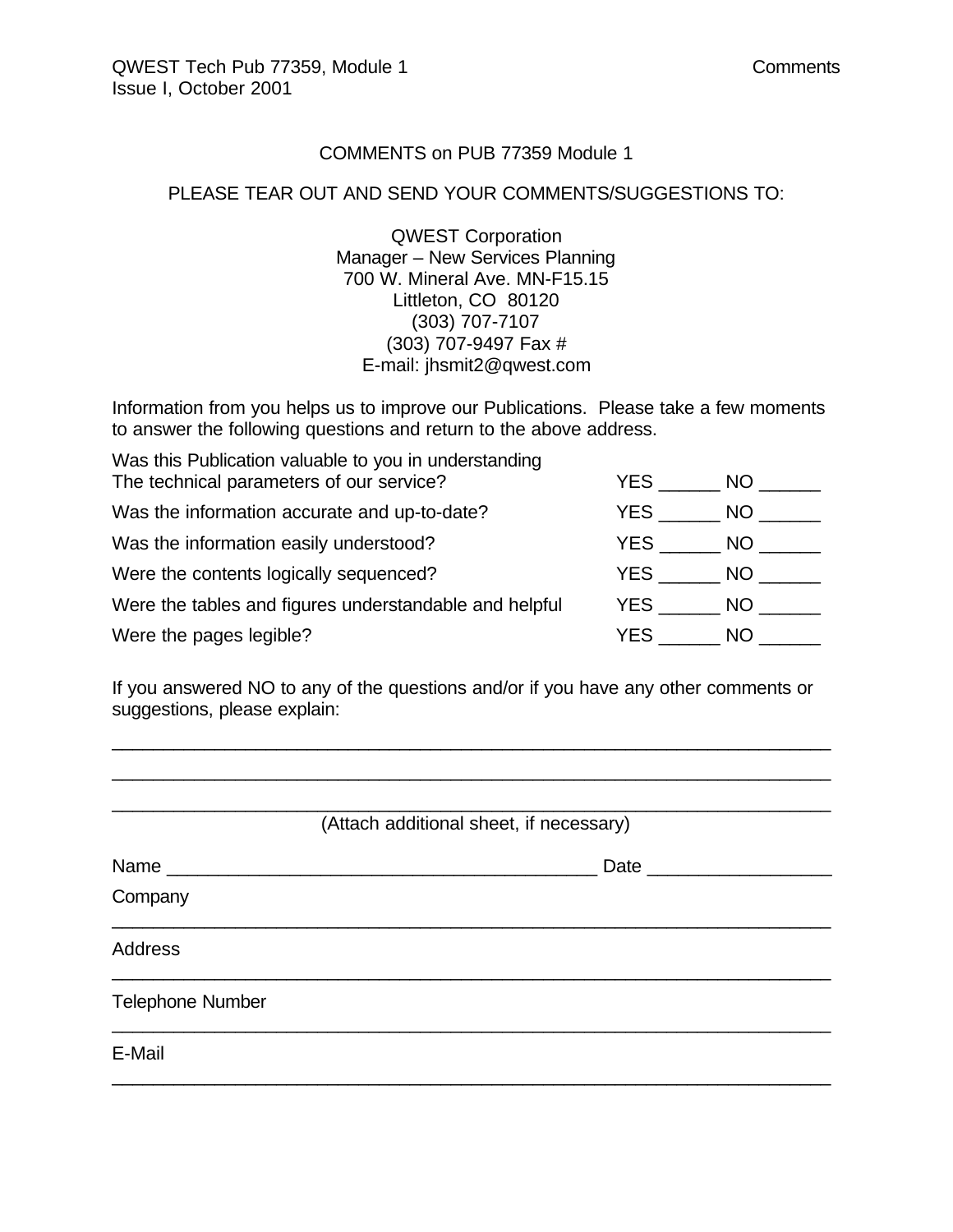COMMENTS on PUB 77359 Module 1

PLEASE TEAR OUT AND SEND YOUR COMMENTS/SUGGESTIONS TO:

QWEST Corporation
Manager – New Services Planning
700 W. Mineral Ave. MN-F15.15
Littleton, CO 80120
(303) 707-7107
(303) 707-9497 Fax #
E-mail: jhsmit2@qwest.com

Information from you helps us to improve our Publications. Please take a few moments to answer the following questions and return to the above address.

| | |
|---|---|
| Was this Publication valuable to you in understanding The technical parameters of our service? | YES ______ NO ______ |
| Was the information accurate and up-to-date? | YES ______ NO ______ |
| Was the information easily understood? | YES ______ NO ______ |
| Were the contents logically sequenced? | YES ______ NO ______ |
| Were the tables and figures understandable and helpful | YES ______ NO ______ |
| Were the pages legible? | YES ______ NO ______ |

If you answered NO to any of the questions and/or if you have any other comments or suggestions, please explain:

______________________________________________________________________

______________________________________________________________________

______________________________________________________________________

(Attach additional sheet, if necessary)

Name ____________________________________________ Date ___________________

Company

______________________________________________________________________

Address

______________________________________________________________________

Telephone Number

______________________________________________________________________

E-Mail

______________________________________________________________________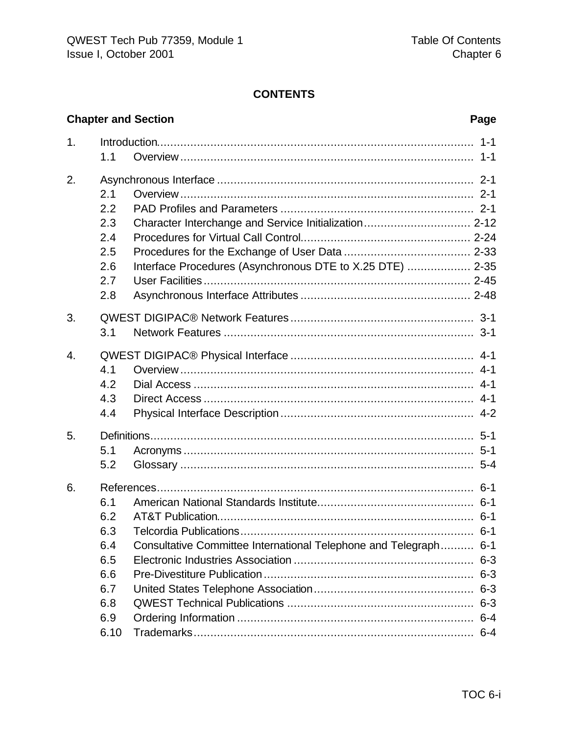# CONTENTS

| Chapter and Section | | Page |
|---|---|---|
| 1. | Introduction | 1-1 |
| | 1.1 Overview | 1-1 |
| 2. | Asynchronous Interface | 2-1 |
| | 2.1 Overview | 2-1 |
| | 2.2 PAD Profiles and Parameters | 2-1 |
| | 2.3 Character Interchange and Service Initialization | 2-12 |
| | 2.4 Procedures for Virtual Call Control | 2-24 |
| | 2.5 Procedures for the Exchange of User Data | 2-33 |
| | 2.6 Interface Procedures (Asynchronous DTE to X.25 DTE) | 2-35 |
| | 2.7 User Facilities | 2-45 |
| | 2.8 Asynchronous Interface Attributes | 2-48 |
| 3. | QWEST DIGIPAC® Network Features | 3-1 |
| | 3.1 Network Features | 3-1 |
| 4. | QWEST DIGIPAC® Physical Interface | 4-1 |
| | 4.1 Overview | 4-1 |
| | 4.2 Dial Access | 4-1 |
| | 4.3 Direct Access | 4-1 |
| | 4.4 Physical Interface Description | 4-2 |
| 5. | Definitions | 5-1 |
| | 5.1 Acronyms | 5-1 |
| | 5.2 Glossary | 5-4 |
| 6. | References | 6-1 |
| | 6.1 American National Standards Institute | 6-1 |
| | 6.2 AT&T Publication | 6-1 |
| | 6.3 Telcordia Publications | 6-1 |
| | 6.4 Consultative Committee International Telephone and Telegraph | 6-1 |
| | 6.5 Electronic Industries Association | 6-3 |
| | 6.6 Pre-Divestiture Publication | 6-3 |
| | 6.7 United States Telephone Association | 6-3 |
| | 6.8 QWEST Technical Publications | 6-3 |
| | 6.9 Ordering Information | 6-4 |
| | 6.10 Trademarks | 6-4 |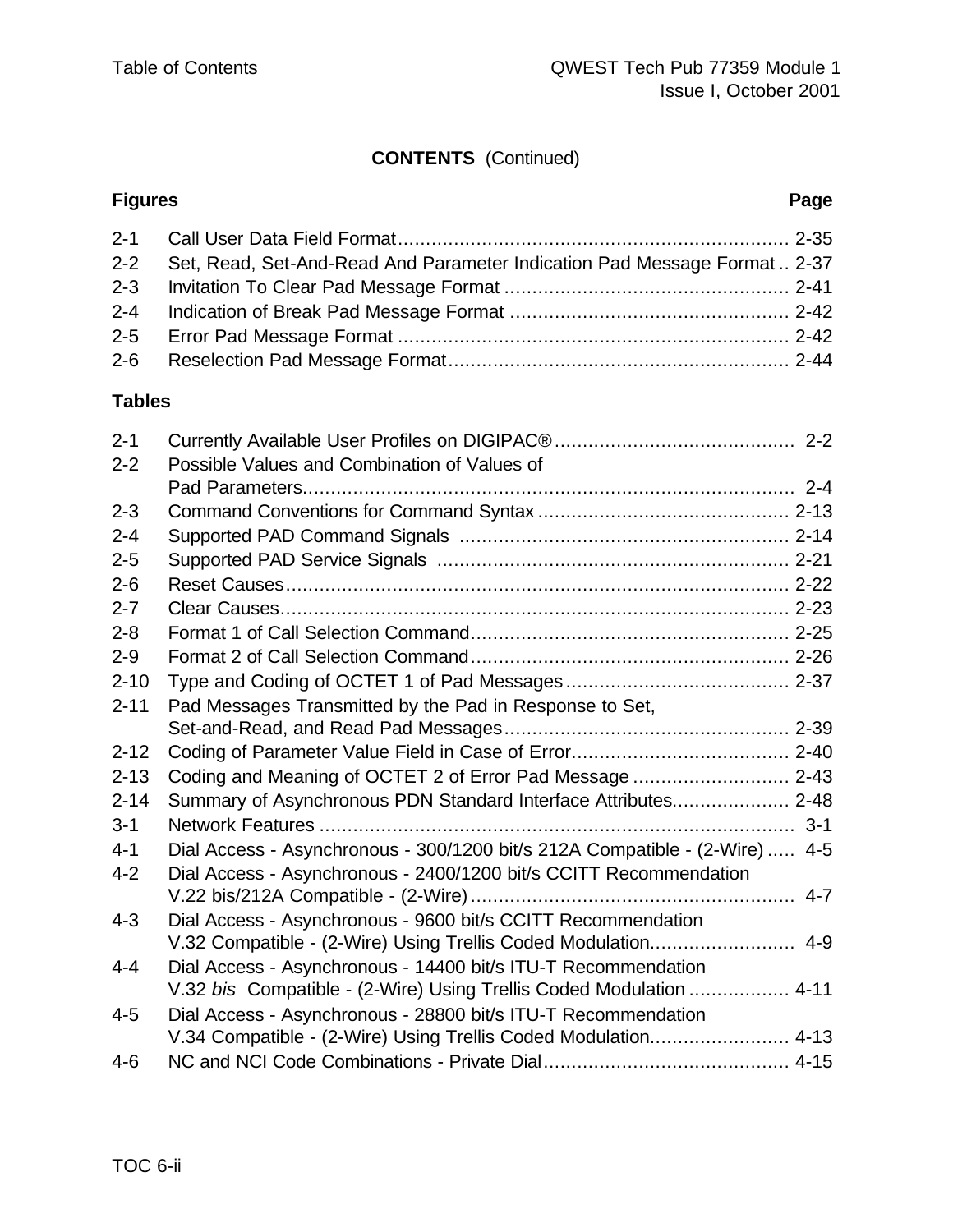**CONTENTS** (Continued)

| Figures | | Page |
|---|---|---|
| 2-1 | Call User Data Field Format | 2-35 |
| 2-2 | Set, Read, Set-And-Read And Parameter Indication Pad Message Format | 2-37 |
| 2-3 | Invitation To Clear Pad Message Format | 2-41 |
| 2-4 | Indication of Break Pad Message Format | 2-42 |
| 2-5 | Error Pad Message Format | 2-42 |
| 2-6 | Reselection Pad Message Format | 2-44 |

| Tables | | |
|---|---|---|
| 2-1 | Currently Available User Profiles on DIGIPAC® | 2-2 |
| 2-2 | Possible Values and Combination of Values of Pad Parameters | 2-4 |
| 2-3 | Command Conventions for Command Syntax | 2-13 |
| 2-4 | Supported PAD Command Signals | 2-14 |
| 2-5 | Supported PAD Service Signals | 2-21 |
| 2-6 | Reset Causes | 2-22 |
| 2-7 | Clear Causes | 2-23 |
| 2-8 | Format 1 of Call Selection Command | 2-25 |
| 2-9 | Format 2 of Call Selection Command | 2-26 |
| 2-10 | Type and Coding of OCTET 1 of Pad Messages | 2-37 |
| 2-11 | Pad Messages Transmitted by the Pad in Response to Set, Set-and-Read, and Read Pad Messages | 2-39 |
| 2-12 | Coding of Parameter Value Field in Case of Error | 2-40 |
| 2-13 | Coding and Meaning of OCTET 2 of Error Pad Message | 2-43 |
| 2-14 | Summary of Asynchronous PDN Standard Interface Attributes | 2-48 |
| 3-1 | Network Features | 3-1 |
| 4-1 | Dial Access - Asynchronous - 300/1200 bit/s 212A Compatible - (2-Wire) | 4-5 |
| 4-2 | Dial Access - Asynchronous - 2400/1200 bit/s CCITT Recommendation V.22 bis/212A Compatible - (2-Wire) | 4-7 |
| 4-3 | Dial Access - Asynchronous - 9600 bit/s CCITT Recommendation V.32 Compatible - (2-Wire) Using Trellis Coded Modulation | 4-9 |
| 4-4 | Dial Access - Asynchronous - 14400 bit/s ITU-T Recommendation V.32 *bis* Compatible - (2-Wire) Using Trellis Coded Modulation | 4-11 |
| 4-5 | Dial Access - Asynchronous - 28800 bit/s ITU-T Recommendation V.34 Compatible - (2-Wire) Using Trellis Coded Modulation | 4-13 |
| 4-6 | NC and NCI Code Combinations - Private Dial | 4-15 |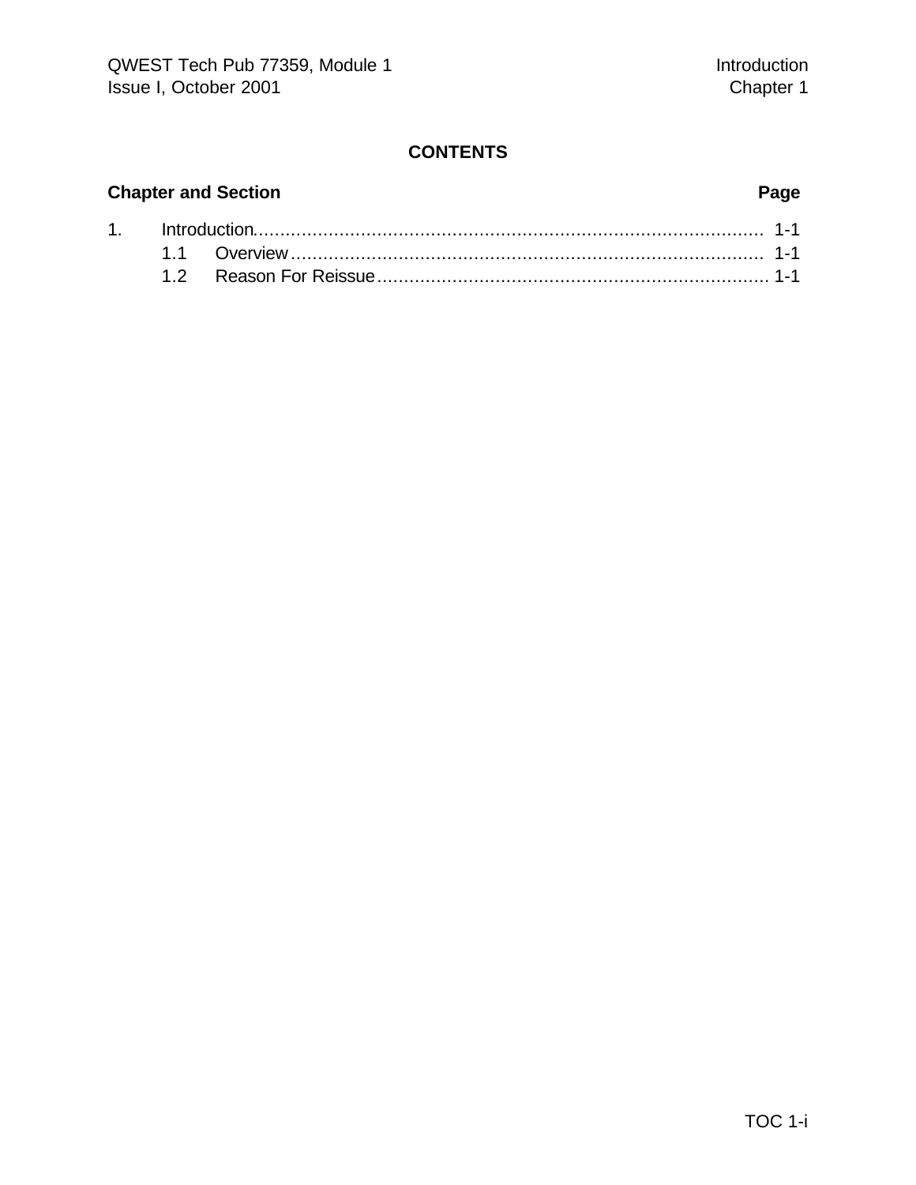## CONTENTS

| Chapter and Section | | Page |
|---|---|---|
| 1. | Introduction | 1-1 |
| | 1.1 Overview | 1-1 |
| | 1.2 Reason For Reissue | 1-1 |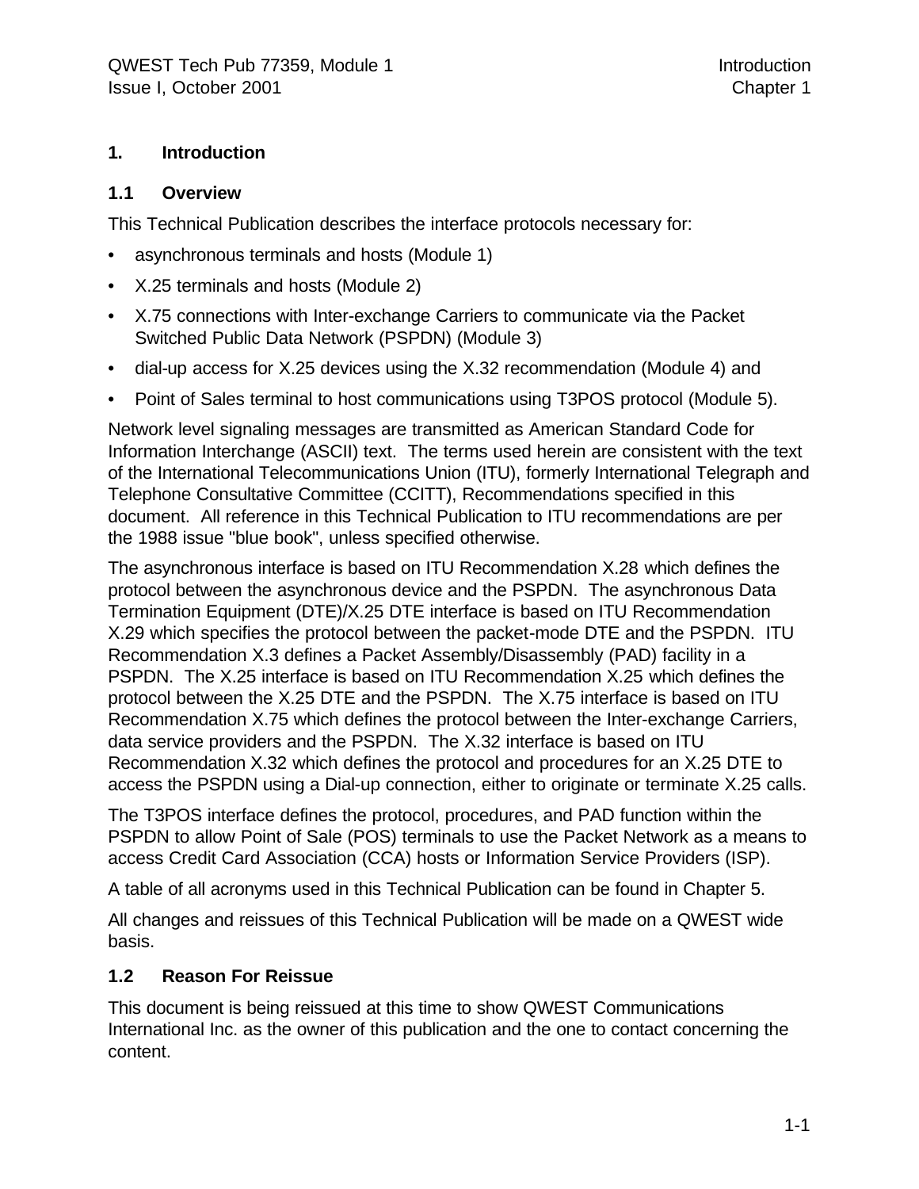# 1. Introduction

## 1.1 Overview

This Technical Publication describes the interface protocols necessary for:

- asynchronous terminals and hosts (Module 1)
- X.25 terminals and hosts (Module 2)
- X.75 connections with Inter-exchange Carriers to communicate via the Packet Switched Public Data Network (PSPDN) (Module 3)
- dial-up access for X.25 devices using the X.32 recommendation (Module 4) and
- Point of Sales terminal to host communications using T3POS protocol (Module 5).

Network level signaling messages are transmitted as American Standard Code for Information Interchange (ASCII) text. The terms used herein are consistent with the text of the International Telecommunications Union (ITU), formerly International Telegraph and Telephone Consultative Committee (CCITT), Recommendations specified in this document. All reference in this Technical Publication to ITU recommendations are per the 1988 issue "blue book", unless specified otherwise.

The asynchronous interface is based on ITU Recommendation X.28 which defines the protocol between the asynchronous device and the PSPDN. The asynchronous Data Termination Equipment (DTE)/X.25 DTE interface is based on ITU Recommendation X.29 which specifies the protocol between the packet-mode DTE and the PSPDN. ITU Recommendation X.3 defines a Packet Assembly/Disassembly (PAD) facility in a PSPDN. The X.25 interface is based on ITU Recommendation X.25 which defines the protocol between the X.25 DTE and the PSPDN. The X.75 interface is based on ITU Recommendation X.75 which defines the protocol between the Inter-exchange Carriers, data service providers and the PSPDN. The X.32 interface is based on ITU Recommendation X.32 which defines the protocol and procedures for an X.25 DTE to access the PSPDN using a Dial-up connection, either to originate or terminate X.25 calls.

The T3POS interface defines the protocol, procedures, and PAD function within the PSPDN to allow Point of Sale (POS) terminals to use the Packet Network as a means to access Credit Card Association (CCA) hosts or Information Service Providers (ISP).

A table of all acronyms used in this Technical Publication can be found in Chapter 5.

All changes and reissues of this Technical Publication will be made on a QWEST wide basis.

## 1.2 Reason For Reissue

This document is being reissued at this time to show QWEST Communications International Inc. as the owner of this publication and the one to contact concerning the content.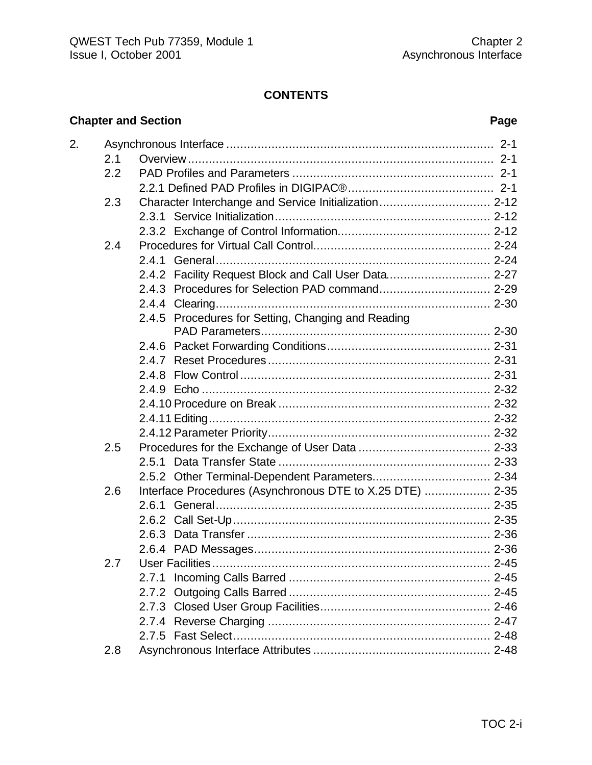# CONTENTS

| Chapter and Section | | | Page |
|---|---|---|---|
| 2. | Asynchronous Interface | | 2-1 |
| | 2.1 | Overview | 2-1 |
| | 2.2 | PAD Profiles and Parameters | 2-1 |
| | | 2.2.1 Defined PAD Profiles in DIGIPAC® | 2-1 |
| | 2.3 | Character Interchange and Service Initialization | 2-12 |
| | | 2.3.1 Service Initialization | 2-12 |
| | | 2.3.2 Exchange of Control Information | 2-12 |
| | 2.4 | Procedures for Virtual Call Control | 2-24 |
| | | 2.4.1 General | 2-24 |
| | | 2.4.2 Facility Request Block and Call User Data | 2-27 |
| | | 2.4.3 Procedures for Selection PAD command | 2-29 |
| | | 2.4.4 Clearing | 2-30 |
| | | 2.4.5 Procedures for Setting, Changing and Reading PAD Parameters | 2-30 |
| | | 2.4.6 Packet Forwarding Conditions | 2-31 |
| | | 2.4.7 Reset Procedures | 2-31 |
| | | 2.4.8 Flow Control | 2-31 |
| | | 2.4.9 Echo | 2-32 |
| | | 2.4.10 Procedure on Break | 2-32 |
| | | 2.4.11 Editing | 2-32 |
| | | 2.4.12 Parameter Priority | 2-32 |
| | 2.5 | Procedures for the Exchange of User Data | 2-33 |
| | | 2.5.1 Data Transfer State | 2-33 |
| | | 2.5.2 Other Terminal-Dependent Parameters | 2-34 |
| | 2.6 | Interface Procedures (Asynchronous DTE to X.25 DTE) | 2-35 |
| | | 2.6.1 General | 2-35 |
| | | 2.6.2 Call Set-Up | 2-35 |
| | | 2.6.3 Data Transfer | 2-36 |
| | | 2.6.4 PAD Messages | 2-36 |
| | 2.7 | User Facilities | 2-45 |
| | | 2.7.1 Incoming Calls Barred | 2-45 |
| | | 2.7.2 Outgoing Calls Barred | 2-45 |
| | | 2.7.3 Closed User Group Facilities | 2-46 |
| | | 2.7.4 Reverse Charging | 2-47 |
| | | 2.7.5 Fast Select | 2-48 |
| | 2.8 | Asynchronous Interface Attributes | 2-48 |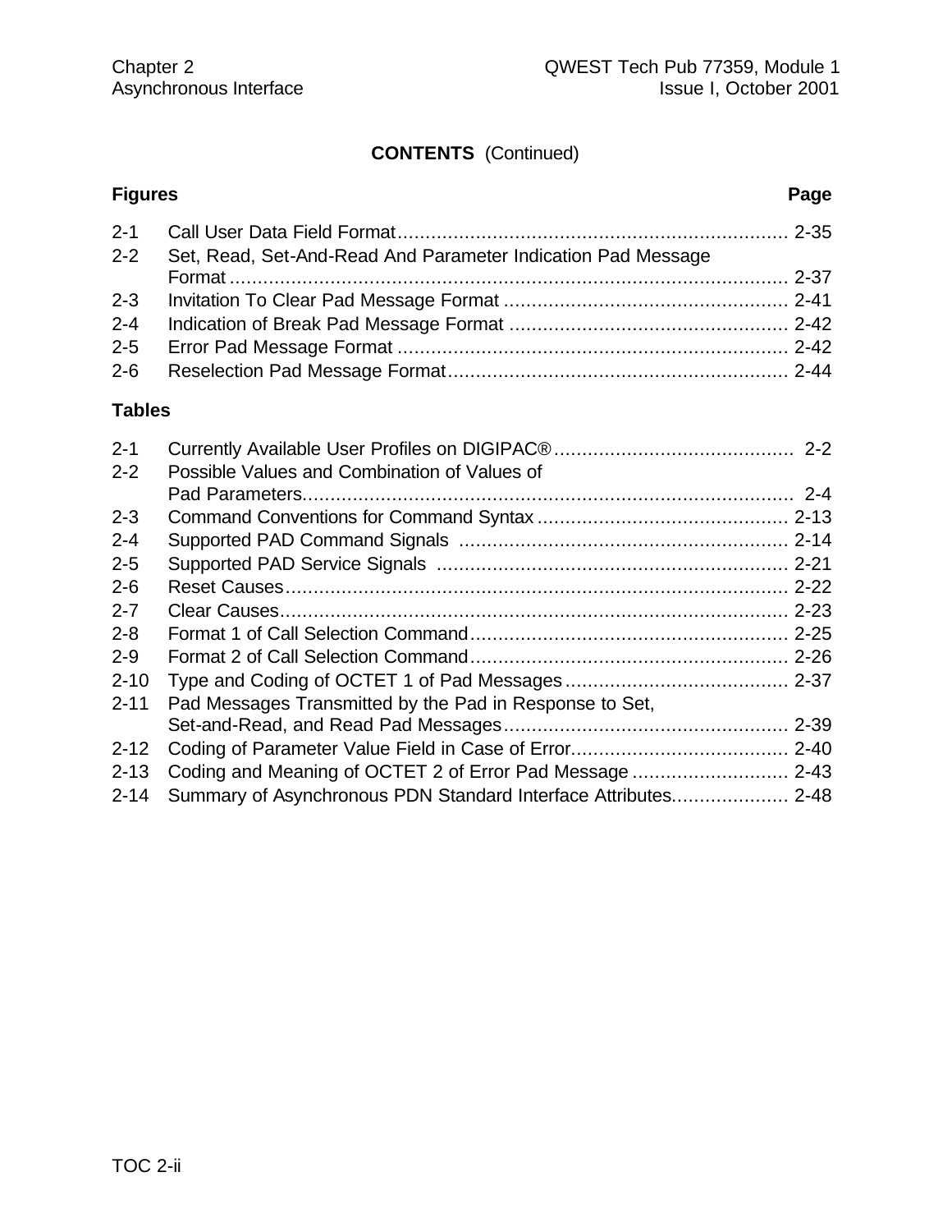**CONTENTS** (Continued)

| Figures | | Page |
|---|---|---|
| 2-1 | Call User Data Field Format | 2-35 |
| 2-2 | Set, Read, Set-And-Read And Parameter Indication Pad Message Format | 2-37 |
| 2-3 | Invitation To Clear Pad Message Format | 2-41 |
| 2-4 | Indication of Break Pad Message Format | 2-42 |
| 2-5 | Error Pad Message Format | 2-42 |
| 2-6 | Reselection Pad Message Format | 2-44 |

| Tables | | |
|---|---|---|
| 2-1 | Currently Available User Profiles on DIGIPAC® | 2-2 |
| 2-2 | Possible Values and Combination of Values of Pad Parameters | 2-4 |
| 2-3 | Command Conventions for Command Syntax | 2-13 |
| 2-4 | Supported PAD Command Signals | 2-14 |
| 2-5 | Supported PAD Service Signals | 2-21 |
| 2-6 | Reset Causes | 2-22 |
| 2-7 | Clear Causes | 2-23 |
| 2-8 | Format 1 of Call Selection Command | 2-25 |
| 2-9 | Format 2 of Call Selection Command | 2-26 |
| 2-10 | Type and Coding of OCTET 1 of Pad Messages | 2-37 |
| 2-11 | Pad Messages Transmitted by the Pad in Response to Set, Set-and-Read, and Read Pad Messages | 2-39 |
| 2-12 | Coding of Parameter Value Field in Case of Error | 2-40 |
| 2-13 | Coding and Meaning of OCTET 2 of Error Pad Message | 2-43 |
| 2-14 | Summary of Asynchronous PDN Standard Interface Attributes | 2-48 |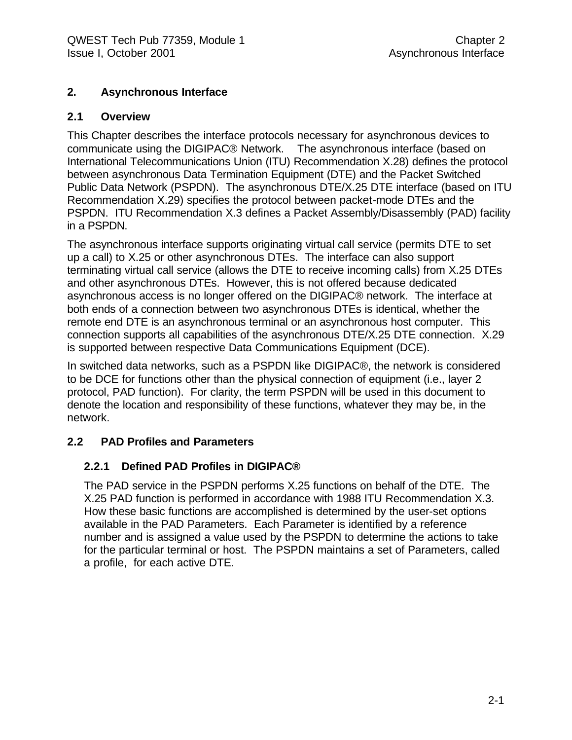# 2. Asynchronous Interface

## 2.1 Overview

This Chapter describes the interface protocols necessary for asynchronous devices to communicate using the DIGIPAC® Network. The asynchronous interface (based on International Telecommunications Union (ITU) Recommendation X.28) defines the protocol between asynchronous Data Termination Equipment (DTE) and the Packet Switched Public Data Network (PSPDN). The asynchronous DTE/X.25 DTE interface (based on ITU Recommendation X.29) specifies the protocol between packet-mode DTEs and the PSPDN. ITU Recommendation X.3 defines a Packet Assembly/Disassembly (PAD) facility in a PSPDN.

The asynchronous interface supports originating virtual call service (permits DTE to set up a call) to X.25 or other asynchronous DTEs. The interface can also support terminating virtual call service (allows the DTE to receive incoming calls) from X.25 DTEs and other asynchronous DTEs. However, this is not offered because dedicated asynchronous access is no longer offered on the DIGIPAC® network. The interface at both ends of a connection between two asynchronous DTEs is identical, whether the remote end DTE is an asynchronous terminal or an asynchronous host computer. This connection supports all capabilities of the asynchronous DTE/X.25 DTE connection. X.29 is supported between respective Data Communications Equipment (DCE).

In switched data networks, such as a PSPDN like DIGIPAC®, the network is considered to be DCE for functions other than the physical connection of equipment (i.e., layer 2 protocol, PAD function). For clarity, the term PSPDN will be used in this document to denote the location and responsibility of these functions, whatever they may be, in the network.

## 2.2 PAD Profiles and Parameters

### 2.2.1 Defined PAD Profiles in DIGIPAC®

The PAD service in the PSPDN performs X.25 functions on behalf of the DTE. The X.25 PAD function is performed in accordance with 1988 ITU Recommendation X.3. How these basic functions are accomplished is determined by the user-set options available in the PAD Parameters. Each Parameter is identified by a reference number and is assigned a value used by the PSPDN to determine the actions to take for the particular terminal or host. The PSPDN maintains a set of Parameters, called a profile, for each active DTE.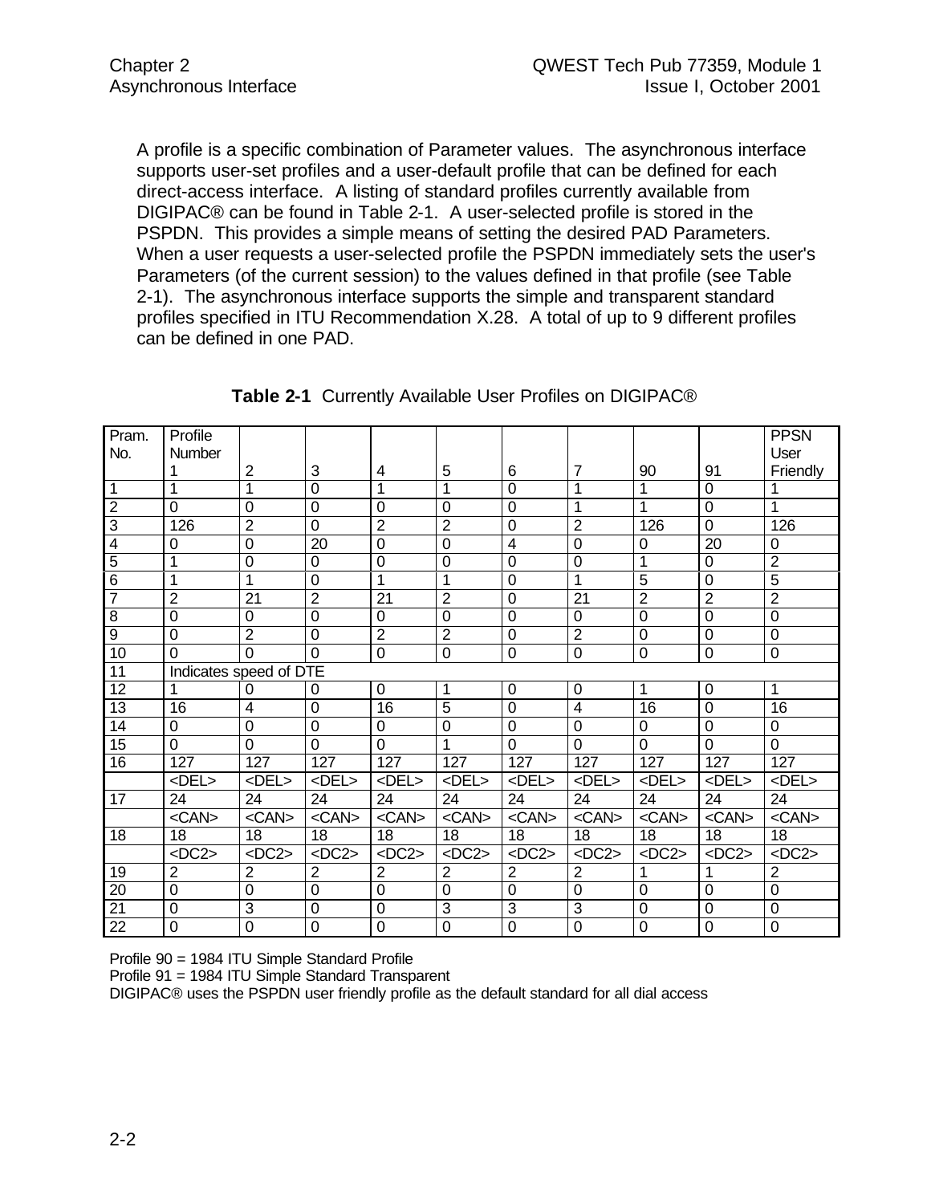A profile is a specific combination of Parameter values. The asynchronous interface supports user-set profiles and a user-default profile that can be defined for each direct-access interface. A listing of standard profiles currently available from DIGIPAC® can be found in Table 2-1. A user-selected profile is stored in the PSPDN. This provides a simple means of setting the desired PAD Parameters. When a user requests a user-selected profile the PSPDN immediately sets the user's Parameters (of the current session) to the values defined in that profile (see Table 2-1). The asynchronous interface supports the simple and transparent standard profiles specified in ITU Recommendation X.28. A total of up to 9 different profiles can be defined in one PAD.

**Table 2-1** Currently Available User Profiles on DIGIPAC®

| Pram. No. | Profile Number 1 | 2 | 3 | 4 | 5 | 6 | 7 | 90 | 91 | PPSN User Friendly |
|---|---|---|---|---|---|---|---|---|---|---|
| 1 | 1 | 1 | 0 | 1 | 1 | 0 | 1 | 1 | 0 | 1 |
| 2 | 0 | 0 | 0 | 0 | 0 | 0 | 1 | 1 | 0 | 1 |
| 3 | 126 | 2 | 0 | 2 | 2 | 0 | 2 | 126 | 0 | 126 |
| 4 | 0 | 0 | 20 | 0 | 0 | 4 | 0 | 0 | 20 | 0 |
| 5 | 1 | 0 | 0 | 0 | 0 | 0 | 0 | 1 | 0 | 2 |
| 6 | 1 | 1 | 0 | 1 | 1 | 0 | 1 | 5 | 0 | 5 |
| 7 | 2 | 21 | 2 | 21 | 2 | 0 | 21 | 2 | 2 | 2 |
| 8 | 0 | 0 | 0 | 0 | 0 | 0 | 0 | 0 | 0 | 0 |
| 9 | 0 | 2 | 0 | 2 | 2 | 0 | 2 | 0 | 0 | 0 |
| 10 | 0 | 0 | 0 | 0 | 0 | 0 | 0 | 0 | 0 | 0 |
| 11 | Indicates speed of DTE | | | | | | | | | |
| 12 | 1 | 0 | 0 | 0 | 1 | 0 | 0 | 1 | 0 | 1 |
| 13 | 16 | 4 | 0 | 16 | 5 | 0 | 4 | 16 | 0 | 16 |
| 14 | 0 | 0 | 0 | 0 | 0 | 0 | 0 | 0 | 0 | 0 |
| 15 | 0 | 0 | 0 | 0 | 1 | 0 | 0 | 0 | 0 | 0 |
| 16 | 127 | 127 | 127 | 127 | 127 | 127 | 127 | 127 | 127 | 127 |
| | <DEL> | <DEL> | <DEL> | <DEL> | <DEL> | <DEL> | <DEL> | <DEL> | <DEL> | <DEL> |
| 17 | 24 | 24 | 24 | 24 | 24 | 24 | 24 | 24 | 24 | 24 |
| | <CAN> | <CAN> | <CAN> | <CAN> | <CAN> | <CAN> | <CAN> | <CAN> | <CAN> | <CAN> |
| 18 | 18 | 18 | 18 | 18 | 18 | 18 | 18 | 18 | 18 | 18 |
| | <DC2> | <DC2> | <DC2> | <DC2> | <DC2> | <DC2> | <DC2> | <DC2> | <DC2> | <DC2> |
| 19 | 2 | 2 | 2 | 2 | 2 | 2 | 2 | 1 | 1 | 2 |
| 20 | 0 | 0 | 0 | 0 | 0 | 0 | 0 | 0 | 0 | 0 |
| 21 | 0 | 3 | 0 | 0 | 3 | 3 | 3 | 0 | 0 | 0 |
| 22 | 0 | 0 | 0 | 0 | 0 | 0 | 0 | 0 | 0 | 0 |

Profile 90 = 1984 ITU Simple Standard Profile
Profile 91 = 1984 ITU Simple Standard Transparent
DIGIPAC® uses the PSPDN user friendly profile as the default standard for all dial access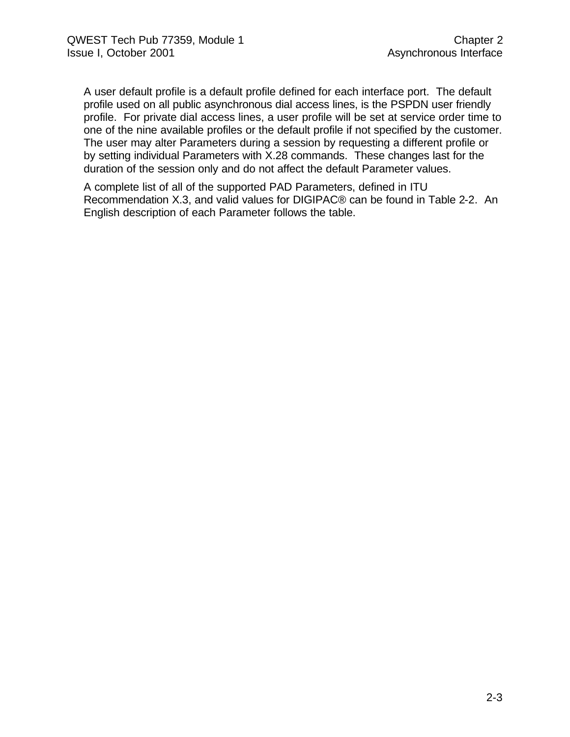A user default profile is a default profile defined for each interface port. The default profile used on all public asynchronous dial access lines, is the PSPDN user friendly profile. For private dial access lines, a user profile will be set at service order time to one of the nine available profiles or the default profile if not specified by the customer. The user may alter Parameters during a session by requesting a different profile or by setting individual Parameters with X.28 commands. These changes last for the duration of the session only and do not affect the default Parameter values.

A complete list of all of the supported PAD Parameters, defined in ITU Recommendation X.3, and valid values for DIGIPAC® can be found in Table 2-2. An English description of each Parameter follows the table.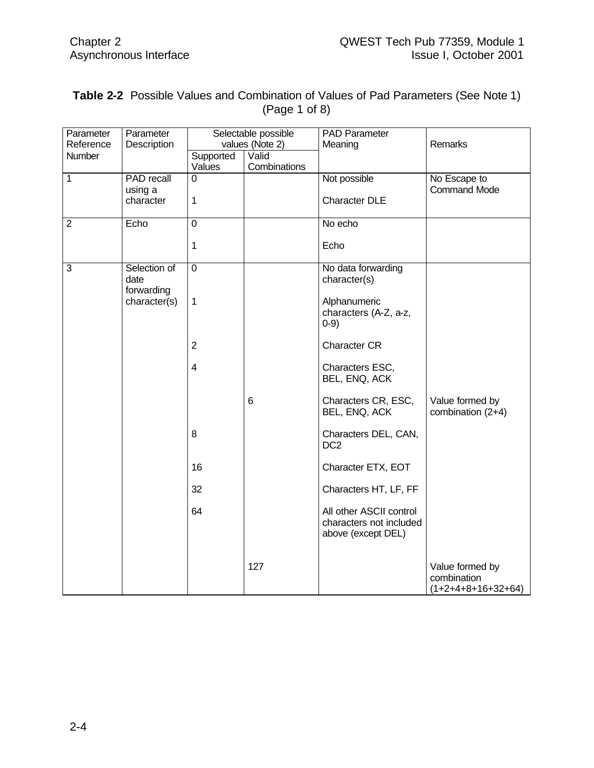**Table 2-2** Possible Values and Combination of Values of Pad Parameters (See Note 1) (Page 1 of 8)

| Parameter Reference Number | Parameter Description | Selectable possible values (Note 2) | | PAD Parameter Meaning | Remarks |
|---|---|---|---|---|---|
| | | Supported Values | Valid Combinations | | |
| 1 | PAD recall using a character | 0 | | Not possible | No Escape to Command Mode |
| | | 1 | | Character DLE | |
| 2 | Echo | 0 | | No echo | |
| | | 1 | | Echo | |
| 3 | Selection of date forwarding character(s) | 0 | | No data forwarding character(s) | |
| | | 1 | | Alphanumeric characters (A-Z, a-z, 0-9) | |
| | | 2 | | Character CR | |
| | | 4 | | Characters ESC, BEL, ENQ, ACK | |
| | | | 6 | Characters CR, ESC, BEL, ENQ, ACK | Value formed by combination (2+4) |
| | | 8 | | Characters DEL, CAN, DC2 | |
| | | 16 | | Character ETX, EOT | |
| | | 32 | | Characters HT, LF, FF | |
| | | 64 | | All other ASCII control characters not included above (except DEL) | |
| | | | 127 | | Value formed by combination (1+2+4+8+16+32+64) |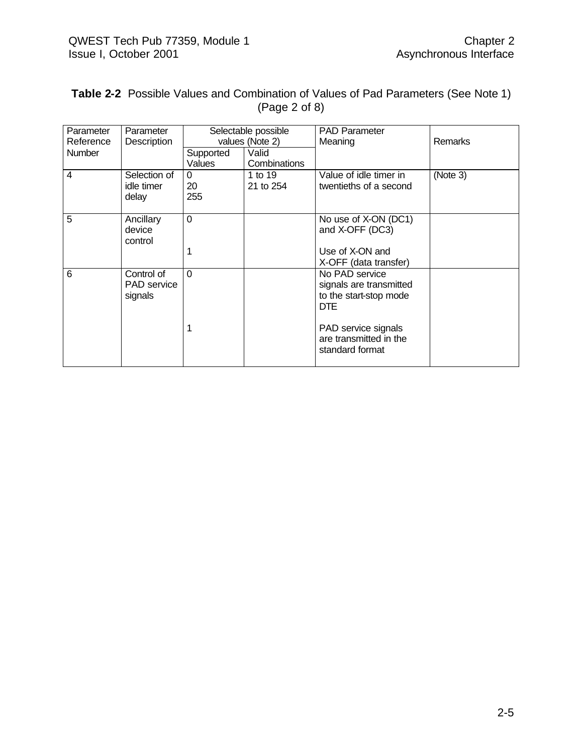**Table 2-2** Possible Values and Combination of Values of Pad Parameters (See Note 1) (Page 2 of 8)

| Parameter Reference Number | Parameter Description | Selectable possible values (Note 2) | | PAD Parameter Meaning | Remarks |
|---|---|---|---|---|---|
| | | Supported Values | Valid Combinations | | |
| 4 | Selection of idle timer delay | 0<br>20<br>255 | 1 to 19<br>21 to 254 | Value of idle timer in twentieths of a second | (Note 3) |
| 5 | Ancillary device control | 0<br><br>1 | | No use of X-ON (DC1) and X-OFF (DC3)<br><br>Use of X-ON and X-OFF (data transfer) | |
| 6 | Control of PAD service signals | 0<br><br>1 | | No PAD service signals are transmitted to the start-stop mode DTE<br><br>PAD service signals are transmitted in the standard format | |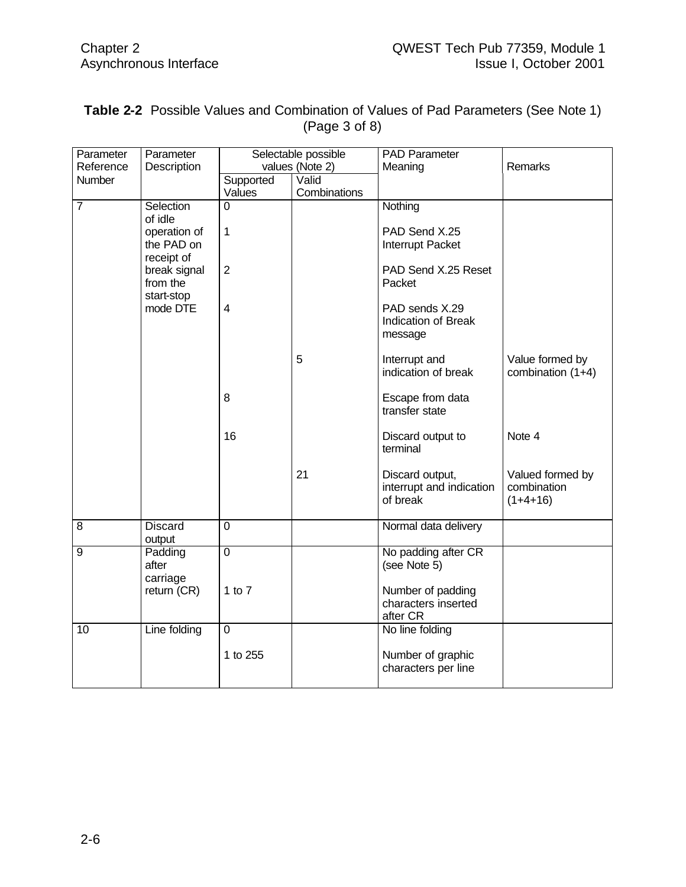**Table 2-2** Possible Values and Combination of Values of Pad Parameters (See Note 1) (Page 3 of 8)

| Parameter Reference Number | Parameter Description | Selectable possible values (Note 2) | | PAD Parameter Meaning | Remarks |
|---|---|---|---|---|---|
| | | Supported Values | Valid Combinations | | |
| 7 | Selection of idle operation of the PAD on receipt of break signal from the start-stop mode DTE | 0 | | Nothing | |
| | | 1 | | PAD Send X.25 Interrupt Packet | |
| | | 2 | | PAD Send X.25 Reset Packet | |
| | | 4 | | PAD sends X.29 Indication of Break message | |
| | | | 5 | Interrupt and indication of break | Value formed by combination (1+4) |
| | | 8 | | Escape from data transfer state | |
| | | 16 | | Discard output to terminal | Note 4 |
| | | | 21 | Discard output, interrupt and indication of break | Valued formed by combination (1+4+16) |
| 8 | Discard output | 0 | | Normal data delivery | |
| 9 | Padding after carriage return (CR) | 0 | | No padding after CR (see Note 5) | |
| | | 1 to 7 | | Number of padding characters inserted after CR | |
| 10 | Line folding | 0 | | No line folding | |
| | | 1 to 255 | | Number of graphic characters per line | |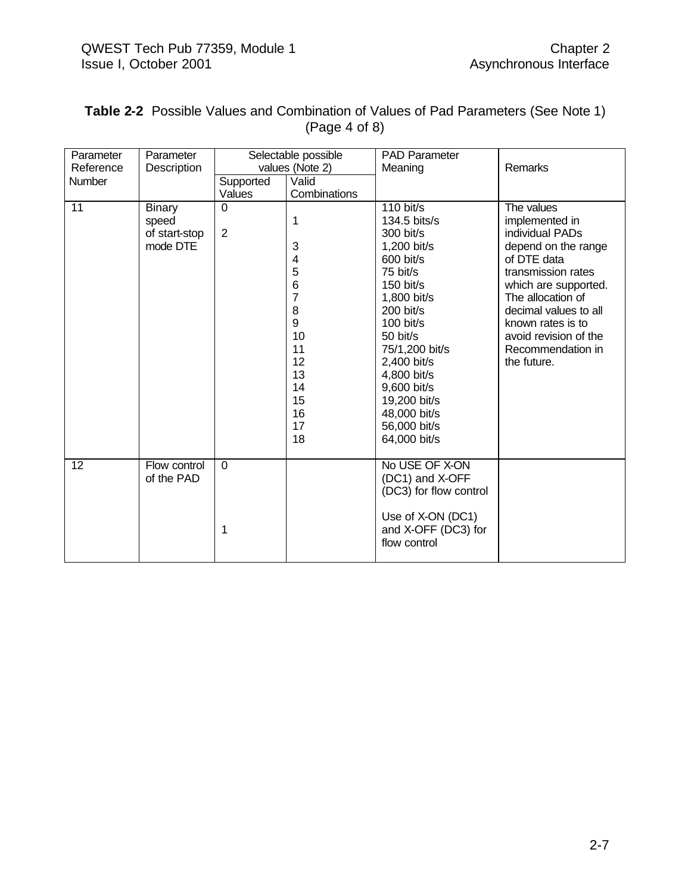**Table 2-2** Possible Values and Combination of Values of Pad Parameters (See Note 1) (Page 4 of 8)

| Parameter Reference Number | Parameter Description | Selectable possible values (Note 2) | | PAD Parameter Meaning | Remarks |
|---|---|---|---|---|---|
| | | Supported Values | Valid Combinations | | |
| 11 | Binary speed of start-stop mode DTE | 0 | | 110 bit/s | The values implemented in individual PADs depend on the range of DTE data transmission rates which are supported. The allocation of decimal values to all known rates is to avoid revision of the Recommendation in the future. |
| | | | 1 | 134.5 bits/s | |
| | | 2 | | 300 bit/s | |
| | | | 3 | 1,200 bit/s | |
| | | | 4 | 600 bit/s | |
| | | | 5 | 75 bit/s | |
| | | | 6 | 150 bit/s | |
| | | | 7 | 1,800 bit/s | |
| | | | 8 | 200 bit/s | |
| | | | 9 | 100 bit/s | |
| | | | 10 | 50 bit/s | |
| | | | 11 | 75/1,200 bit/s | |
| | | | 12 | 2,400 bit/s | |
| | | | 13 | 4,800 bit/s | |
| | | | 14 | 9,600 bit/s | |
| | | | 15 | 19,200 bit/s | |
| | | | 16 | 48,000 bit/s | |
| | | | 17 | 56,000 bit/s | |
| | | | 18 | 64,000 bit/s | |
| 12 | Flow control of the PAD | 0 | | No USE OF X-ON (DC1) and X-OFF (DC3) for flow control | |
| | | 1 | | Use of X-ON (DC1) and X-OFF (DC3) for flow control | |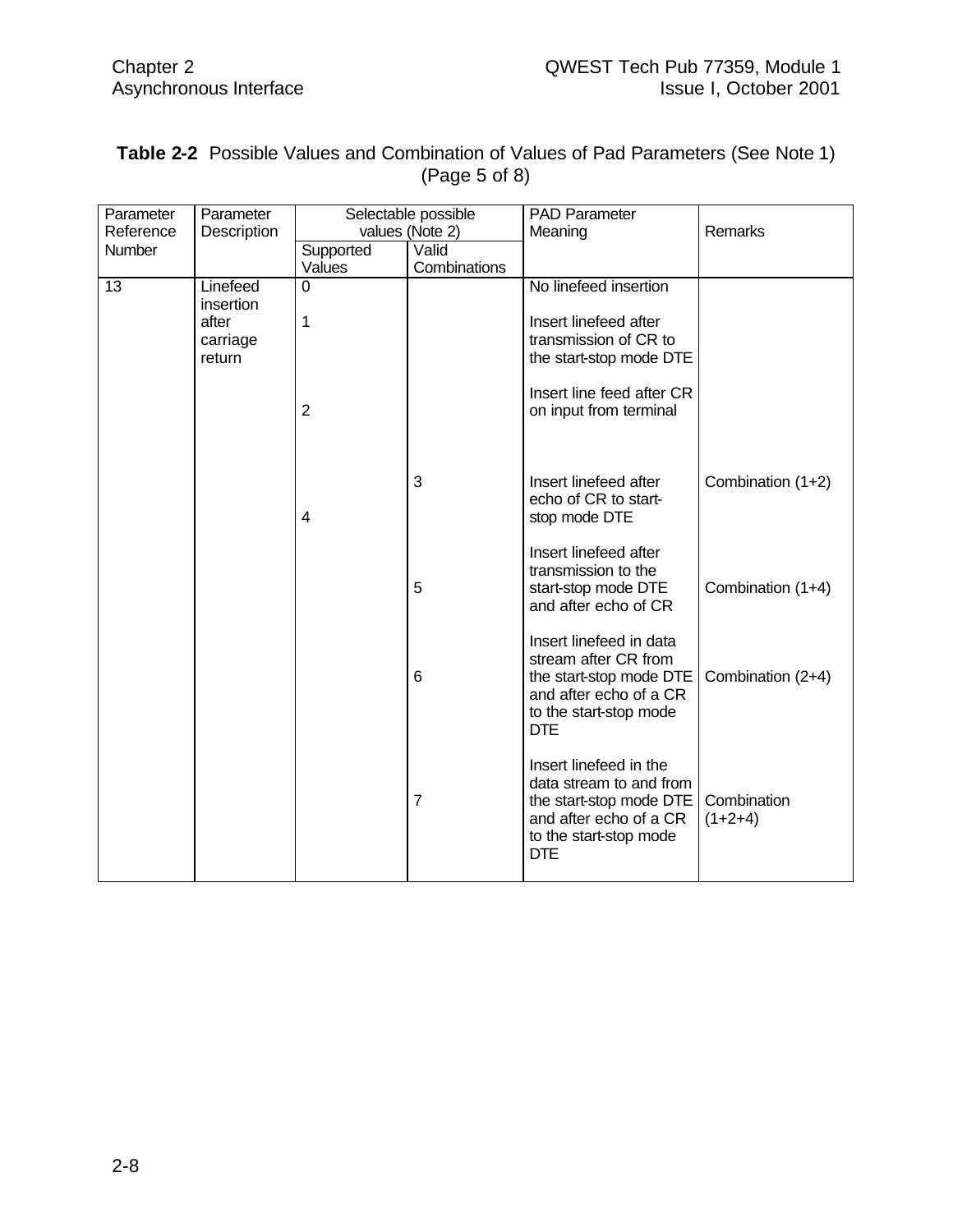**Table 2-2** Possible Values and Combination of Values of Pad Parameters (See Note 1) (Page 5 of 8)

| Parameter Reference Number | Parameter Description | Selectable possible values (Note 2) | | PAD Parameter Meaning | Remarks |
|---|---|---|---|---|---|
| | | Supported Values | Valid Combinations | | |
| 13 | Linefeed insertion after carriage return | 0 | | No linefeed insertion | |
| | | 1 | | Insert linefeed after transmission of CR to the start-stop mode DTE | |
| | | 2 | | Insert line feed after CR on input from terminal | |
| | | | 3 | Insert linefeed after echo of CR to start-stop mode DTE | Combination (1+2) |
| | | 4 | | Insert linefeed after transmission to the start-stop mode DTE and after echo of CR | |
| | | | 5 | | Combination (1+4) |
| | | | 6 | Insert linefeed in data stream after CR from the start-stop mode DTE and after echo of a CR to the start-stop mode DTE | Combination (2+4) |
| | | | 7 | Insert linefeed in the data stream to and from the start-stop mode DTE and after echo of a CR to the start-stop mode DTE | Combination (1+2+4) |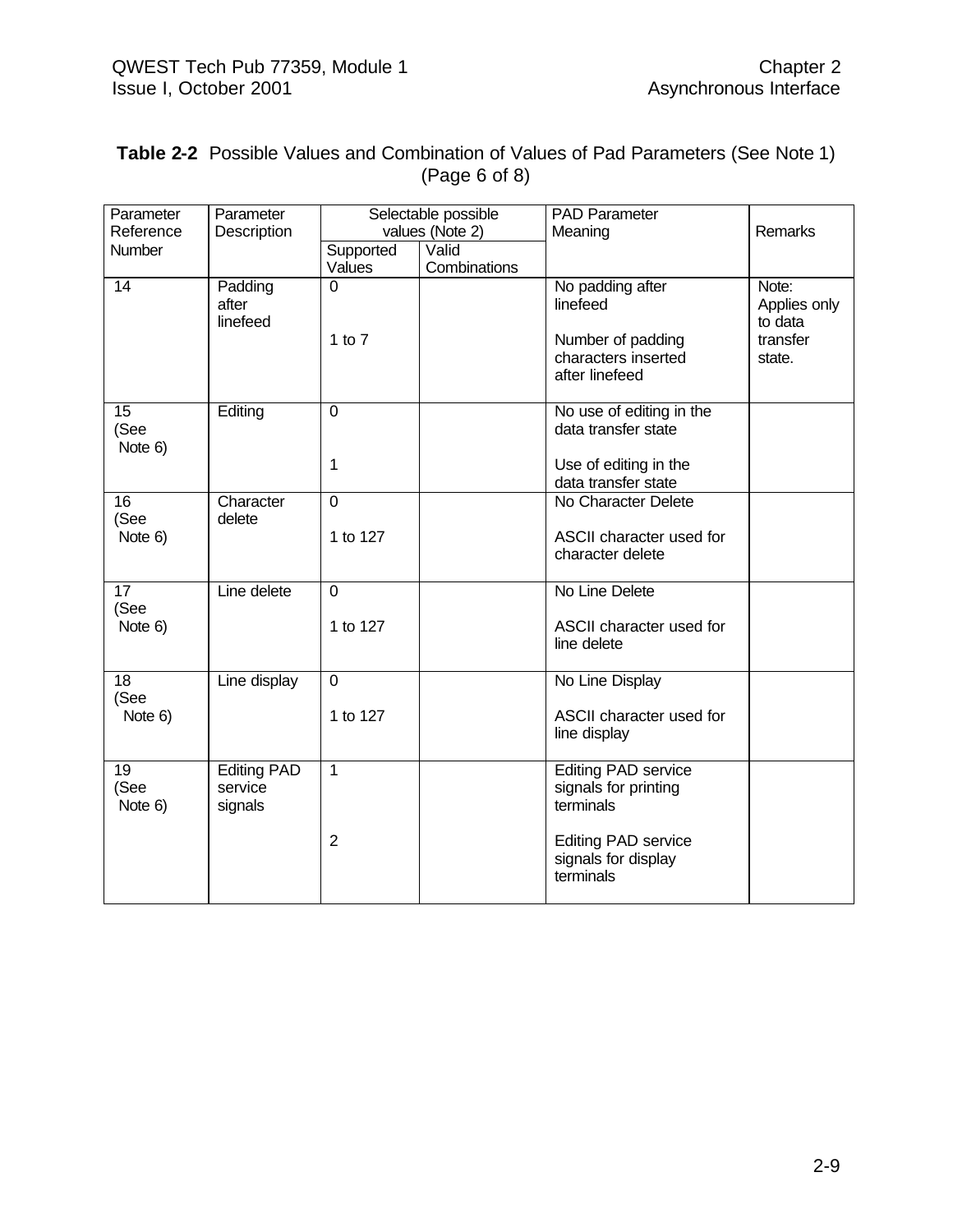**Table 2-2** Possible Values and Combination of Values of Pad Parameters (See Note 1) (Page 6 of 8)

| Parameter Reference Number | Parameter Description | Selectable possible values (Note 2) | | PAD Parameter Meaning | Remarks |
|---|---|---|---|---|---|
| | | Supported Values | Valid Combinations | | |
| 14 | Padding after linefeed | 0<br><br>1 to 7 | | No padding after linefeed<br><br>Number of padding characters inserted after linefeed | Note: Applies only to data transfer state. |
| 15 (See Note 6) | Editing | 0<br><br>1 | | No use of editing in the data transfer state<br><br>Use of editing in the data transfer state | |
| 16 (See Note 6) | Character delete | 0<br><br>1 to 127 | | No Character Delete<br><br>ASCII character used for character delete | |
| 17 (See Note 6) | Line delete | 0<br><br>1 to 127 | | No Line Delete<br><br>ASCII character used for line delete | |
| 18 (See Note 6) | Line display | 0<br><br>1 to 127 | | No Line Display<br><br>ASCII character used for line display | |
| 19 (See Note 6) | Editing PAD service signals | 1<br><br>2 | | Editing PAD service signals for printing terminals<br><br>Editing PAD service signals for display terminals | |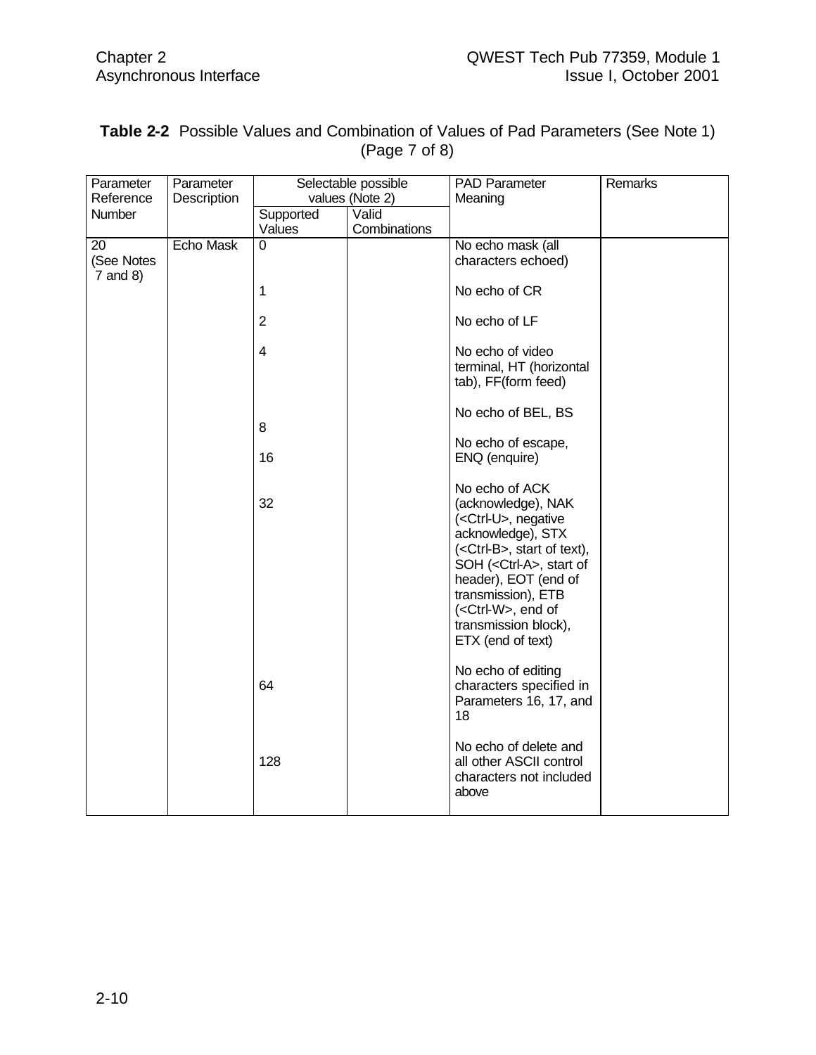**Table 2-2** Possible Values and Combination of Values of Pad Parameters (See Note 1) (Page 7 of 8)

| Parameter Reference Number | Parameter Description | Selectable possible values (Note 2) | | PAD Parameter Meaning | Remarks |
|---|---|---|---|---|---|
| | | Supported Values | Valid Combinations | | |
| 20 (See Notes 7 and 8) | Echo Mask | 0 | | No echo mask (all characters echoed) | |
| | | 1 | | No echo of CR | |
| | | 2 | | No echo of LF | |
| | | 4 | | No echo of video terminal, HT (horizontal tab), FF(form feed) | |
| | | 8 | | No echo of BEL, BS | |
| | | 16 | | No echo of escape, ENQ (enquire) | |
| | | 32 | | No echo of ACK (acknowledge), NAK (<Ctrl-U>, negative acknowledge), STX (<Ctrl-B>, start of text), SOH (<Ctrl-A>, start of header), EOT (end of transmission), ETB (<Ctrl-W>, end of transmission block), ETX (end of text) | |
| | | 64 | | No echo of editing characters specified in Parameters 16, 17, and 18 | |
| | | 128 | | No echo of delete and all other ASCII control characters not included above | |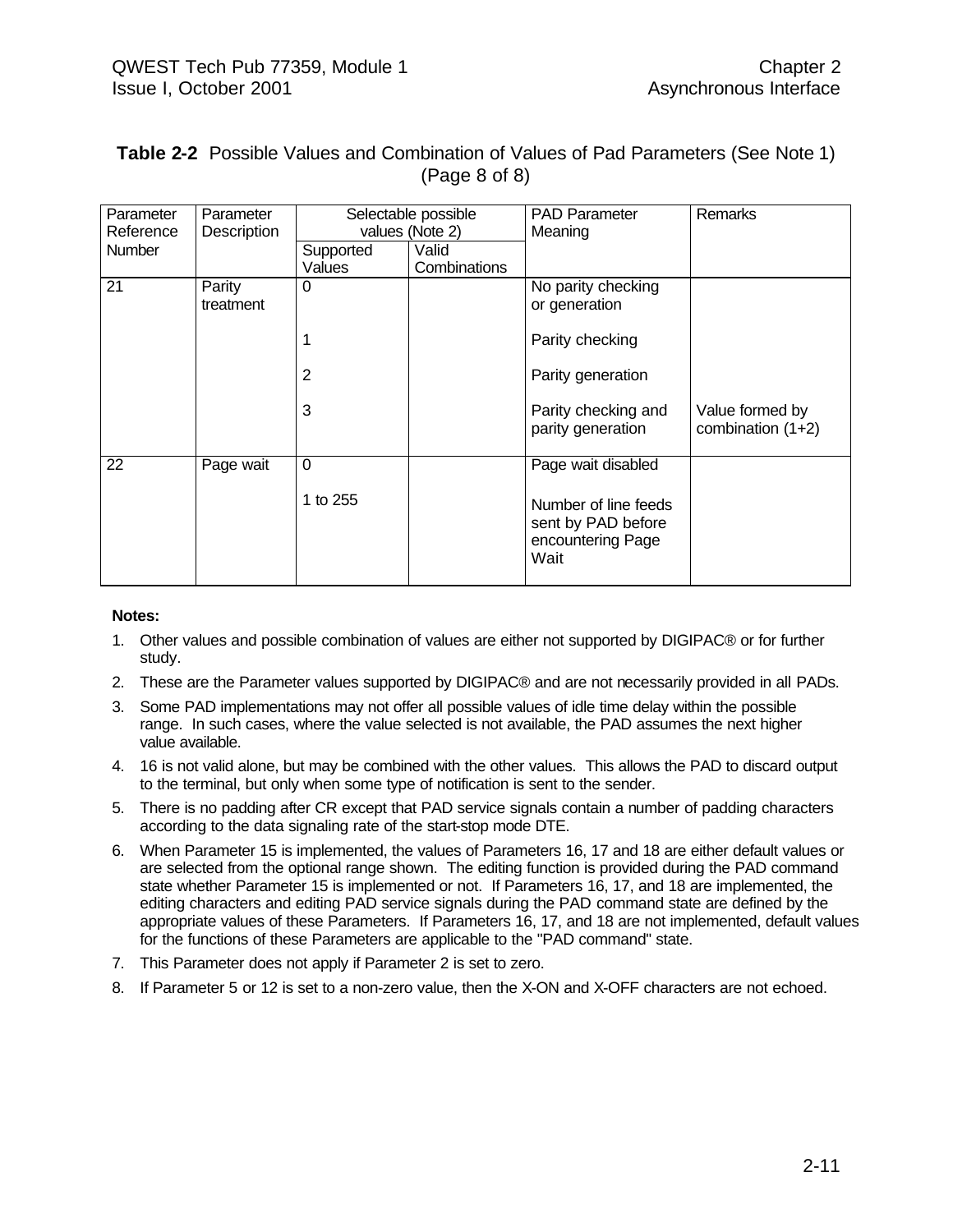**Table 2-2** Possible Values and Combination of Values of Pad Parameters (See Note 1) (Page 8 of 8)

| Parameter Reference Number | Parameter Description | Selectable possible values (Note 2) | | PAD Parameter Meaning | Remarks |
|---|---|---|---|---|---|
| | | Supported Values | Valid Combinations | | |
| 21 | Parity treatment | 0 | | No parity checking or generation | |
| | | 1 | | Parity checking | |
| | | 2 | | Parity generation | |
| | | 3 | | Parity checking and parity generation | Value formed by combination (1+2) |
| 22 | Page wait | 0 | | Page wait disabled | |
| | | 1 to 255 | | Number of line feeds sent by PAD before encountering Page Wait | |

**Notes:**

1. Other values and possible combination of values are either not supported by DIGIPAC® or for further study.
2. These are the Parameter values supported by DIGIPAC® and are not necessarily provided in all PADs.
3. Some PAD implementations may not offer all possible values of idle time delay within the possible range. In such cases, where the value selected is not available, the PAD assumes the next higher value available.
4. 16 is not valid alone, but may be combined with the other values. This allows the PAD to discard output to the terminal, but only when some type of notification is sent to the sender.
5. There is no padding after CR except that PAD service signals contain a number of padding characters according to the data signaling rate of the start-stop mode DTE.
6. When Parameter 15 is implemented, the values of Parameters 16, 17 and 18 are either default values or are selected from the optional range shown. The editing function is provided during the PAD command state whether Parameter 15 is implemented or not. If Parameters 16, 17, and 18 are implemented, the editing characters and editing PAD service signals during the PAD command state are defined by the appropriate values of these Parameters. If Parameters 16, 17, and 18 are not implemented, default values for the functions of these Parameters are applicable to the "PAD command" state.
7. This Parameter does not apply if Parameter 2 is set to zero.
8. If Parameter 5 or 12 is set to a non-zero value, then the X-ON and X-OFF characters are not echoed.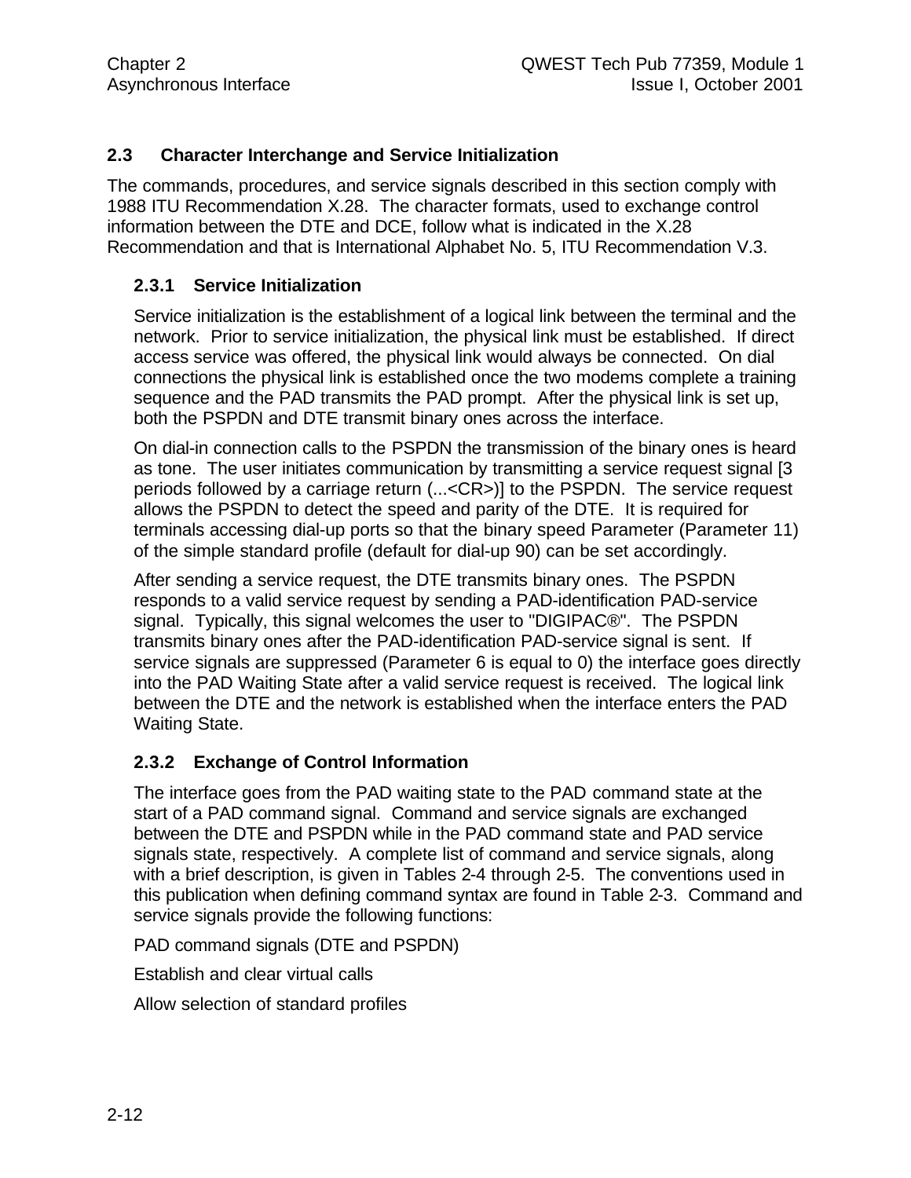## 2.3 Character Interchange and Service Initialization

The commands, procedures, and service signals described in this section comply with 1988 ITU Recommendation X.28. The character formats, used to exchange control information between the DTE and DCE, follow what is indicated in the X.28 Recommendation and that is International Alphabet No. 5, ITU Recommendation V.3.

### 2.3.1 Service Initialization

Service initialization is the establishment of a logical link between the terminal and the network. Prior to service initialization, the physical link must be established. If direct access service was offered, the physical link would always be connected. On dial connections the physical link is established once the two modems complete a training sequence and the PAD transmits the PAD prompt. After the physical link is set up, both the PSPDN and DTE transmit binary ones across the interface.

On dial-in connection calls to the PSPDN the transmission of the binary ones is heard as tone. The user initiates communication by transmitting a service request signal [3 periods followed by a carriage return (...<CR>)] to the PSPDN. The service request allows the PSPDN to detect the speed and parity of the DTE. It is required for terminals accessing dial-up ports so that the binary speed Parameter (Parameter 11) of the simple standard profile (default for dial-up 90) can be set accordingly.

After sending a service request, the DTE transmits binary ones. The PSPDN responds to a valid service request by sending a PAD-identification PAD-service signal. Typically, this signal welcomes the user to "DIGIPAC®". The PSPDN transmits binary ones after the PAD-identification PAD-service signal is sent. If service signals are suppressed (Parameter 6 is equal to 0) the interface goes directly into the PAD Waiting State after a valid service request is received. The logical link between the DTE and the network is established when the interface enters the PAD Waiting State.

### 2.3.2 Exchange of Control Information

The interface goes from the PAD waiting state to the PAD command state at the start of a PAD command signal. Command and service signals are exchanged between the DTE and PSPDN while in the PAD command state and PAD service signals state, respectively. A complete list of command and service signals, along with a brief description, is given in Tables 2-4 through 2-5. The conventions used in this publication when defining command syntax are found in Table 2-3. Command and service signals provide the following functions:

PAD command signals (DTE and PSPDN)

Establish and clear virtual calls

Allow selection of standard profiles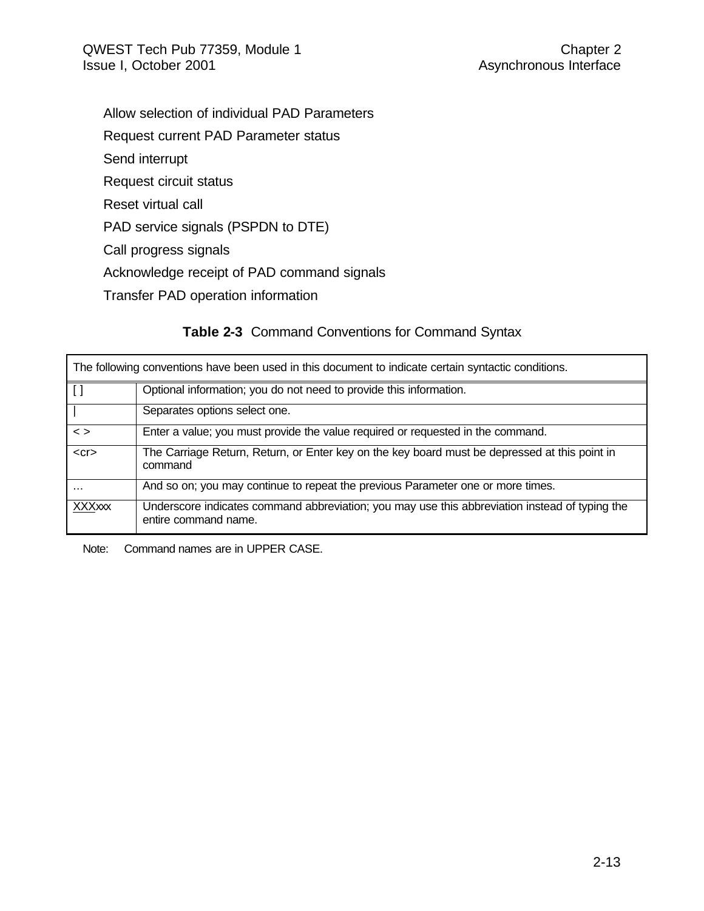Allow selection of individual PAD Parameters

Request current PAD Parameter status

Send interrupt

Request circuit status

Reset virtual call

PAD service signals (PSPDN to DTE)

Call progress signals

Acknowledge receipt of PAD command signals

Transfer PAD operation information

**Table 2-3** Command Conventions for Command Syntax

| The following conventions have been used in this document to indicate certain syntactic conditions. | |
|---|---|
| [ ] | Optional information; you do not need to provide this information. |
| \| | Separates options select one. |
| < > | Enter a value; you must provide the value required or requested in the command. |
| <cr> | The Carriage Return, Return, or Enter key on the key board must be depressed at this point in command |
| … | And so on; you may continue to repeat the previous Parameter one or more times. |
| <u>XXX</u>xxx | Underscore indicates command abbreviation; you may use this abbreviation instead of typing the entire command name. |

Note: Command names are in UPPER CASE.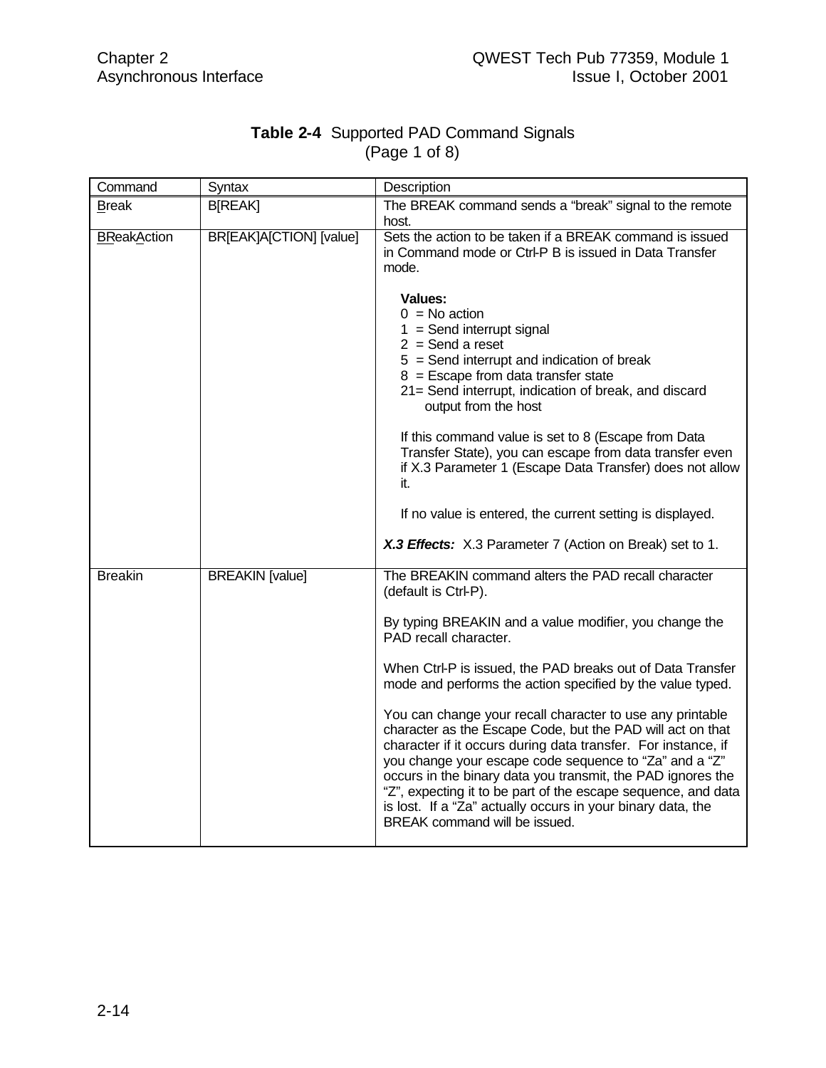**Table 2-4** Supported PAD Command Signals (Page 1 of 8)

| Command | Syntax | Description |
|---|---|---|
| Break | B[REAK] | The BREAK command sends a "break" signal to the remote host. |
| BReakAction | BR[EAK]A[CTION] [value] | Sets the action to be taken if a BREAK command is issued in Command mode or Ctrl-P B is issued in Data Transfer mode.<br><br>**Values:**<br>0 = No action<br>1 = Send interrupt signal<br>2 = Send a reset<br>5 = Send interrupt and indication of break<br>8 = Escape from data transfer state<br>21= Send interrupt, indication of break, and discard output from the host<br><br>If this command value is set to 8 (Escape from Data Transfer State), you can escape from data transfer even if X.3 Parameter 1 (Escape Data Transfer) does not allow it.<br><br>If no value is entered, the current setting is displayed.<br><br>***X.3 Effects:*** X.3 Parameter 7 (Action on Break) set to 1. |
| Breakin | BREAKIN [value] | The BREAKIN command alters the PAD recall character (default is Ctrl-P).<br><br>By typing BREAKIN and a value modifier, you change the PAD recall character.<br><br>When Ctrl-P is issued, the PAD breaks out of Data Transfer mode and performs the action specified by the value typed.<br><br>You can change your recall character to use any printable character as the Escape Code, but the PAD will act on that character if it occurs during data transfer. For instance, if you change your escape code sequence to "Za" and a "Z" occurs in the binary data you transmit, the PAD ignores the "Z", expecting it to be part of the escape sequence, and data is lost. If a "Za" actually occurs in your binary data, the BREAK command will be issued. |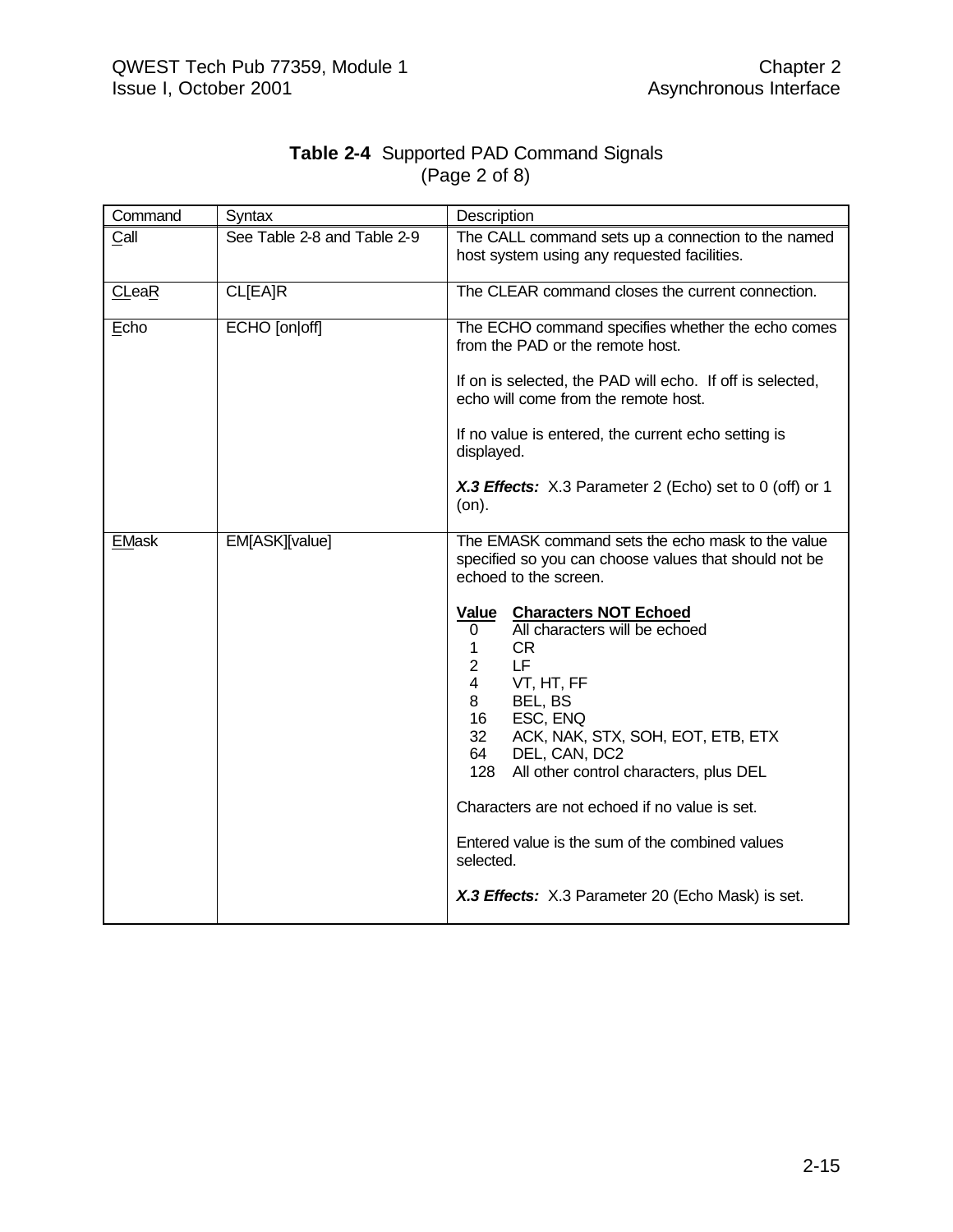**Table 2-4** Supported PAD Command Signals
(Page 2 of 8)

| Command | Syntax | Description |
|---|---|---|
| Call | See Table 2-8 and Table 2-9 | The CALL command sets up a connection to the named host system using any requested facilities. |
| CLeaR | CL[EA]R | The CLEAR command closes the current connection. |
| Echo | ECHO [on\|off] | The ECHO command specifies whether the echo comes from the PAD or the remote host.<br><br>If on is selected, the PAD will echo. If off is selected, echo will come from the remote host.<br><br>If no value is entered, the current echo setting is displayed.<br><br>***X.3 Effects:*** X.3 Parameter 2 (Echo) set to 0 (off) or 1 (on). |
| EMask | EM[ASK][value] | The EMASK command sets the echo mask to the value specified so you can choose values that should not be echoed to the screen.<br><br>**Value** **Characters NOT Echoed**<br>0 All characters will be echoed<br>1 CR<br>2 LF<br>4 VT, HT, FF<br>8 BEL, BS<br>16 ESC, ENQ<br>32 ACK, NAK, STX, SOH, EOT, ETB, ETX<br>64 DEL, CAN, DC2<br>128 All other control characters, plus DEL<br><br>Characters are not echoed if no value is set.<br><br>Entered value is the sum of the combined values selected.<br><br>***X.3 Effects:*** X.3 Parameter 20 (Echo Mask) is set. |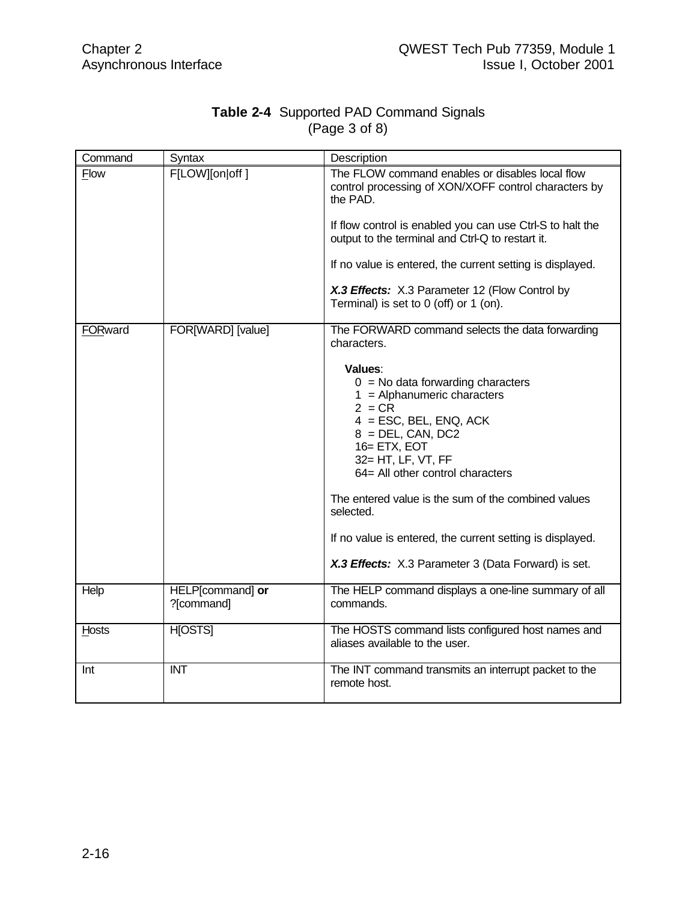**Table 2-4** Supported PAD Command Signals
(Page 3 of 8)

| Command | Syntax | Description |
|---|---|---|
| Flow | F[LOW][on\|off ] | The FLOW command enables or disables local flow control processing of XON/XOFF control characters by the PAD.<br><br>If flow control is enabled you can use Ctrl-S to halt the output to the terminal and Ctrl-Q to restart it.<br><br>If no value is entered, the current setting is displayed.<br><br>***X.3 Effects:*** X.3 Parameter 12 (Flow Control by Terminal) is set to 0 (off) or 1 (on). |
| FORward | FOR[WARD] [value] | The FORWARD command selects the data forwarding characters.<br><br>**Values**:<br>0 = No data forwarding characters<br>1 = Alphanumeric characters<br>2 = CR<br>4 = ESC, BEL, ENQ, ACK<br>8 = DEL, CAN, DC2<br>16= ETX, EOT<br>32= HT, LF, VT, FF<br>64= All other control characters<br><br>The entered value is the sum of the combined values selected.<br><br>If no value is entered, the current setting is displayed.<br><br>***X.3 Effects:*** X.3 Parameter 3 (Data Forward) is set. |
| Help | HELP[command] **or** ?[command] | The HELP command displays a one-line summary of all commands. |
| Hosts | H[OSTS] | The HOSTS command lists configured host names and aliases available to the user. |
| Int | INT | The INT command transmits an interrupt packet to the remote host. |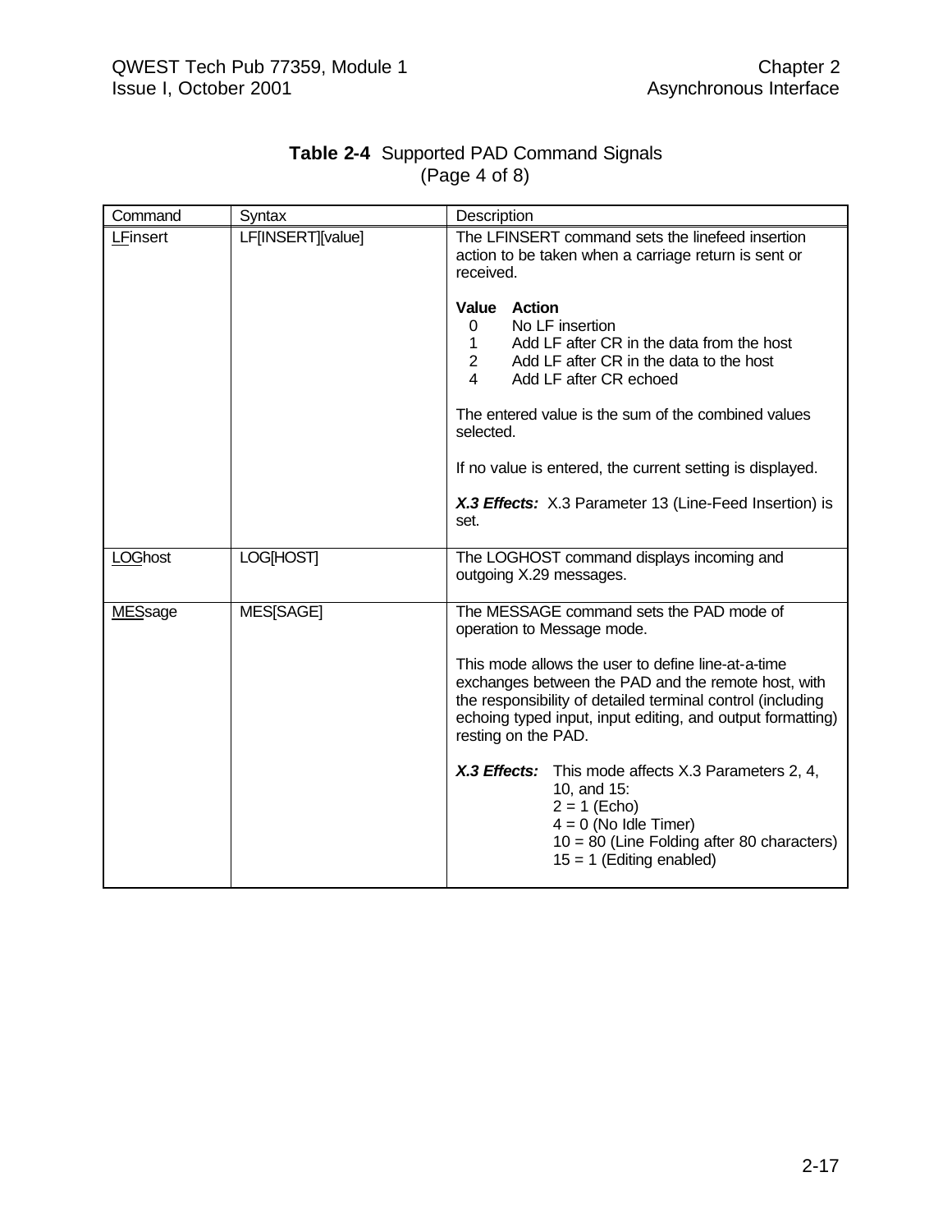**Table 2-4** Supported PAD Command Signals (Page 4 of 8)

| Command | Syntax | Description |
|---|---|---|
| LFinsert | LF[INSERT][value] | The LFINSERT command sets the linefeed insertion action to be taken when a carriage return is sent or received.<br><br>**Value Action**<br>0 No LF insertion<br>1 Add LF after CR in the data from the host<br>2 Add LF after CR in the data to the host<br>4 Add LF after CR echoed<br><br>The entered value is the sum of the combined values selected.<br><br>If no value is entered, the current setting is displayed.<br><br>***X.3 Effects:*** X.3 Parameter 13 (Line-Feed Insertion) is set. |
| LOGhost | LOG[HOST] | The LOGHOST command displays incoming and outgoing X.29 messages. |
| MESsage | MES[SAGE] | The MESSAGE command sets the PAD mode of operation to Message mode.<br><br>This mode allows the user to define line-at-a-time exchanges between the PAD and the remote host, with the responsibility of detailed terminal control (including echoing typed input, input editing, and output formatting) resting on the PAD.<br><br>***X.3 Effects:*** This mode affects X.3 Parameters 2, 4, 10, and 15:<br>2 = 1 (Echo)<br>4 = 0 (No Idle Timer)<br>10 = 80 (Line Folding after 80 characters)<br>15 = 1 (Editing enabled) |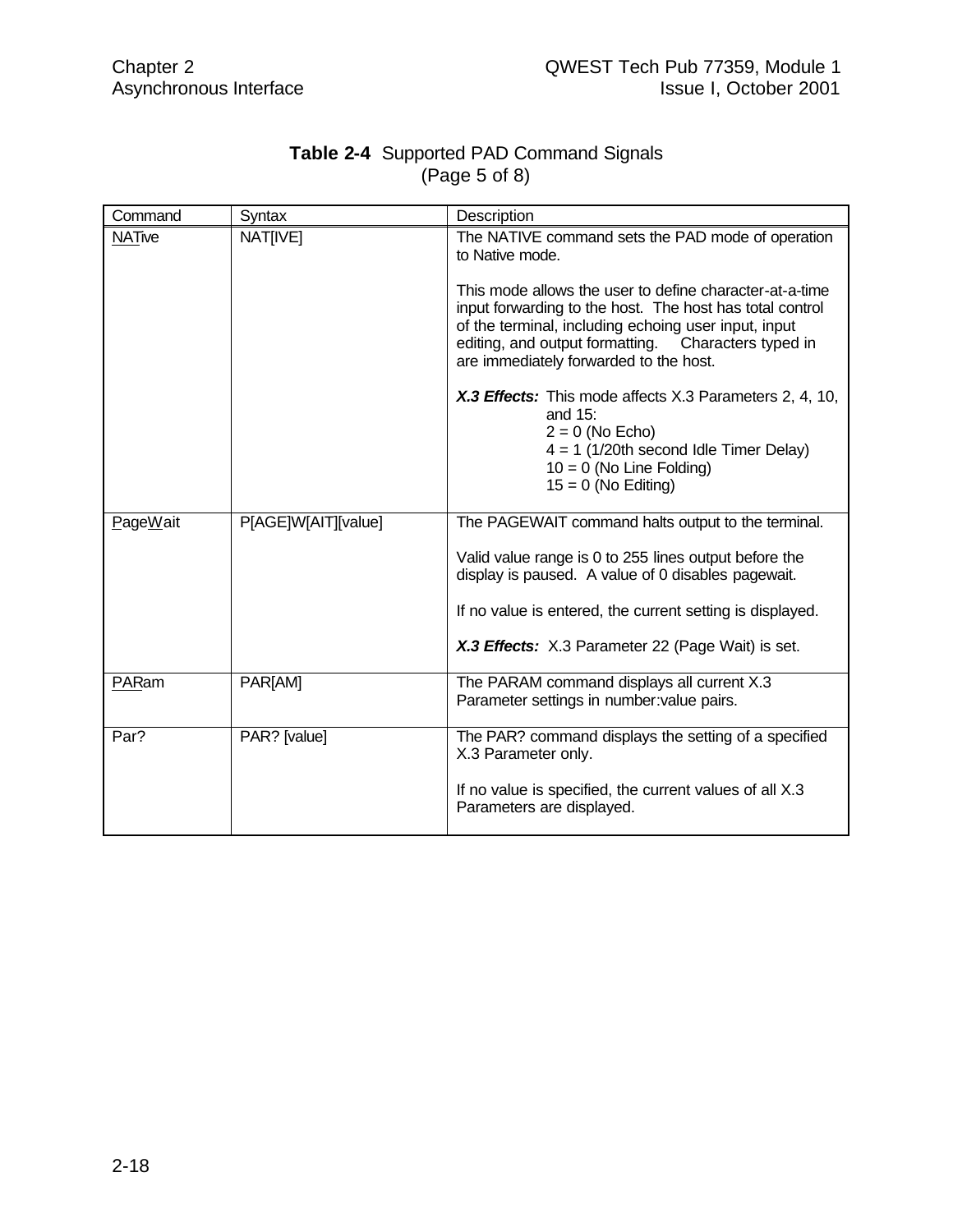**Table 2-4** Supported PAD Command Signals
(Page 5 of 8)

| Command | Syntax | Description |
|---|---|---|
| NATive | NAT[IVE] | The NATIVE command sets the PAD mode of operation to Native mode.<br><br>This mode allows the user to define character-at-a-time input forwarding to the host. The host has total control of the terminal, including echoing user input, input editing, and output formatting. Characters typed in are immediately forwarded to the host.<br><br>***X.3 Effects:*** This mode affects X.3 Parameters 2, 4, 10, and 15:<br>2 = 0 (No Echo)<br>4 = 1 (1/20th second Idle Timer Delay)<br>10 = 0 (No Line Folding)<br>15 = 0 (No Editing) |
| PageWait | P[AGE]W[AIT][value] | The PAGEWAIT command halts output to the terminal.<br><br>Valid value range is 0 to 255 lines output before the display is paused. A value of 0 disables pagewait.<br><br>If no value is entered, the current setting is displayed.<br><br>***X.3 Effects:*** X.3 Parameter 22 (Page Wait) is set. |
| PARam | PAR[AM] | The PARAM command displays all current X.3 Parameter settings in number:value pairs. |
| Par? | PAR? [value] | The PAR? command displays the setting of a specified X.3 Parameter only.<br><br>If no value is specified, the current values of all X.3 Parameters are displayed. |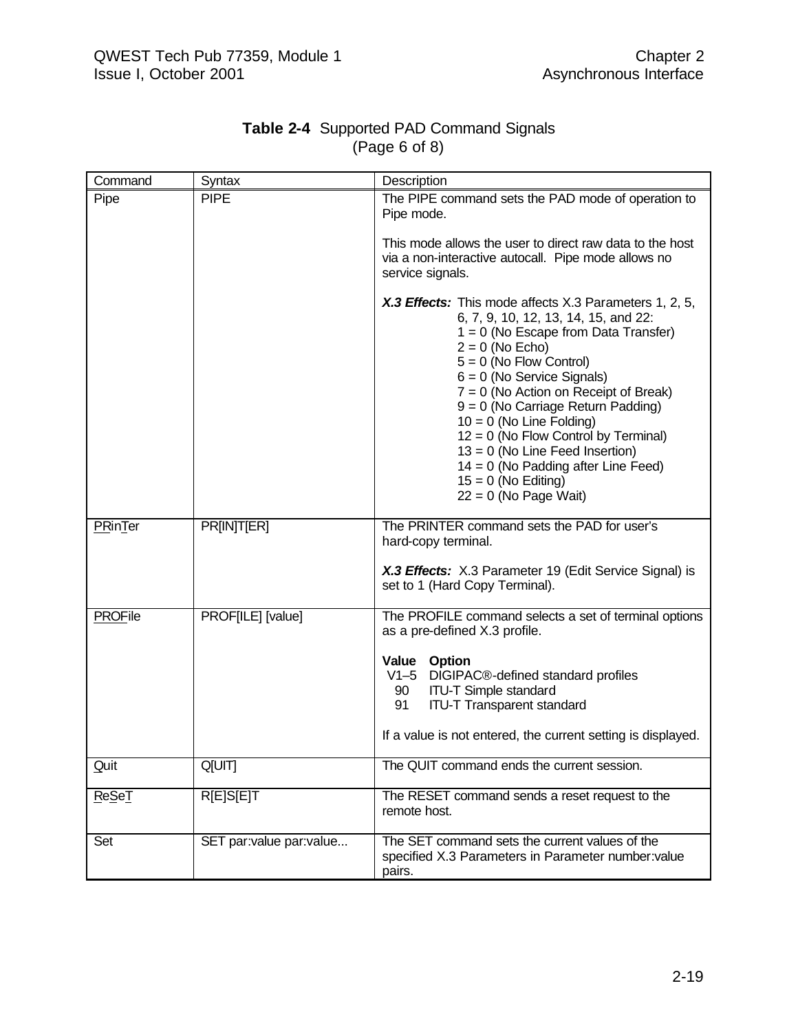**Table 2-4** Supported PAD Command Signals
(Page 6 of 8)

| Command | Syntax | Description |
|---|---|---|
| Pipe | PIPE | The PIPE command sets the PAD mode of operation to Pipe mode.<br><br>This mode allows the user to direct raw data to the host via a non-interactive autocall. Pipe mode allows no service signals.<br><br>***X.3 Effects:*** This mode affects X.3 Parameters 1, 2, 5, 6, 7, 9, 10, 12, 13, 14, 15, and 22:<br>1 = 0 (No Escape from Data Transfer)<br>2 = 0 (No Echo)<br>5 = 0 (No Flow Control)<br>6 = 0 (No Service Signals)<br>7 = 0 (No Action on Receipt of Break)<br>9 = 0 (No Carriage Return Padding)<br>10 = 0 (No Line Folding)<br>12 = 0 (No Flow Control by Terminal)<br>13 = 0 (No Line Feed Insertion)<br>14 = 0 (No Padding after Line Feed)<br>15 = 0 (No Editing)<br>22 = 0 (No Page Wait) |
| PRinTer | PR[IN]T[ER] | The PRINTER command sets the PAD for user's hard-copy terminal.<br><br>***X.3 Effects:*** X.3 Parameter 19 (Edit Service Signal) is set to 1 (Hard Copy Terminal). |
| PROFile | PROF[ILE] [value] | The PROFILE command selects a set of terminal options as a pre-defined X.3 profile.<br><br>**Value** **Option**<br>V1–5 DIGIPAC®-defined standard profiles<br>90 ITU-T Simple standard<br>91 ITU-T Transparent standard<br><br>If a value is not entered, the current setting is displayed. |
| Quit | Q[UIT] | The QUIT command ends the current session. |
| ReSeT | R[E]S[E]T | The RESET command sends a reset request to the remote host. |
| Set | SET par:value par:value... | The SET command sets the current values of the specified X.3 Parameters in Parameter number:value pairs. |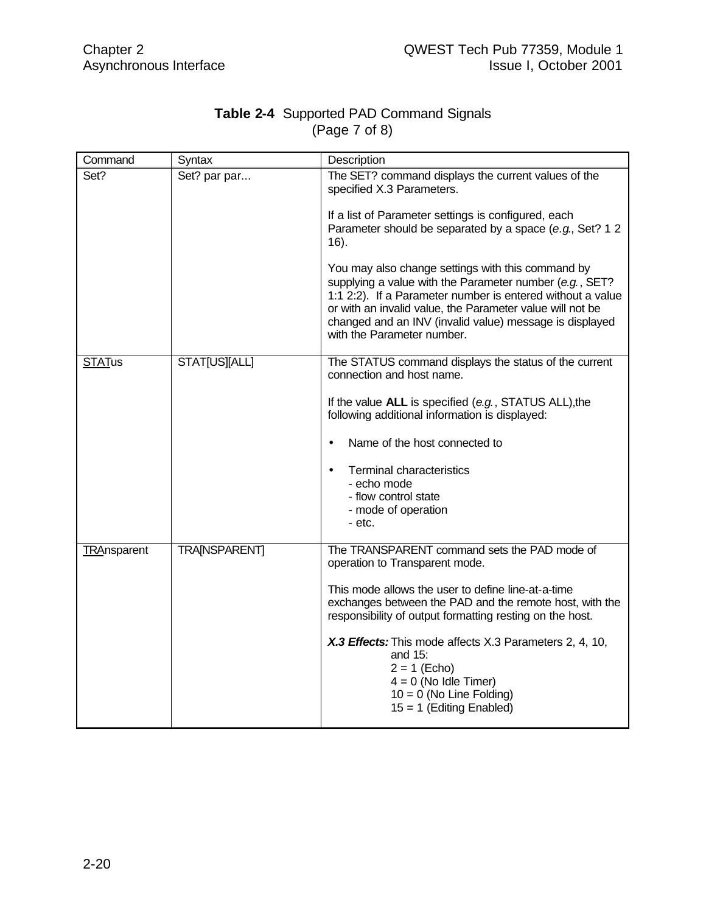**Table 2-4** Supported PAD Command Signals
(Page 7 of 8)

| Command | Syntax | Description |
|---|---|---|
| Set? | Set? par par... | The SET? command displays the current values of the specified X.3 Parameters.<br><br>If a list of Parameter settings is configured, each Parameter should be separated by a space (*e.g.*, Set? 1 2 16).<br><br>You may also change settings with this command by supplying a value with the Parameter number (*e.g.*, SET? 1:1 2:2). If a Parameter number is entered without a value or with an invalid value, the Parameter value will not be changed and an INV (invalid value) message is displayed with the Parameter number. |
| <u>STAT</u>us | STAT[US][ALL] | The STATUS command displays the status of the current connection and host name.<br><br>If the value **ALL** is specified (*e.g.*, STATUS ALL),the following additional information is displayed:<br><br>• Name of the host connected to<br><br>• Terminal characteristics<br>- echo mode<br>- flow control state<br>- mode of operation<br>- etc. |
| <u>TRA</u>nsparent | TRA[NSPARENT] | The TRANSPARENT command sets the PAD mode of operation to Transparent mode.<br><br>This mode allows the user to define line-at-a-time exchanges between the PAD and the remote host, with the responsibility of output formatting resting on the host.<br><br>***X.3 Effects:*** This mode affects X.3 Parameters 2, 4, 10, and 15:<br>2 = 1 (Echo)<br>4 = 0 (No Idle Timer)<br>10 = 0 (No Line Folding)<br>15 = 1 (Editing Enabled) |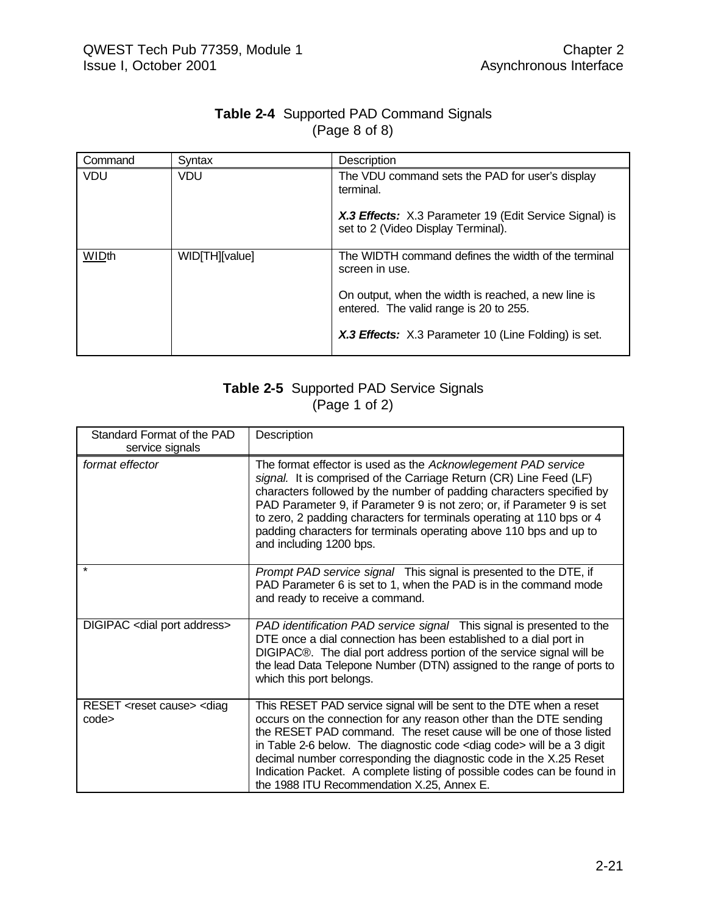**Table 2-4** Supported PAD Command Signals
(Page 8 of 8)

| Command | Syntax | Description |
|---|---|---|
| VDU | VDU | The VDU command sets the PAD for user's display terminal.<br><br>***X.3 Effects:*** X.3 Parameter 19 (Edit Service Signal) is set to 2 (Video Display Terminal). |
| <u>WID</u>th | WID[TH][value] | The WIDTH command defines the width of the terminal screen in use.<br><br>On output, when the width is reached, a new line is entered. The valid range is 20 to 255.<br><br>***X.3 Effects:*** X.3 Parameter 10 (Line Folding) is set. |

**Table 2-5** Supported PAD Service Signals
(Page 1 of 2)

| Standard Format of the PAD service signals | Description |
|---|---|
| *format effector* | The format effector is used as the *Acknowlegement PAD service signal.* It is comprised of the Carriage Return (CR) Line Feed (LF) characters followed by the number of padding characters specified by PAD Parameter 9, if Parameter 9 is not zero; or, if Parameter 9 is set to zero, 2 padding characters for terminals operating at 110 bps or 4 padding characters for terminals operating above 110 bps and up to and including 1200 bps. |
| * | *Prompt PAD service signal* This signal is presented to the DTE, if PAD Parameter 6 is set to 1, when the PAD is in the command mode and ready to receive a command. |
| DIGIPAC <dial port address> | *PAD identification PAD service signal* This signal is presented to the DTE once a dial connection has been established to a dial port in DIGIPAC®. The dial port address portion of the service signal will be the lead Data Telepone Number (DTN) assigned to the range of ports to which this port belongs. |
| RESET <reset cause> <diag code> | This RESET PAD service signal will be sent to the DTE when a reset occurs on the connection for any reason other than the DTE sending the RESET PAD command. The reset cause will be one of those listed in Table 2-6 below. The diagnostic code <diag code> will be a 3 digit decimal number corresponding the diagnostic code in the X.25 Reset Indication Packet. A complete listing of possible codes can be found in the 1988 ITU Recommendation X.25, Annex E. |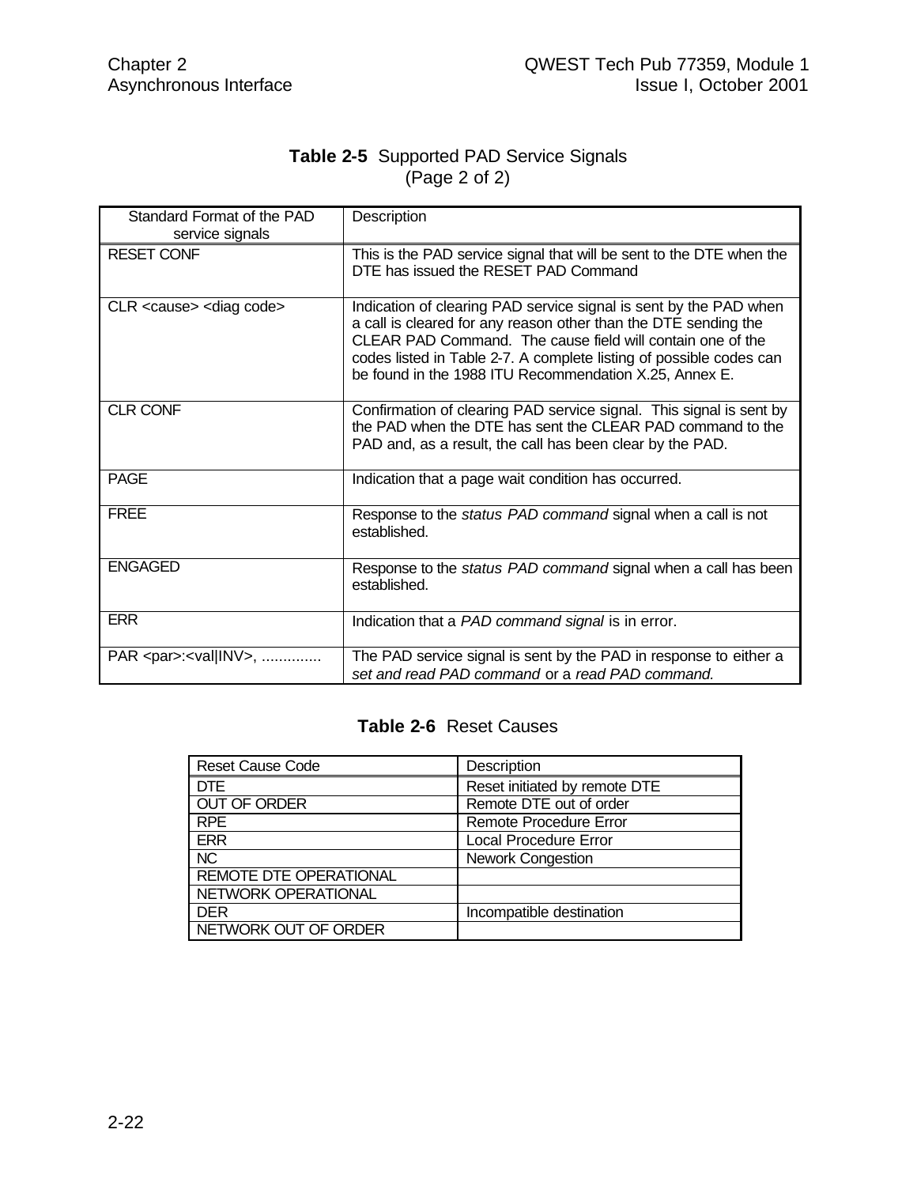**Table 2-5** Supported PAD Service Signals
(Page 2 of 2)

| Standard Format of the PAD service signals | Description |
|---|---|
| RESET CONF | This is the PAD service signal that will be sent to the DTE when the DTE has issued the RESET PAD Command |
| CLR <cause> <diag code> | Indication of clearing PAD service signal is sent by the PAD when a call is cleared for any reason other than the DTE sending the CLEAR PAD Command. The cause field will contain one of the codes listed in Table 2-7. A complete listing of possible codes can be found in the 1988 ITU Recommendation X.25, Annex E. |
| CLR CONF | Confirmation of clearing PAD service signal. This signal is sent by the PAD when the DTE has sent the CLEAR PAD command to the PAD and, as a result, the call has been clear by the PAD. |
| PAGE | Indication that a page wait condition has occurred. |
| FREE | Response to the *status PAD command* signal when a call is not established. |
| ENGAGED | Response to the *status PAD command* signal when a call has been established. |
| ERR | Indication that a *PAD command signal* is in error. |
| PAR <par>:<val\|INV>, .............. | The PAD service signal is sent by the PAD in response to either a *set and read PAD command* or a *read PAD command.* |

**Table 2-6** Reset Causes

| Reset Cause Code | Description |
|---|---|
| DTE | Reset initiated by remote DTE |
| OUT OF ORDER | Remote DTE out of order |
| RPE | Remote Procedure Error |
| ERR | Local Procedure Error |
| NC | Nework Congestion |
| REMOTE DTE OPERATIONAL | |
| NETWORK OPERATIONAL | |
| DER | Incompatible destination |
| NETWORK OUT OF ORDER | |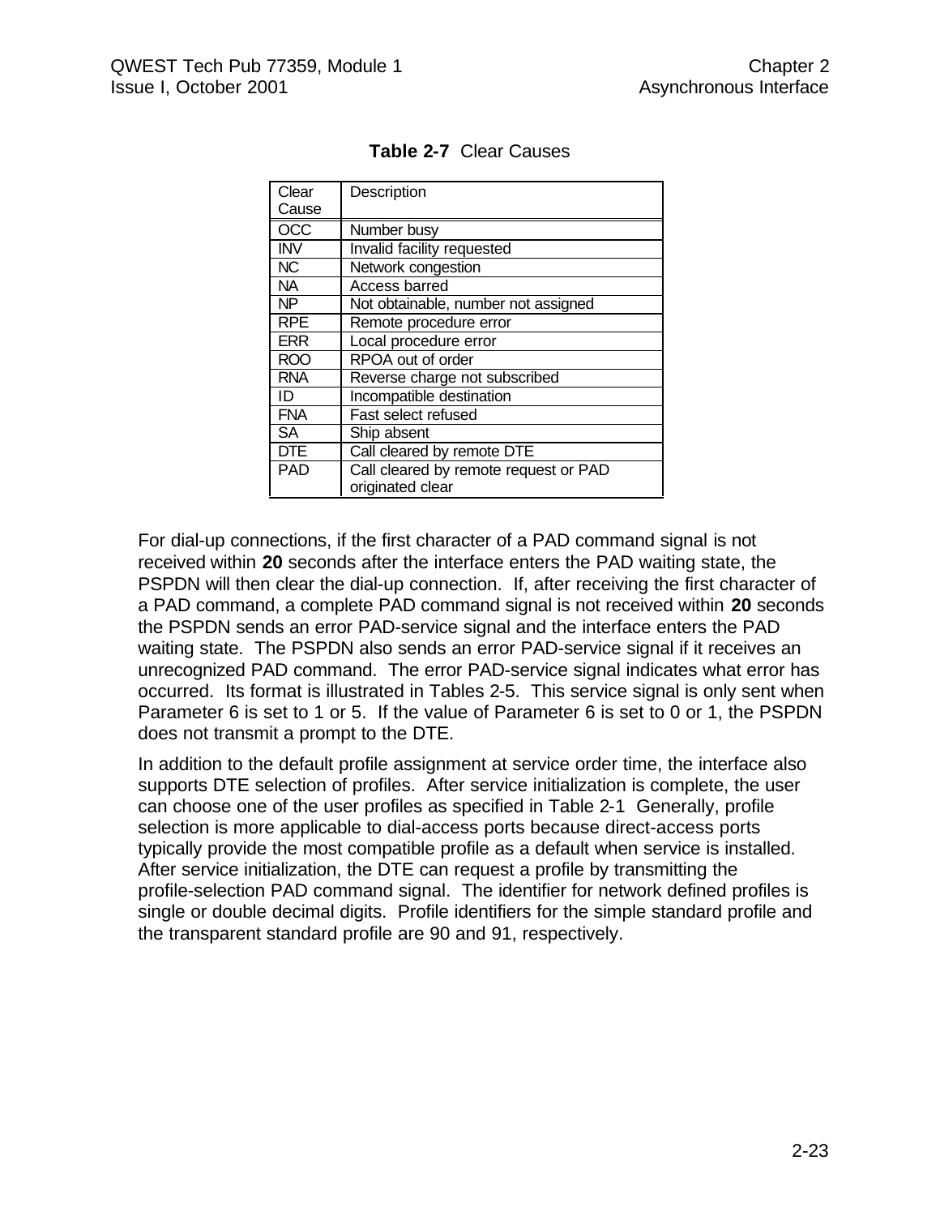**Table 2-7** Clear Causes

| Clear Cause | Description |
|---|---|
| OCC | Number busy |
| INV | Invalid facility requested |
| NC | Network congestion |
| NA | Access barred |
| NP | Not obtainable, number not assigned |
| RPE | Remote procedure error |
| ERR | Local procedure error |
| ROO | RPOA out of order |
| RNA | Reverse charge not subscribed |
| ID | Incompatible destination |
| FNA | Fast select refused |
| SA | Ship absent |
| DTE | Call cleared by remote DTE |
| PAD | Call cleared by remote request or PAD originated clear |

For dial-up connections, if the first character of a PAD command signal is not received within **20** seconds after the interface enters the PAD waiting state, the PSPDN will then clear the dial-up connection. If, after receiving the first character of a PAD command, a complete PAD command signal is not received within **20** seconds the PSPDN sends an error PAD-service signal and the interface enters the PAD waiting state. The PSPDN also sends an error PAD-service signal if it receives an unrecognized PAD command. The error PAD-service signal indicates what error has occurred. Its format is illustrated in Tables 2-5. This service signal is only sent when Parameter 6 is set to 1 or 5. If the value of Parameter 6 is set to 0 or 1, the PSPDN does not transmit a prompt to the DTE.

In addition to the default profile assignment at service order time, the interface also supports DTE selection of profiles. After service initialization is complete, the user can choose one of the user profiles as specified in Table 2-1 Generally, profile selection is more applicable to dial-access ports because direct-access ports typically provide the most compatible profile as a default when service is installed. After service initialization, the DTE can request a profile by transmitting the profile-selection PAD command signal. The identifier for network defined profiles is single or double decimal digits. Profile identifiers for the simple standard profile and the transparent standard profile are 90 and 91, respectively.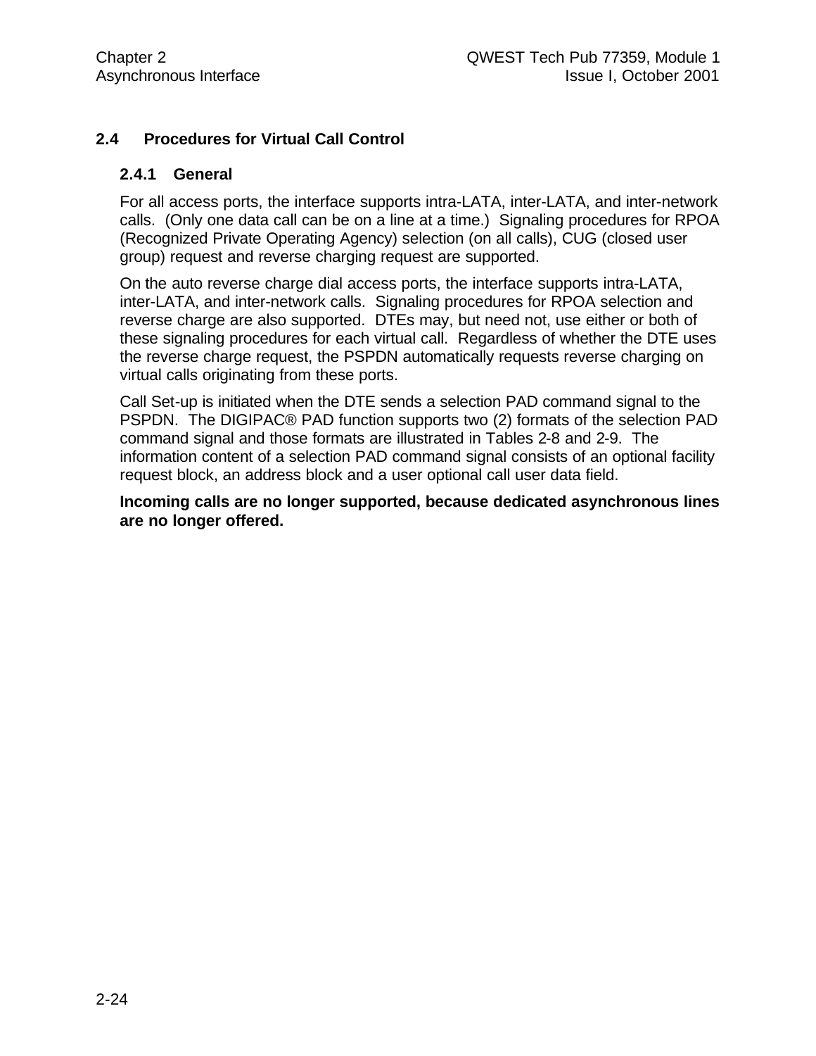## 2.4 Procedures for Virtual Call Control

### 2.4.1 General

For all access ports, the interface supports intra-LATA, inter-LATA, and inter-network calls. (Only one data call can be on a line at a time.) Signaling procedures for RPOA (Recognized Private Operating Agency) selection (on all calls), CUG (closed user group) request and reverse charging request are supported.

On the auto reverse charge dial access ports, the interface supports intra-LATA, inter-LATA, and inter-network calls. Signaling procedures for RPOA selection and reverse charge are also supported. DTEs may, but need not, use either or both of these signaling procedures for each virtual call. Regardless of whether the DTE uses the reverse charge request, the PSPDN automatically requests reverse charging on virtual calls originating from these ports.

Call Set-up is initiated when the DTE sends a selection PAD command signal to the PSPDN. The DIGIPAC® PAD function supports two (2) formats of the selection PAD command signal and those formats are illustrated in Tables 2-8 and 2-9. The information content of a selection PAD command signal consists of an optional facility request block, an address block and a user optional call user data field.

**Incoming calls are no longer supported, because dedicated asynchronous lines are no longer offered.**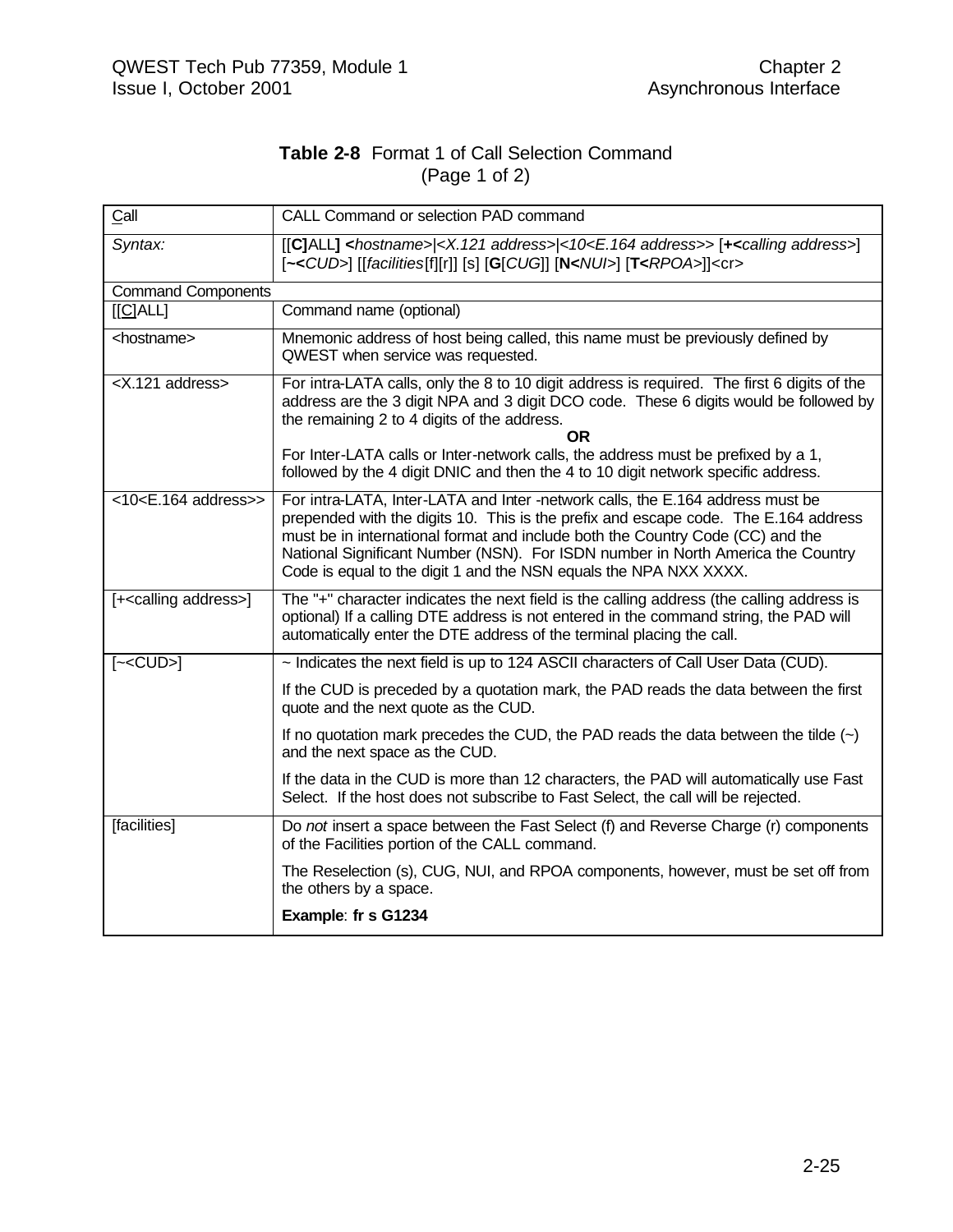**Table 2-8** Format 1 of Call Selection Command
(Page 1 of 2)

| Call | CALL Command or selection PAD command |
|---|---|
| *Syntax:* | [[**C**]ALL**]** **<***hostname*>\|<*X.121 address*>\|<*10<E.164 address*>> [**+<***calling address*>] [**~<***CUD*>] [[*facilities*[f][r]] [s] [**G**[*CUG*]] [**N<***NUI*>] [**T<***RPOA*>]]<cr> |
| Command Components | |
| [[C]ALL] | Command name (optional) |
| <hostname> | Mnemonic address of host being called, this name must be previously defined by QWEST when service was requested. |
| <X.121 address> | For intra-LATA calls, only the 8 to 10 digit address is required. The first 6 digits of the address are the 3 digit NPA and 3 digit DCO code. These 6 digits would be followed by the remaining 2 to 4 digits of the address. **OR** For Inter-LATA calls or Inter-network calls, the address must be prefixed by a 1, followed by the 4 digit DNIC and then the 4 to 10 digit network specific address. |
| <10<E.164 address>> | For intra-LATA, Inter-LATA and Inter -network calls, the E.164 address must be prepended with the digits 10. This is the prefix and escape code. The E.164 address must be in international format and include both the Country Code (CC) and the National Significant Number (NSN). For ISDN number in North America the Country Code is equal to the digit 1 and the NSN equals the NPA NXX XXXX. |
| [+<calling address>] | The "+" character indicates the next field is the calling address (the calling address is optional) If a calling DTE address is not entered in the command string, the PAD will automatically enter the DTE address of the terminal placing the call. |
| [~<CUD>] | ~ Indicates the next field is up to 124 ASCII characters of Call User Data (CUD). <br><br> If the CUD is preceded by a quotation mark, the PAD reads the data between the first quote and the next quote as the CUD. <br><br> If no quotation mark precedes the CUD, the PAD reads the data between the tilde (~) and the next space as the CUD. <br><br> If the data in the CUD is more than 12 characters, the PAD will automatically use Fast Select. If the host does not subscribe to Fast Select, the call will be rejected. |
| [facilities] | Do *not* insert a space between the Fast Select (f) and Reverse Charge (r) components of the Facilities portion of the CALL command. <br><br> The Reselection (s), CUG, NUI, and RPOA components, however, must be set off from the others by a space. <br><br> **Example**: **fr s G1234** |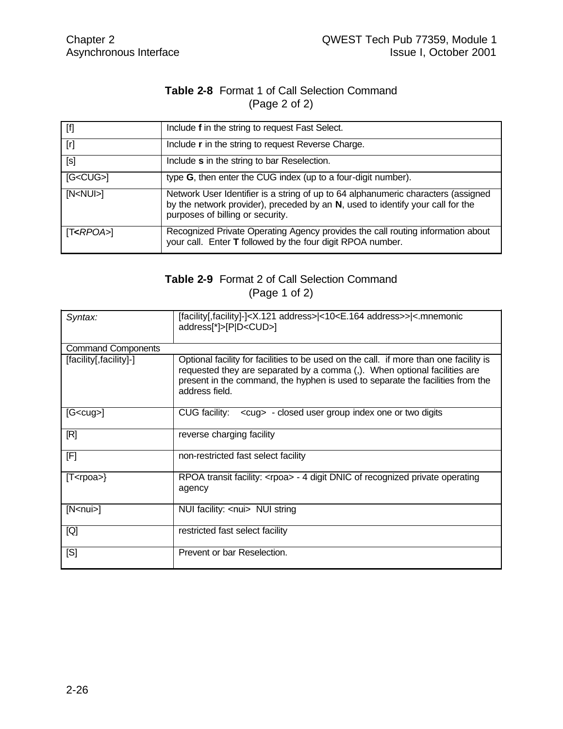**Table 2-8** Format 1 of Call Selection Command
(Page 2 of 2)

| | |
|---|---|
| [f] | Include **f** in the string to request Fast Select. |
| [r] | Include **r** in the string to request Reverse Charge. |
| [s] | Include **s** in the string to bar Reselection. |
| [G<CUG>] | type **G**, then enter the CUG index (up to a four-digit number). |
| [N<NUI>] | Network User Identifier is a string of up to 64 alphanumeric characters (assigned by the network provider), preceded by an **N**, used to identify your call for the purposes of billing or security. |
| [T**<***RPOA>*] | Recognized Private Operating Agency provides the call routing information about your call. Enter **T** followed by the four digit RPOA number. |

**Table 2-9** Format 2 of Call Selection Command
(Page 1 of 2)

| | |
|---|---|
| *Syntax:* | [facility[,facility]-]<X.121 address>\|<10<E.164 address>>\|<.mnemonic address[*]>[P\|D<CUD>] |
| Command Components | |
| [facility[,facility]-] | Optional facility for facilities to be used on the call. if more than one facility is requested they are separated by a comma (,). When optional facilities are present in the command, the hyphen is used to separate the facilities from the address field. |
| [G<cug>] | CUG facility: <cug> - closed user group index one or two digits |
| [R] | reverse charging facility |
| [F] | non-restricted fast select facility |
| [T<rpoa>} | RPOA transit facility: <rpoa> - 4 digit DNIC of recognized private operating agency |
| [N<nui>] | NUI facility: <nui> NUI string |
| [Q] | restricted fast select facility |
| [S] | Prevent or bar Reselection. |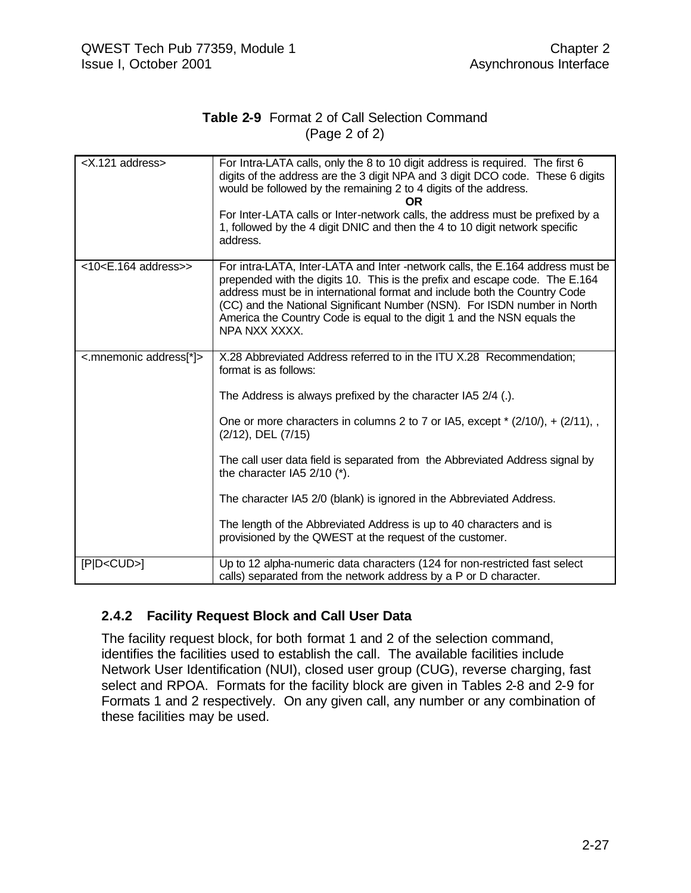**Table 2-9** Format 2 of Call Selection Command (Page 2 of 2)

| | |
|---|---|
| <X.121 address> | For Intra-LATA calls, only the 8 to 10 digit address is required. The first 6 digits of the address are the 3 digit NPA and 3 digit DCO code. These 6 digits would be followed by the remaining 2 to 4 digits of the address.<br>**OR**<br>For Inter-LATA calls or Inter-network calls, the address must be prefixed by a 1, followed by the 4 digit DNIC and then the 4 to 10 digit network specific address. |
| <10<E.164 address>> | For intra-LATA, Inter-LATA and Inter -network calls, the E.164 address must be prepended with the digits 10. This is the prefix and escape code. The E.164 address must be in international format and include both the Country Code (CC) and the National Significant Number (NSN). For ISDN number in North America the Country Code is equal to the digit 1 and the NSN equals the NPA NXX XXXX. |
| <.mnemonic address[*]> | X.28 Abbreviated Address referred to in the ITU X.28 Recommendation; format is as follows:<br><br>The Address is always prefixed by the character IA5 2/4 (.).<br><br>One or more characters in columns 2 to 7 or IA5, except * (2/10/), + (2/11), , (2/12), DEL (7/15)<br><br>The call user data field is separated from the Abbreviated Address signal by the character IA5 2/10 (*).<br><br>The character IA5 2/0 (blank) is ignored in the Abbreviated Address.<br><br>The length of the Abbreviated Address is up to 40 characters and is provisioned by the QWEST at the request of the customer. |
| [P\|D<CUD>] | Up to 12 alpha-numeric data characters (124 for non-restricted fast select calls) separated from the network address by a P or D character. |

### 2.4.2 Facility Request Block and Call User Data

The facility request block, for both format 1 and 2 of the selection command, identifies the facilities used to establish the call. The available facilities include Network User Identification (NUI), closed user group (CUG), reverse charging, fast select and RPOA. Formats for the facility block are given in Tables 2-8 and 2-9 for Formats 1 and 2 respectively. On any given call, any number or any combination of these facilities may be used.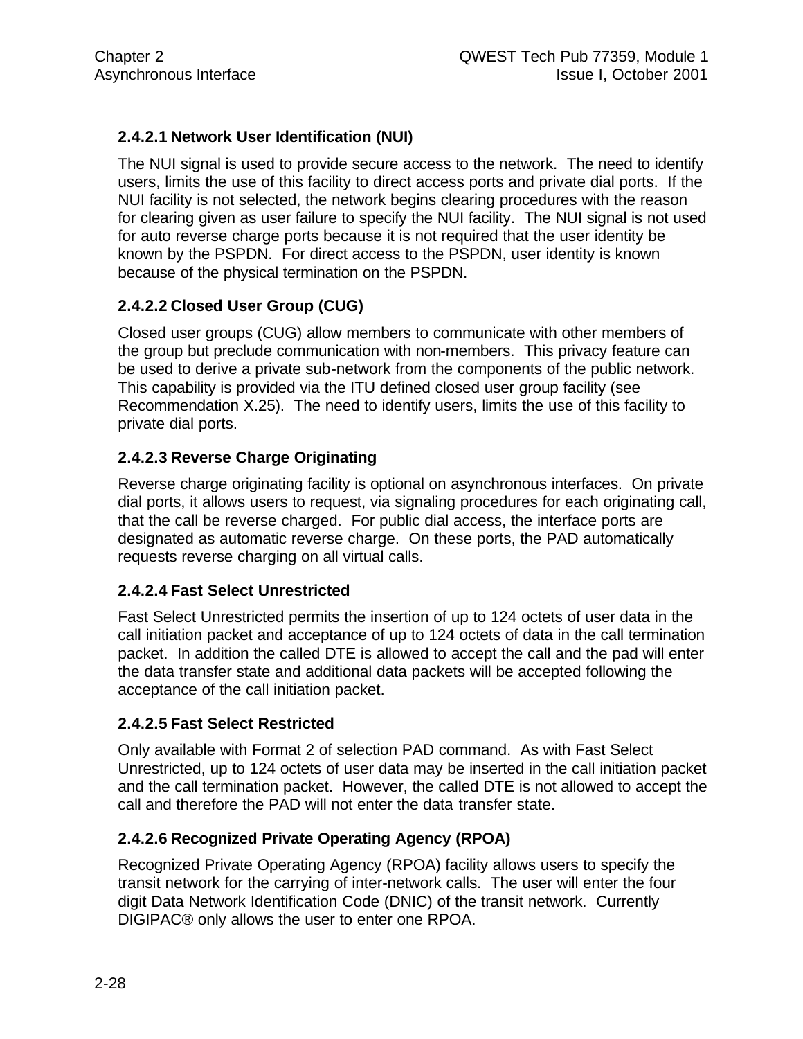#### 2.4.2.1 Network User Identification (NUI)

The NUI signal is used to provide secure access to the network. The need to identify users, limits the use of this facility to direct access ports and private dial ports. If the NUI facility is not selected, the network begins clearing procedures with the reason for clearing given as user failure to specify the NUI facility. The NUI signal is not used for auto reverse charge ports because it is not required that the user identity be known by the PSPDN. For direct access to the PSPDN, user identity is known because of the physical termination on the PSPDN.

#### 2.4.2.2 Closed User Group (CUG)

Closed user groups (CUG) allow members to communicate with other members of the group but preclude communication with non-members. This privacy feature can be used to derive a private sub-network from the components of the public network. This capability is provided via the ITU defined closed user group facility (see Recommendation X.25). The need to identify users, limits the use of this facility to private dial ports.

#### 2.4.2.3 Reverse Charge Originating

Reverse charge originating facility is optional on asynchronous interfaces. On private dial ports, it allows users to request, via signaling procedures for each originating call, that the call be reverse charged. For public dial access, the interface ports are designated as automatic reverse charge. On these ports, the PAD automatically requests reverse charging on all virtual calls.

#### 2.4.2.4 Fast Select Unrestricted

Fast Select Unrestricted permits the insertion of up to 124 octets of user data in the call initiation packet and acceptance of up to 124 octets of data in the call termination packet. In addition the called DTE is allowed to accept the call and the pad will enter the data transfer state and additional data packets will be accepted following the acceptance of the call initiation packet.

#### 2.4.2.5 Fast Select Restricted

Only available with Format 2 of selection PAD command. As with Fast Select Unrestricted, up to 124 octets of user data may be inserted in the call initiation packet and the call termination packet. However, the called DTE is not allowed to accept the call and therefore the PAD will not enter the data transfer state.

#### 2.4.2.6 Recognized Private Operating Agency (RPOA)

Recognized Private Operating Agency (RPOA) facility allows users to specify the transit network for the carrying of inter-network calls. The user will enter the four digit Data Network Identification Code (DNIC) of the transit network. Currently DIGIPAC® only allows the user to enter one RPOA.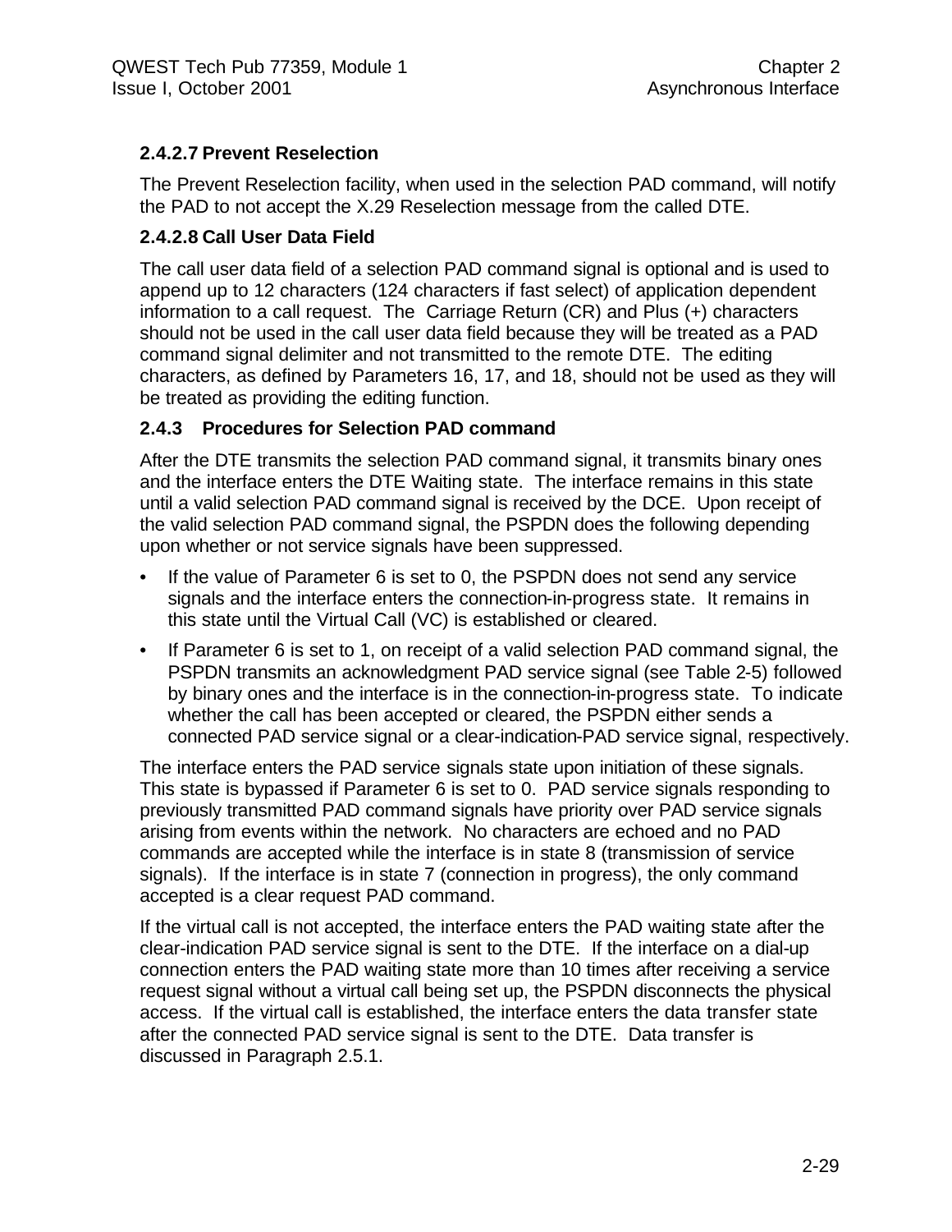#### 2.4.2.7 Prevent Reselection

The Prevent Reselection facility, when used in the selection PAD command, will notify the PAD to not accept the X.29 Reselection message from the called DTE.

#### 2.4.2.8 Call User Data Field

The call user data field of a selection PAD command signal is optional and is used to append up to 12 characters (124 characters if fast select) of application dependent information to a call request. The Carriage Return (CR) and Plus (+) characters should not be used in the call user data field because they will be treated as a PAD command signal delimiter and not transmitted to the remote DTE. The editing characters, as defined by Parameters 16, 17, and 18, should not be used as they will be treated as providing the editing function.

### 2.4.3 Procedures for Selection PAD command

After the DTE transmits the selection PAD command signal, it transmits binary ones and the interface enters the DTE Waiting state. The interface remains in this state until a valid selection PAD command signal is received by the DCE. Upon receipt of the valid selection PAD command signal, the PSPDN does the following depending upon whether or not service signals have been suppressed.

- If the value of Parameter 6 is set to 0, the PSPDN does not send any service signals and the interface enters the connection-in-progress state. It remains in this state until the Virtual Call (VC) is established or cleared.
- If Parameter 6 is set to 1, on receipt of a valid selection PAD command signal, the PSPDN transmits an acknowledgment PAD service signal (see Table 2-5) followed by binary ones and the interface is in the connection-in-progress state. To indicate whether the call has been accepted or cleared, the PSPDN either sends a connected PAD service signal or a clear-indication-PAD service signal, respectively.

The interface enters the PAD service signals state upon initiation of these signals. This state is bypassed if Parameter 6 is set to 0. PAD service signals responding to previously transmitted PAD command signals have priority over PAD service signals arising from events within the network. No characters are echoed and no PAD commands are accepted while the interface is in state 8 (transmission of service signals). If the interface is in state 7 (connection in progress), the only command accepted is a clear request PAD command.

If the virtual call is not accepted, the interface enters the PAD waiting state after the clear-indication PAD service signal is sent to the DTE. If the interface on a dial-up connection enters the PAD waiting state more than 10 times after receiving a service request signal without a virtual call being set up, the PSPDN disconnects the physical access. If the virtual call is established, the interface enters the data transfer state after the connected PAD service signal is sent to the DTE. Data transfer is discussed in Paragraph 2.5.1.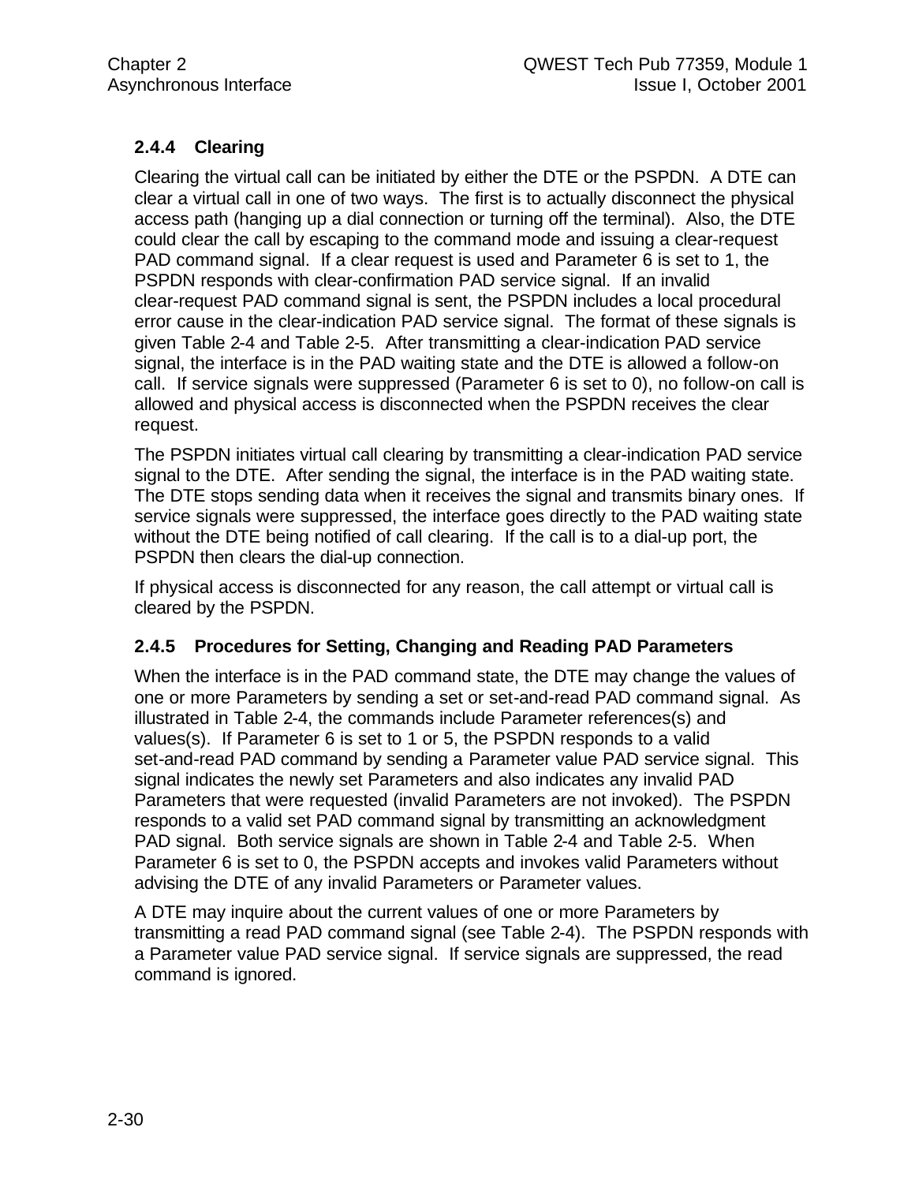### 2.4.4 Clearing

Clearing the virtual call can be initiated by either the DTE or the PSPDN. A DTE can clear a virtual call in one of two ways. The first is to actually disconnect the physical access path (hanging up a dial connection or turning off the terminal). Also, the DTE could clear the call by escaping to the command mode and issuing a clear-request PAD command signal. If a clear request is used and Parameter 6 is set to 1, the PSPDN responds with clear-confirmation PAD service signal. If an invalid clear-request PAD command signal is sent, the PSPDN includes a local procedural error cause in the clear-indication PAD service signal. The format of these signals is given Table 2-4 and Table 2-5. After transmitting a clear-indication PAD service signal, the interface is in the PAD waiting state and the DTE is allowed a follow-on call. If service signals were suppressed (Parameter 6 is set to 0), no follow-on call is allowed and physical access is disconnected when the PSPDN receives the clear request.

The PSPDN initiates virtual call clearing by transmitting a clear-indication PAD service signal to the DTE. After sending the signal, the interface is in the PAD waiting state. The DTE stops sending data when it receives the signal and transmits binary ones. If service signals were suppressed, the interface goes directly to the PAD waiting state without the DTE being notified of call clearing. If the call is to a dial-up port, the PSPDN then clears the dial-up connection.

If physical access is disconnected for any reason, the call attempt or virtual call is cleared by the PSPDN.

### 2.4.5 Procedures for Setting, Changing and Reading PAD Parameters

When the interface is in the PAD command state, the DTE may change the values of one or more Parameters by sending a set or set-and-read PAD command signal. As illustrated in Table 2-4, the commands include Parameter references(s) and values(s). If Parameter 6 is set to 1 or 5, the PSPDN responds to a valid set-and-read PAD command by sending a Parameter value PAD service signal. This signal indicates the newly set Parameters and also indicates any invalid PAD Parameters that were requested (invalid Parameters are not invoked). The PSPDN responds to a valid set PAD command signal by transmitting an acknowledgment PAD signal. Both service signals are shown in Table 2-4 and Table 2-5. When Parameter 6 is set to 0, the PSPDN accepts and invokes valid Parameters without advising the DTE of any invalid Parameters or Parameter values.

A DTE may inquire about the current values of one or more Parameters by transmitting a read PAD command signal (see Table 2-4). The PSPDN responds with a Parameter value PAD service signal. If service signals are suppressed, the read command is ignored.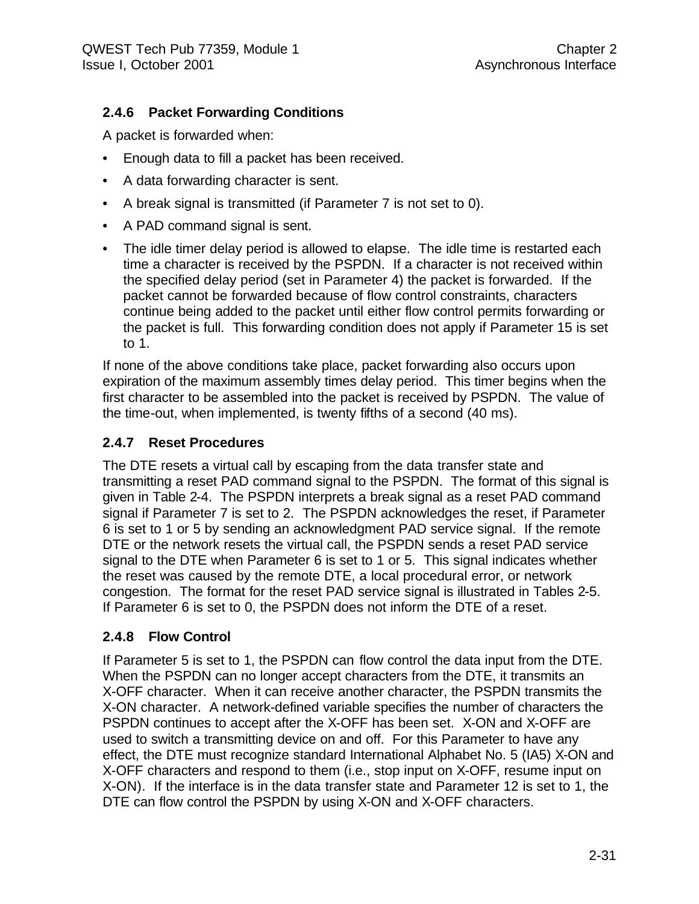### 2.4.6 Packet Forwarding Conditions

A packet is forwarded when:

- Enough data to fill a packet has been received.
- A data forwarding character is sent.
- A break signal is transmitted (if Parameter 7 is not set to 0).
- A PAD command signal is sent.
- The idle timer delay period is allowed to elapse. The idle time is restarted each time a character is received by the PSPDN. If a character is not received within the specified delay period (set in Parameter 4) the packet is forwarded. If the packet cannot be forwarded because of flow control constraints, characters continue being added to the packet until either flow control permits forwarding or the packet is full. This forwarding condition does not apply if Parameter 15 is set to 1.

If none of the above conditions take place, packet forwarding also occurs upon expiration of the maximum assembly times delay period. This timer begins when the first character to be assembled into the packet is received by PSPDN. The value of the time-out, when implemented, is twenty fifths of a second (40 ms).

### 2.4.7 Reset Procedures

The DTE resets a virtual call by escaping from the data transfer state and transmitting a reset PAD command signal to the PSPDN. The format of this signal is given in Table 2-4. The PSPDN interprets a break signal as a reset PAD command signal if Parameter 7 is set to 2. The PSPDN acknowledges the reset, if Parameter 6 is set to 1 or 5 by sending an acknowledgment PAD service signal. If the remote DTE or the network resets the virtual call, the PSPDN sends a reset PAD service signal to the DTE when Parameter 6 is set to 1 or 5. This signal indicates whether the reset was caused by the remote DTE, a local procedural error, or network congestion. The format for the reset PAD service signal is illustrated in Tables 2-5. If Parameter 6 is set to 0, the PSPDN does not inform the DTE of a reset.

### 2.4.8 Flow Control

If Parameter 5 is set to 1, the PSPDN can flow control the data input from the DTE. When the PSPDN can no longer accept characters from the DTE, it transmits an X-OFF character. When it can receive another character, the PSPDN transmits the X-ON character. A network-defined variable specifies the number of characters the PSPDN continues to accept after the X-OFF has been set. X-ON and X-OFF are used to switch a transmitting device on and off. For this Parameter to have any effect, the DTE must recognize standard International Alphabet No. 5 (IA5) X-ON and X-OFF characters and respond to them (i.e., stop input on X-OFF, resume input on X-ON). If the interface is in the data transfer state and Parameter 12 is set to 1, the DTE can flow control the PSPDN by using X-ON and X-OFF characters.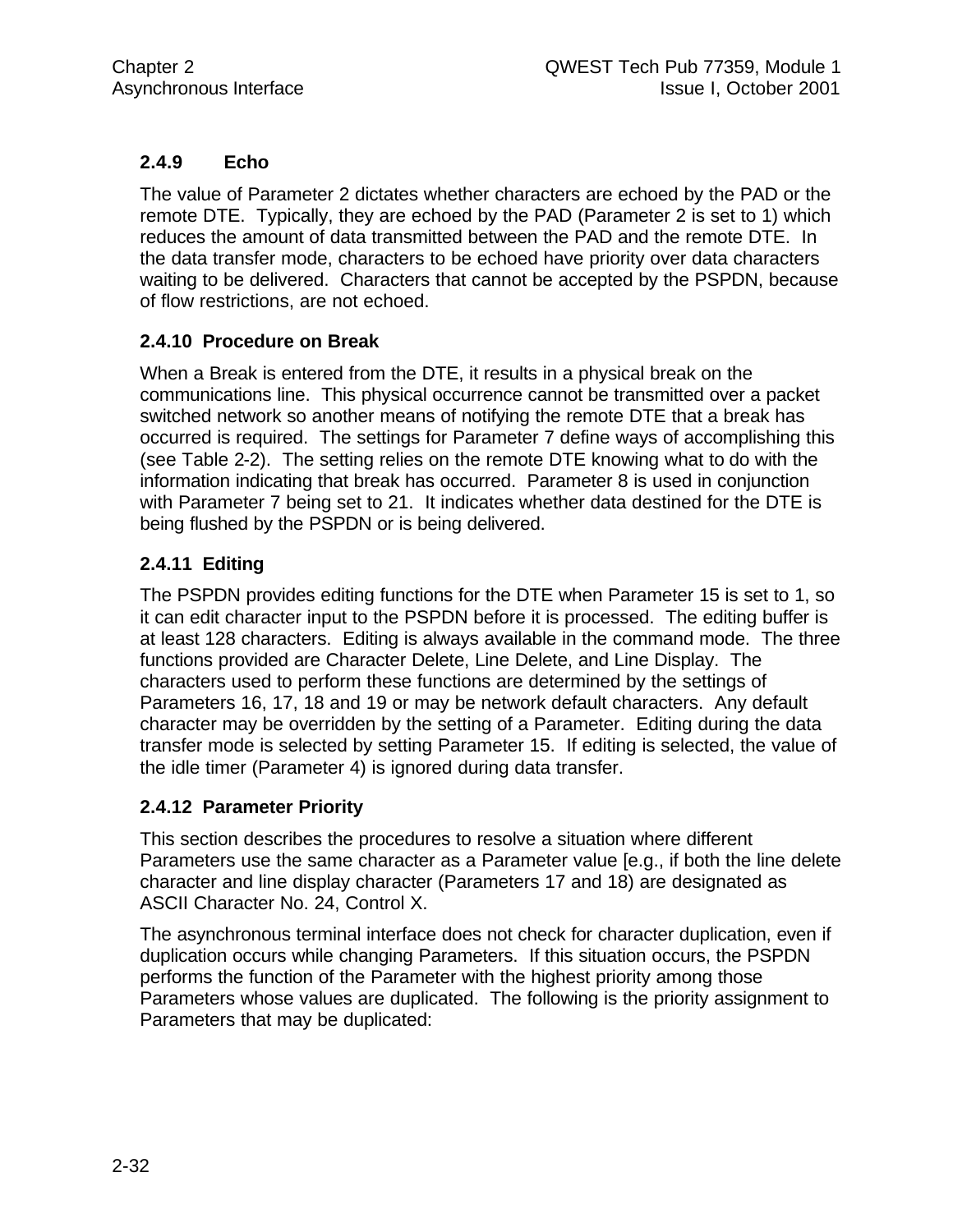### 2.4.9 Echo

The value of Parameter 2 dictates whether characters are echoed by the PAD or the remote DTE. Typically, they are echoed by the PAD (Parameter 2 is set to 1) which reduces the amount of data transmitted between the PAD and the remote DTE. In the data transfer mode, characters to be echoed have priority over data characters waiting to be delivered. Characters that cannot be accepted by the PSPDN, because of flow restrictions, are not echoed.

### 2.4.10 Procedure on Break

When a Break is entered from the DTE, it results in a physical break on the communications line. This physical occurrence cannot be transmitted over a packet switched network so another means of notifying the remote DTE that a break has occurred is required. The settings for Parameter 7 define ways of accomplishing this (see Table 2-2). The setting relies on the remote DTE knowing what to do with the information indicating that break has occurred. Parameter 8 is used in conjunction with Parameter 7 being set to 21. It indicates whether data destined for the DTE is being flushed by the PSPDN or is being delivered.

### 2.4.11 Editing

The PSPDN provides editing functions for the DTE when Parameter 15 is set to 1, so it can edit character input to the PSPDN before it is processed. The editing buffer is at least 128 characters. Editing is always available in the command mode. The three functions provided are Character Delete, Line Delete, and Line Display. The characters used to perform these functions are determined by the settings of Parameters 16, 17, 18 and 19 or may be network default characters. Any default character may be overridden by the setting of a Parameter. Editing during the data transfer mode is selected by setting Parameter 15. If editing is selected, the value of the idle timer (Parameter 4) is ignored during data transfer.

### 2.4.12 Parameter Priority

This section describes the procedures to resolve a situation where different Parameters use the same character as a Parameter value [e.g., if both the line delete character and line display character (Parameters 17 and 18) are designated as ASCII Character No. 24, Control X.

The asynchronous terminal interface does not check for character duplication, even if duplication occurs while changing Parameters. If this situation occurs, the PSPDN performs the function of the Parameter with the highest priority among those Parameters whose values are duplicated. The following is the priority assignment to Parameters that may be duplicated: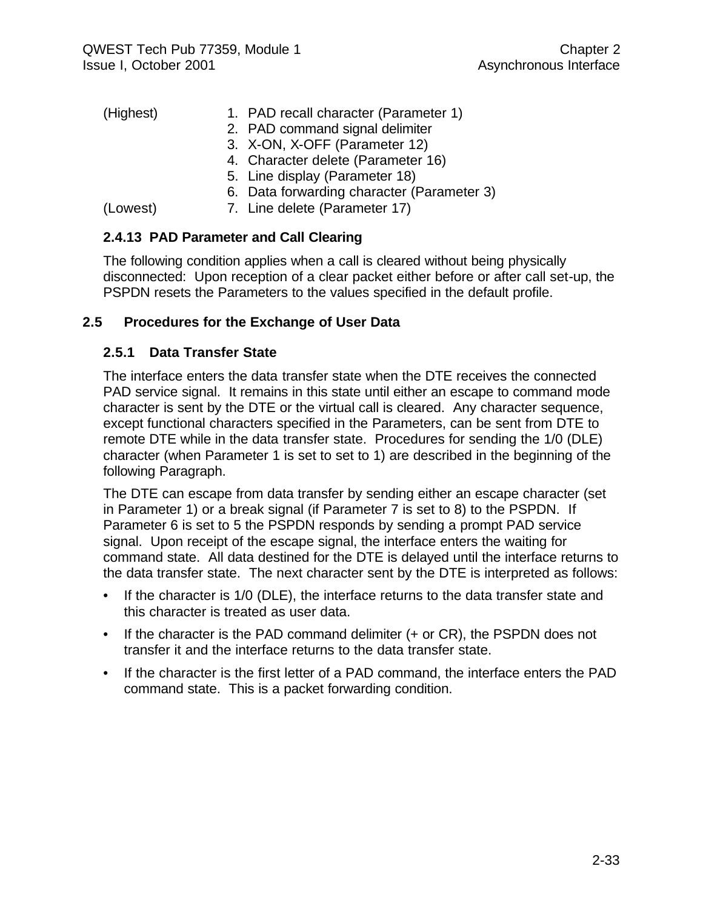| | |
|---|---|
| (Highest) | 1. PAD recall character (Parameter 1) |
| | 2. PAD command signal delimiter |
| | 3. X-ON, X-OFF (Parameter 12) |
| | 4. Character delete (Parameter 16) |
| | 5. Line display (Parameter 18) |
| | 6. Data forwarding character (Parameter 3) |
| (Lowest) | 7. Line delete (Parameter 17) |

### 2.4.13 PAD Parameter and Call Clearing

The following condition applies when a call is cleared without being physically disconnected: Upon reception of a clear packet either before or after call set-up, the PSPDN resets the Parameters to the values specified in the default profile.

## 2.5 Procedures for the Exchange of User Data

### 2.5.1 Data Transfer State

The interface enters the data transfer state when the DTE receives the connected PAD service signal. It remains in this state until either an escape to command mode character is sent by the DTE or the virtual call is cleared. Any character sequence, except functional characters specified in the Parameters, can be sent from DTE to remote DTE while in the data transfer state. Procedures for sending the 1/0 (DLE) character (when Parameter 1 is set to set to 1) are described in the beginning of the following Paragraph.

The DTE can escape from data transfer by sending either an escape character (set in Parameter 1) or a break signal (if Parameter 7 is set to 8) to the PSPDN. If Parameter 6 is set to 5 the PSPDN responds by sending a prompt PAD service signal. Upon receipt of the escape signal, the interface enters the waiting for command state. All data destined for the DTE is delayed until the interface returns to the data transfer state. The next character sent by the DTE is interpreted as follows:

- If the character is 1/0 (DLE), the interface returns to the data transfer state and this character is treated as user data.
- If the character is the PAD command delimiter (+ or CR), the PSPDN does not transfer it and the interface returns to the data transfer state.
- If the character is the first letter of a PAD command, the interface enters the PAD command state. This is a packet forwarding condition.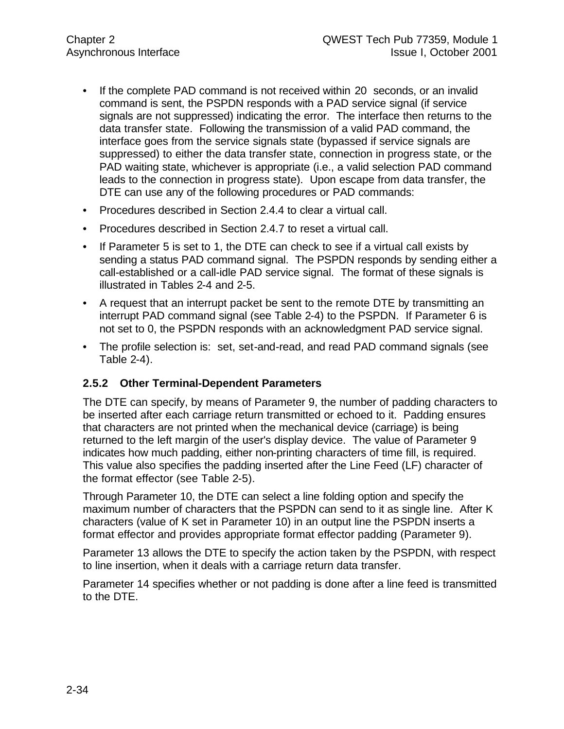- If the complete PAD command is not received within 20 seconds, or an invalid command is sent, the PSPDN responds with a PAD service signal (if service signals are not suppressed) indicating the error. The interface then returns to the data transfer state. Following the transmission of a valid PAD command, the interface goes from the service signals state (bypassed if service signals are suppressed) to either the data transfer state, connection in progress state, or the PAD waiting state, whichever is appropriate (i.e., a valid selection PAD command leads to the connection in progress state). Upon escape from data transfer, the DTE can use any of the following procedures or PAD commands:
- Procedures described in Section 2.4.4 to clear a virtual call.
- Procedures described in Section 2.4.7 to reset a virtual call.
- If Parameter 5 is set to 1, the DTE can check to see if a virtual call exists by sending a status PAD command signal. The PSPDN responds by sending either a call-established or a call-idle PAD service signal. The format of these signals is illustrated in Tables 2-4 and 2-5.
- A request that an interrupt packet be sent to the remote DTE by transmitting an interrupt PAD command signal (see Table 2-4) to the PSPDN. If Parameter 6 is not set to 0, the PSPDN responds with an acknowledgment PAD service signal.
- The profile selection is: set, set-and-read, and read PAD command signals (see Table 2-4).

### 2.5.2 Other Terminal-Dependent Parameters

The DTE can specify, by means of Parameter 9, the number of padding characters to be inserted after each carriage return transmitted or echoed to it. Padding ensures that characters are not printed when the mechanical device (carriage) is being returned to the left margin of the user's display device. The value of Parameter 9 indicates how much padding, either non-printing characters of time fill, is required. This value also specifies the padding inserted after the Line Feed (LF) character of the format effector (see Table 2-5).

Through Parameter 10, the DTE can select a line folding option and specify the maximum number of characters that the PSPDN can send to it as single line. After K characters (value of K set in Parameter 10) in an output line the PSPDN inserts a format effector and provides appropriate format effector padding (Parameter 9).

Parameter 13 allows the DTE to specify the action taken by the PSPDN, with respect to line insertion, when it deals with a carriage return data transfer.

Parameter 14 specifies whether or not padding is done after a line feed is transmitted to the DTE.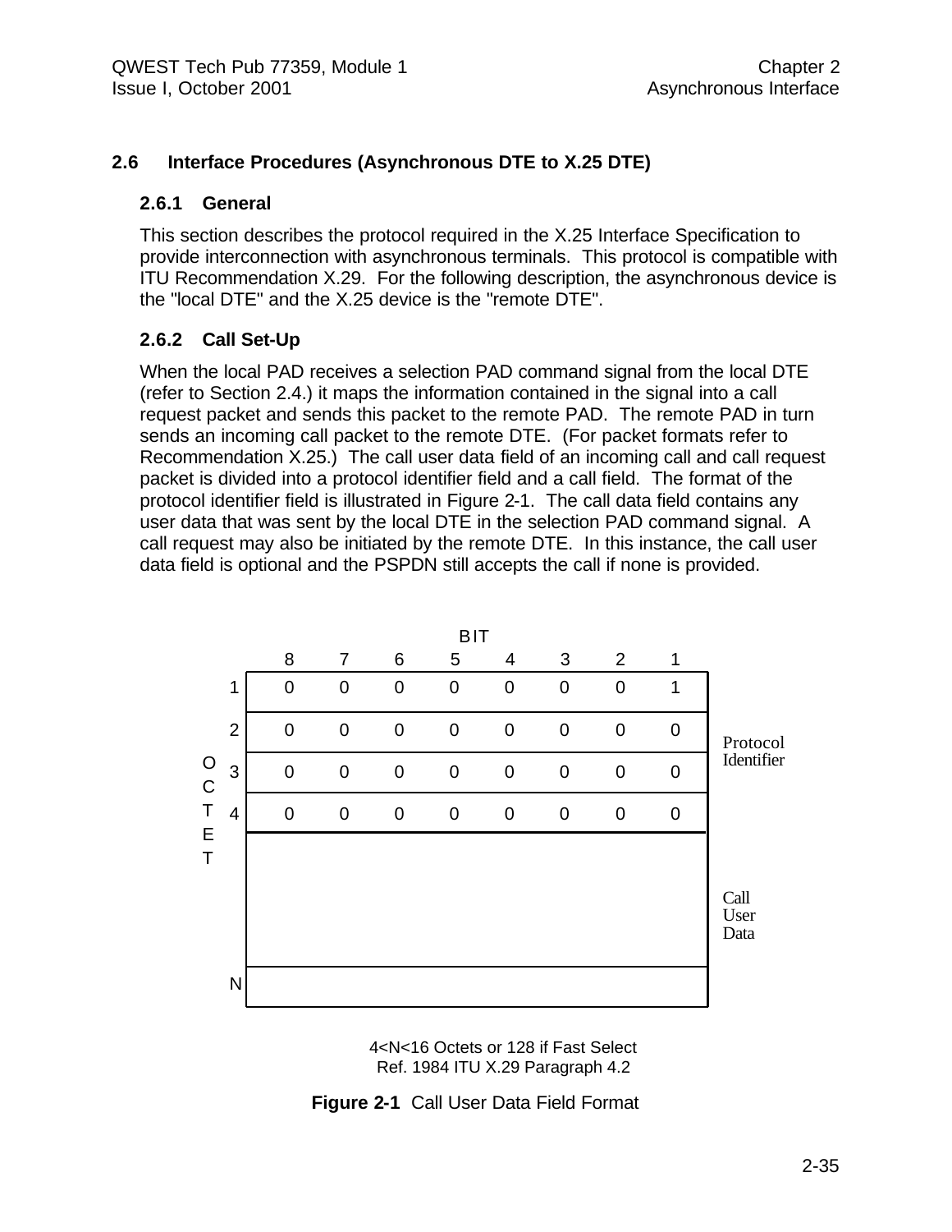## 2.6 Interface Procedures (Asynchronous DTE to X.25 DTE)

### 2.6.1 General

This section describes the protocol required in the X.25 Interface Specification to provide interconnection with asynchronous terminals. This protocol is compatible with ITU Recommendation X.29. For the following description, the asynchronous device is the "local DTE" and the X.25 device is the "remote DTE".

### 2.6.2 Call Set-Up

When the local PAD receives a selection PAD command signal from the local DTE (refer to Section 2.4.) it maps the information contained in the signal into a call request packet and sends this packet to the remote PAD. The remote PAD in turn sends an incoming call packet to the remote DTE. (For packet formats refer to Recommendation X.25.) The call user data field of an incoming call and call request packet is divided into a protocol identifier field and a call field. The format of the protocol identifier field is illustrated in Figure 2-1. The call data field contains any user data that was sent by the local DTE in the selection PAD command signal. A call request may also be initiated by the remote DTE. In this instance, the call user data field is optional and the PSPDN still accepts the call if none is provided.

| OCTET \ BIT | 8 | 7 | 6 | 5 | 4 | 3 | 2 | 1 | |
|---|---|---|---|---|---|---|---|---|---|
| 1 | 0 | 0 | 0 | 0 | 0 | 0 | 0 | 1 | Protocol Identifier |
| 2 | 0 | 0 | 0 | 0 | 0 | 0 | 0 | 0 | |
| 3 | 0 | 0 | 0 | 0 | 0 | 0 | 0 | 0 | |
| 4 | 0 | 0 | 0 | 0 | 0 | 0 | 0 | 0 | |
| | | | | | | | | | Call User Data |
| N | | | | | | | | | |

4<N<16 Octets or 128 if Fast Select
Ref. 1984 ITU X.29 Paragraph 4.2

**Figure 2-1** Call User Data Field Format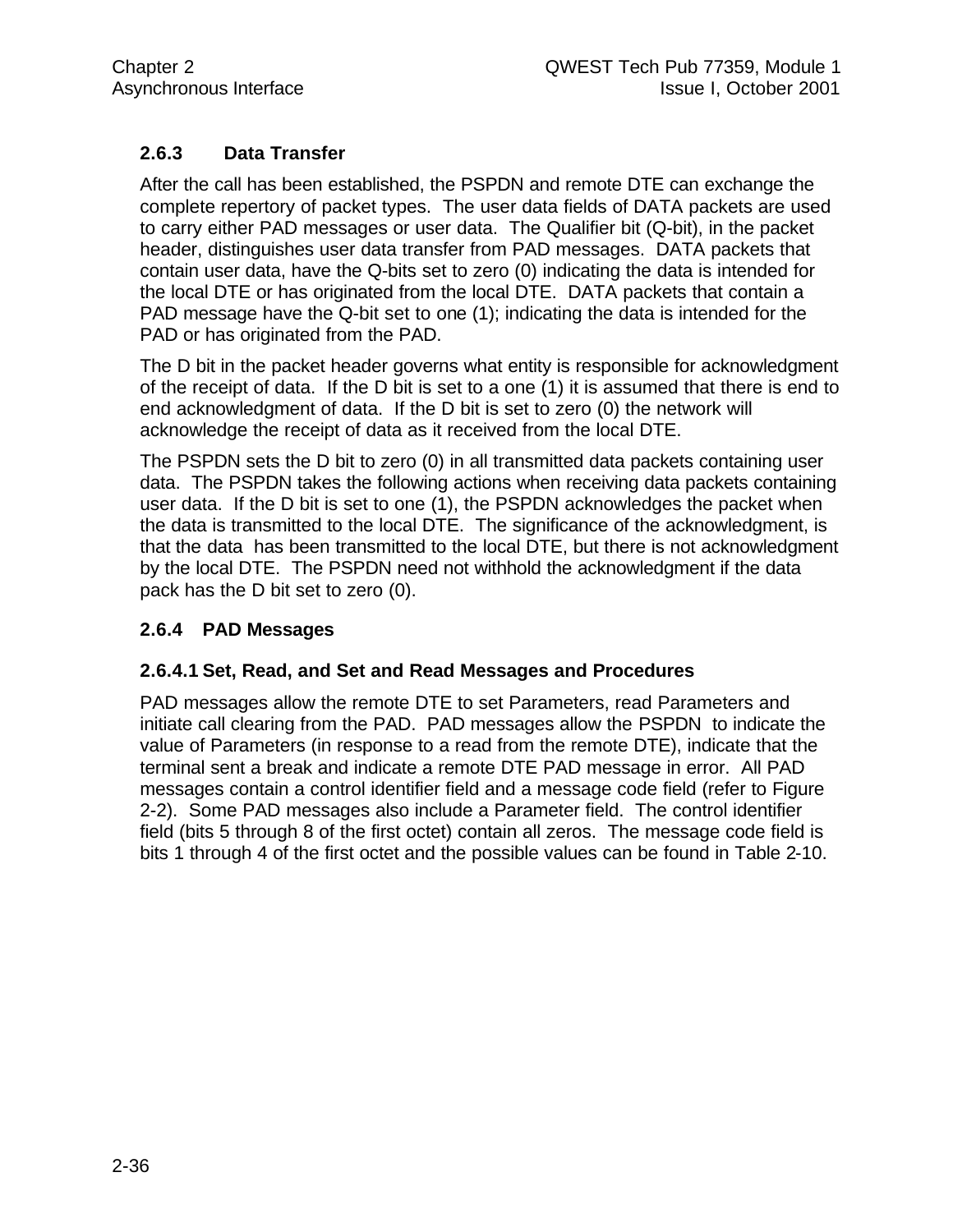### 2.6.3 Data Transfer

After the call has been established, the PSPDN and remote DTE can exchange the complete repertory of packet types. The user data fields of DATA packets are used to carry either PAD messages or user data. The Qualifier bit (Q-bit), in the packet header, distinguishes user data transfer from PAD messages. DATA packets that contain user data, have the Q-bits set to zero (0) indicating the data is intended for the local DTE or has originated from the local DTE. DATA packets that contain a PAD message have the Q-bit set to one (1); indicating the data is intended for the PAD or has originated from the PAD.

The D bit in the packet header governs what entity is responsible for acknowledgment of the receipt of data. If the D bit is set to a one (1) it is assumed that there is end to end acknowledgment of data. If the D bit is set to zero (0) the network will acknowledge the receipt of data as it received from the local DTE.

The PSPDN sets the D bit to zero (0) in all transmitted data packets containing user data. The PSPDN takes the following actions when receiving data packets containing user data. If the D bit is set to one (1), the PSPDN acknowledges the packet when the data is transmitted to the local DTE. The significance of the acknowledgment, is that the data has been transmitted to the local DTE, but there is not acknowledgment by the local DTE. The PSPDN need not withhold the acknowledgment if the data pack has the D bit set to zero (0).

### 2.6.4 PAD Messages

#### 2.6.4.1 Set, Read, and Set and Read Messages and Procedures

PAD messages allow the remote DTE to set Parameters, read Parameters and initiate call clearing from the PAD. PAD messages allow the PSPDN to indicate the value of Parameters (in response to a read from the remote DTE), indicate that the terminal sent a break and indicate a remote DTE PAD message in error. All PAD messages contain a control identifier field and a message code field (refer to Figure 2-2). Some PAD messages also include a Parameter field. The control identifier field (bits 5 through 8 of the first octet) contain all zeros. The message code field is bits 1 through 4 of the first octet and the possible values can be found in Table 2-10.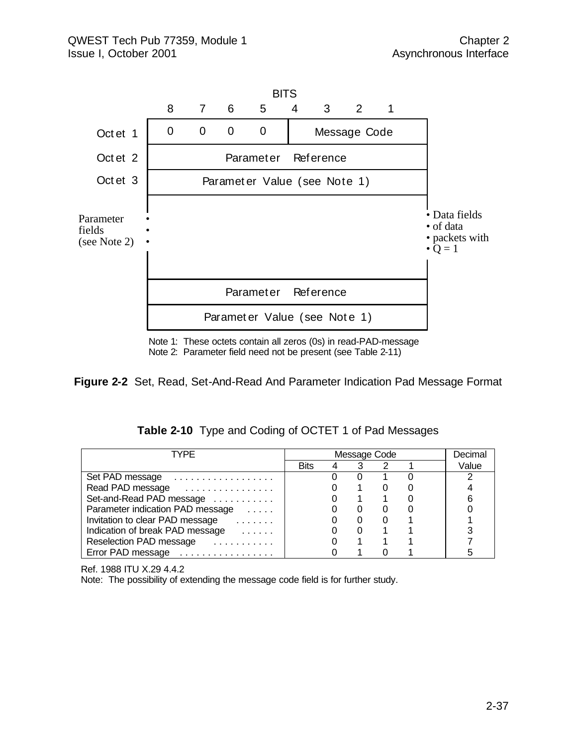| | BITS | | | | | | | | |
|---|---|---|---|---|---|---|---|---|---|
| | 8 | 7 | 6 | 5 | 4 | 3 | 2 | 1 | |
| Octet 1 | 0 | 0 | 0 | 0 | Message Code | | | | |
| Octet 2 | Parameter Reference | | | | | | | | |
| Octet 3 | Parameter Value (see Note 1) | | | | | | | | |
| Parameter fields (see Note 2) | • • • | | | | | | | | • Data fields • of data • packets with • Q = 1 |
| | Parameter Reference | | | | | | | | |
| | Parameter Value (see Note 1) | | | | | | | | |

Note 1: These octets contain all zeros (0s) in read-PAD-message
Note 2: Parameter field need not be present (see Table 2-11)

**Figure 2-2** Set, Read, Set-And-Read And Parameter Indication Pad Message Format

**Table 2-10** Type and Coding of OCTET 1 of Pad Messages

| TYPE | Message Code | | | | Decimal |
|---|---|---|---|---|---|
| | Bits 4 | 3 | 2 | 1 | Value |
| Set PAD message .................. | 0 | 0 | 1 | 0 | 2 |
| Read PAD message ................ | 0 | 1 | 0 | 0 | 4 |
| Set-and-Read PAD message ........... | 0 | 1 | 1 | 0 | 6 |
| Parameter indication PAD message ..... | 0 | 0 | 0 | 0 | 0 |
| Invitation to clear PAD message ....... | 0 | 0 | 0 | 1 | 1 |
| Indication of break PAD message ...... | 0 | 0 | 1 | 1 | 3 |
| Reselection PAD message ........... | 0 | 1 | 1 | 1 | 7 |
| Error PAD message ................. | 0 | 1 | 0 | 1 | 5 |

Ref. 1988 ITU X.29 4.4.2
Note: The possibility of extending the message code field is for further study.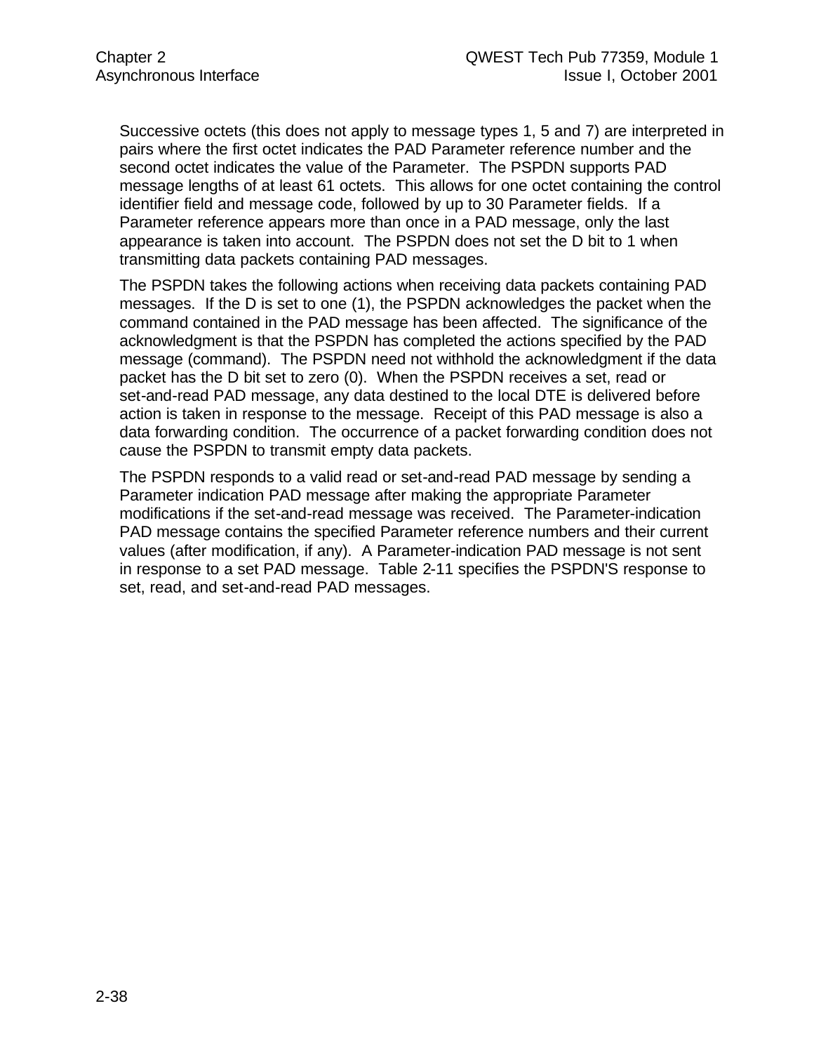Successive octets (this does not apply to message types 1, 5 and 7) are interpreted in pairs where the first octet indicates the PAD Parameter reference number and the second octet indicates the value of the Parameter. The PSPDN supports PAD message lengths of at least 61 octets. This allows for one octet containing the control identifier field and message code, followed by up to 30 Parameter fields. If a Parameter reference appears more than once in a PAD message, only the last appearance is taken into account. The PSPDN does not set the D bit to 1 when transmitting data packets containing PAD messages.

The PSPDN takes the following actions when receiving data packets containing PAD messages. If the D is set to one (1), the PSPDN acknowledges the packet when the command contained in the PAD message has been affected. The significance of the acknowledgment is that the PSPDN has completed the actions specified by the PAD message (command). The PSPDN need not withhold the acknowledgment if the data packet has the D bit set to zero (0). When the PSPDN receives a set, read or set-and-read PAD message, any data destined to the local DTE is delivered before action is taken in response to the message. Receipt of this PAD message is also a data forwarding condition. The occurrence of a packet forwarding condition does not cause the PSPDN to transmit empty data packets.

The PSPDN responds to a valid read or set-and-read PAD message by sending a Parameter indication PAD message after making the appropriate Parameter modifications if the set-and-read message was received. The Parameter-indication PAD message contains the specified Parameter reference numbers and their current values (after modification, if any). A Parameter-indication PAD message is not sent in response to a set PAD message. Table 2-11 specifies the PSPDN'S response to set, read, and set-and-read PAD messages.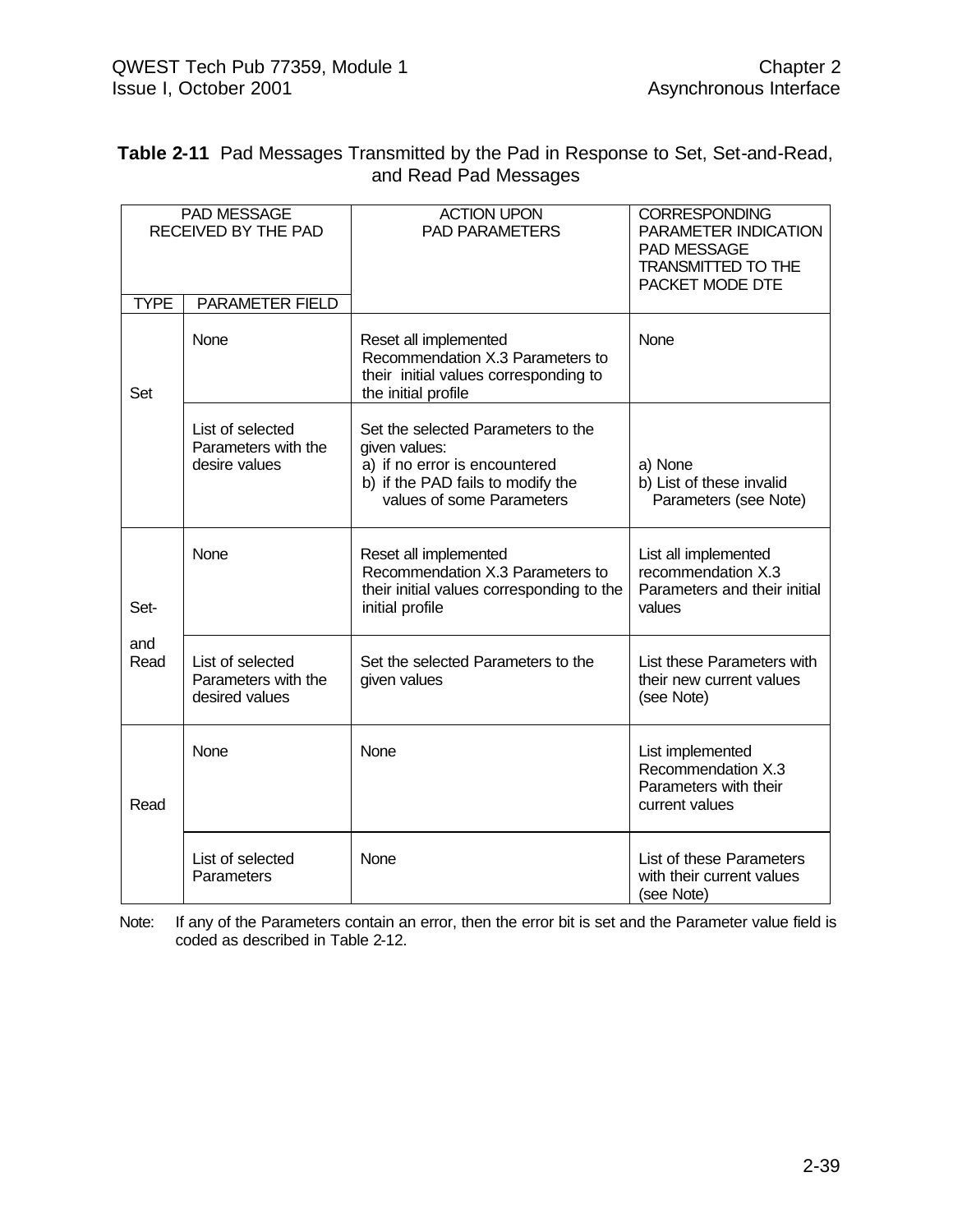**Table 2-11** Pad Messages Transmitted by the Pad in Response to Set, Set-and-Read, and Read Pad Messages

| PAD MESSAGE RECEIVED BY THE PAD | | ACTION UPON PAD PARAMETERS | CORRESPONDING PARAMETER INDICATION PAD MESSAGE TRANSMITTED TO THE PACKET MODE DTE |
|---|---|---|---|
| TYPE | PARAMETER FIELD | | |
| Set | None | Reset all implemented Recommendation X.3 Parameters to their initial values corresponding to the initial profile | None |
| | List of selected Parameters with the desire values | Set the selected Parameters to the given values:<br>a) if no error is encountered<br>b) if the PAD fails to modify the values of some Parameters | a) None<br>b) List of these invalid Parameters (see Note) |
| Set-and Read | None | Reset all implemented Recommendation X.3 Parameters to their initial values corresponding to the initial profile | List all implemented recommendation X.3 Parameters and their initial values |
| | List of selected Parameters with the desired values | Set the selected Parameters to the given values | List these Parameters with their new current values (see Note) |
| Read | None | None | List implemented Recommendation X.3 Parameters with their current values |
| | List of selected Parameters | None | List of these Parameters with their current values (see Note) |

Note: If any of the Parameters contain an error, then the error bit is set and the Parameter value field is coded as described in Table 2-12.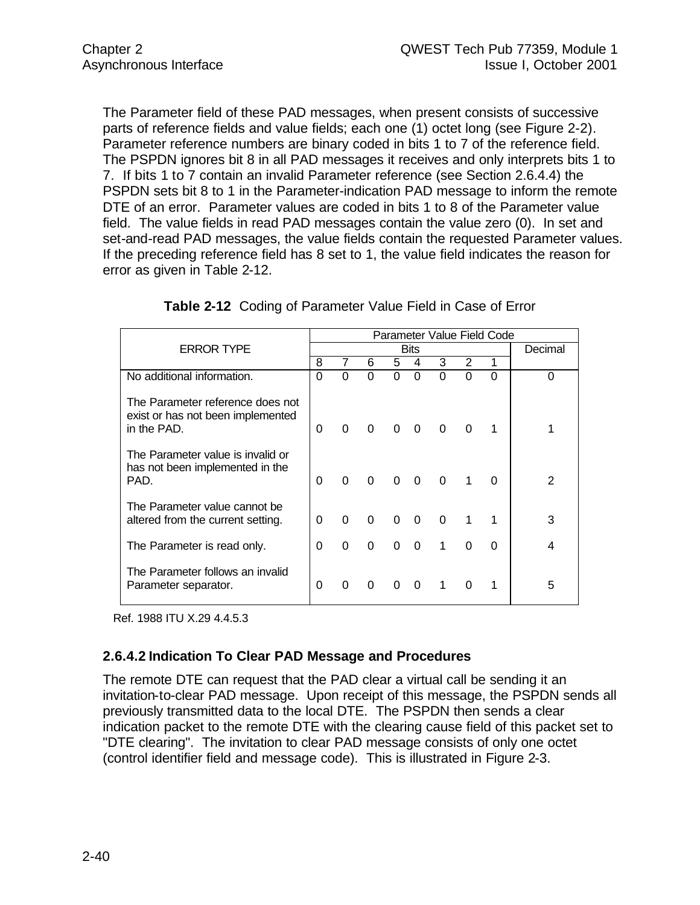The Parameter field of these PAD messages, when present consists of successive parts of reference fields and value fields; each one (1) octet long (see Figure 2-2). Parameter reference numbers are binary coded in bits 1 to 7 of the reference field. The PSPDN ignores bit 8 in all PAD messages it receives and only interprets bits 1 to 7. If bits 1 to 7 contain an invalid Parameter reference (see Section 2.6.4.4) the PSPDN sets bit 8 to 1 in the Parameter-indication PAD message to inform the remote DTE of an error. Parameter values are coded in bits 1 to 8 of the Parameter value field. The value fields in read PAD messages contain the value zero (0). In set and set-and-read PAD messages, the value fields contain the requested Parameter values. If the preceding reference field has 8 set to 1, the value field indicates the reason for error as given in Table 2-12.

**Table 2-12** Coding of Parameter Value Field in Case of Error

| ERROR TYPE | Parameter Value Field Code | | | | | | | | |
|---|---|---|---|---|---|---|---|---|---|
| | Bits | | | | | | | | Decimal |
| | 8 | 7 | 6 | 5 | 4 | 3 | 2 | 1 | |
| No additional information. | 0 | 0 | 0 | 0 | 0 | 0 | 0 | 0 | 0 |
| The Parameter reference does not exist or has not been implemented in the PAD. | 0 | 0 | 0 | 0 | 0 | 0 | 0 | 1 | 1 |
| The Parameter value is invalid or has not been implemented in the PAD. | 0 | 0 | 0 | 0 | 0 | 0 | 1 | 0 | 2 |
| The Parameter value cannot be altered from the current setting. | 0 | 0 | 0 | 0 | 0 | 0 | 1 | 1 | 3 |
| The Parameter is read only. | 0 | 0 | 0 | 0 | 0 | 1 | 0 | 0 | 4 |
| The Parameter follows an invalid Parameter separator. | 0 | 0 | 0 | 0 | 0 | 1 | 0 | 1 | 5 |

Ref. 1988 ITU X.29 4.4.5.3

### 2.6.4.2 Indication To Clear PAD Message and Procedures

The remote DTE can request that the PAD clear a virtual call be sending it an invitation-to-clear PAD message. Upon receipt of this message, the PSPDN sends all previously transmitted data to the local DTE. The PSPDN then sends a clear indication packet to the remote DTE with the clearing cause field of this packet set to "DTE clearing". The invitation to clear PAD message consists of only one octet (control identifier field and message code). This is illustrated in Figure 2-3.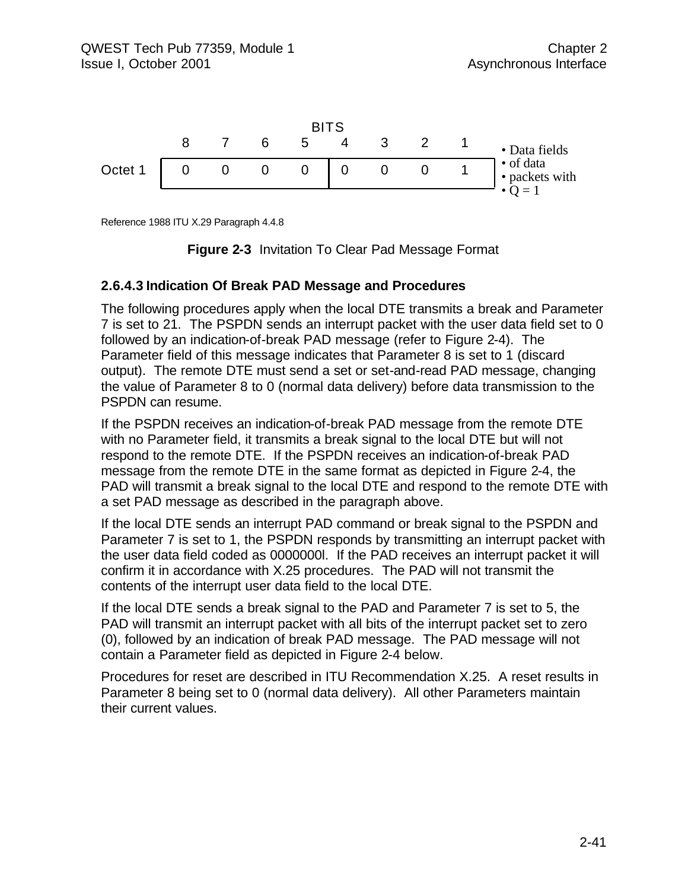| | BITS | | | | | | | | |
|---|---|---|---|---|---|---|---|---|---|
| | 8 | 7 | 6 | 5 | 4 | 3 | 2 | 1 | |
| Octet 1 | 0 | 0 | 0 | 0 | 0 | 0 | 0 | 1 | • Data fields • of data • packets with • Q = 1 |

Reference 1988 ITU X.29 Paragraph 4.4.8

**Figure 2-3** Invitation To Clear Pad Message Format

### 2.6.4.3 Indication Of Break PAD Message and Procedures

The following procedures apply when the local DTE transmits a break and Parameter 7 is set to 21. The PSPDN sends an interrupt packet with the user data field set to 0 followed by an indication-of-break PAD message (refer to Figure 2-4). The Parameter field of this message indicates that Parameter 8 is set to 1 (discard output). The remote DTE must send a set or set-and-read PAD message, changing the value of Parameter 8 to 0 (normal data delivery) before data transmission to the PSPDN can resume.

If the PSPDN receives an indication-of-break PAD message from the remote DTE with no Parameter field, it transmits a break signal to the local DTE but will not respond to the remote DTE. If the PSPDN receives an indication-of-break PAD message from the remote DTE in the same format as depicted in Figure 2-4, the PAD will transmit a break signal to the local DTE and respond to the remote DTE with a set PAD message as described in the paragraph above.

If the local DTE sends an interrupt PAD command or break signal to the PSPDN and Parameter 7 is set to 1, the PSPDN responds by transmitting an interrupt packet with the user data field coded as 0000000l. If the PAD receives an interrupt packet it will confirm it in accordance with X.25 procedures. The PAD will not transmit the contents of the interrupt user data field to the local DTE.

If the local DTE sends a break signal to the PAD and Parameter 7 is set to 5, the PAD will transmit an interrupt packet with all bits of the interrupt packet set to zero (0), followed by an indication of break PAD message. The PAD message will not contain a Parameter field as depicted in Figure 2-4 below.

Procedures for reset are described in ITU Recommendation X.25. A reset results in Parameter 8 being set to 0 (normal data delivery). All other Parameters maintain their current values.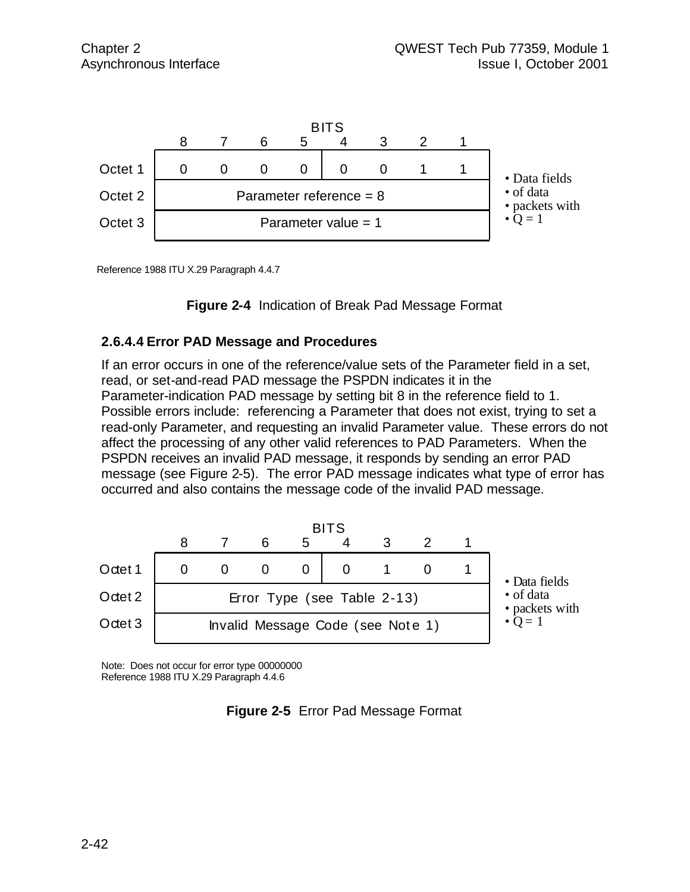| | BITS | | | | | | | | |
|---|---|---|---|---|---|---|---|---|---|
| | 8 | 7 | 6 | 5 | 4 | 3 | 2 | 1 | |
| Octet 1 | 0 | 0 | 0 | 0 | 0 | 0 | 1 | 1 | • Data fields |
| Octet 2 | Parameter reference = 8 | | | | | | | | • of data • packets with |
| Octet 3 | Parameter value = 1 | | | | | | | | • Q = 1 |

Reference 1988 ITU X.29 Paragraph 4.4.7

**Figure 2-4** Indication of Break Pad Message Format

### 2.6.4.4 Error PAD Message and Procedures

If an error occurs in one of the reference/value sets of the Parameter field in a set, read, or set-and-read PAD message the PSPDN indicates it in the Parameter-indication PAD message by setting bit 8 in the reference field to 1. Possible errors include: referencing a Parameter that does not exist, trying to set a read-only Parameter, and requesting an invalid Parameter value. These errors do not affect the processing of any other valid references to PAD Parameters. When the PSPDN receives an invalid PAD message, it responds by sending an error PAD message (see Figure 2-5). The error PAD message indicates what type of error has occurred and also contains the message code of the invalid PAD message.

| | BITS | | | | | | | | |
|---|---|---|---|---|---|---|---|---|---|
| | 8 | 7 | 6 | 5 | 4 | 3 | 2 | 1 | |
| Octet 1 | 0 | 0 | 0 | 0 | 0 | 1 | 0 | 1 | • Data fields |
| Octet 2 | Error Type (see Table 2-13) | | | | | | | | • of data • packets with |
| Octet 3 | Invalid Message Code (see Note 1) | | | | | | | | • Q = 1 |

Note: Does not occur for error type 00000000
Reference 1988 ITU X.29 Paragraph 4.4.6

**Figure 2-5** Error Pad Message Format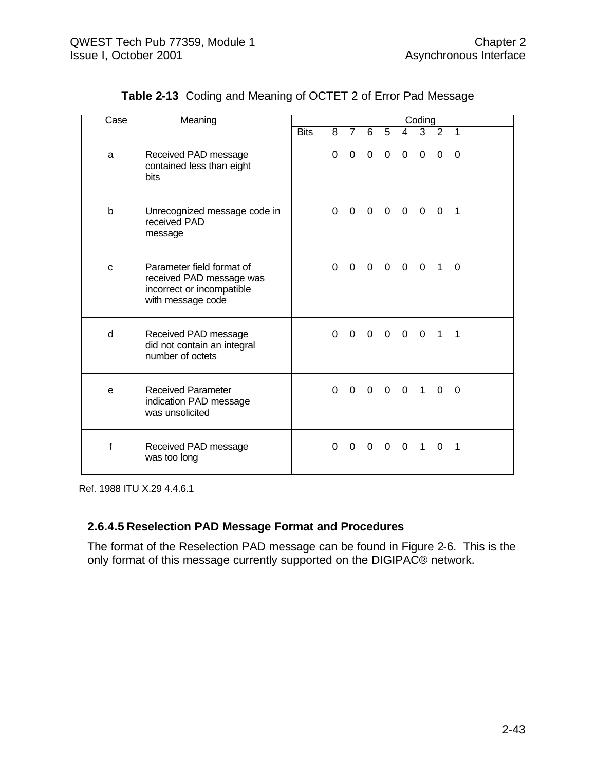**Table 2-13** Coding and Meaning of OCTET 2 of Error Pad Message

| Case | Meaning | Coding | | | | | | | | |
|---|---|---|---|---|---|---|---|---|---|---|
| | | Bits | 8 | 7 | 6 | 5 | 4 | 3 | 2 | 1 |
| a | Received PAD message contained less than eight bits | | 0 | 0 | 0 | 0 | 0 | 0 | 0 | 0 |
| b | Unrecognized message code in received PAD message | | 0 | 0 | 0 | 0 | 0 | 0 | 0 | 1 |
| c | Parameter field format of received PAD message was incorrect or incompatible with message code | | 0 | 0 | 0 | 0 | 0 | 0 | 1 | 0 |
| d | Received PAD message did not contain an integral number of octets | | 0 | 0 | 0 | 0 | 0 | 0 | 1 | 1 |
| e | Received Parameter indication PAD message was unsolicited | | 0 | 0 | 0 | 0 | 0 | 1 | 0 | 0 |
| f | Received PAD message was too long | | 0 | 0 | 0 | 0 | 0 | 1 | 0 | 1 |

Ref. 1988 ITU X.29 4.4.6.1

### 2.6.4.5 Reselection PAD Message Format and Procedures

The format of the Reselection PAD message can be found in Figure 2-6. This is the only format of this message currently supported on the DIGIPAC® network.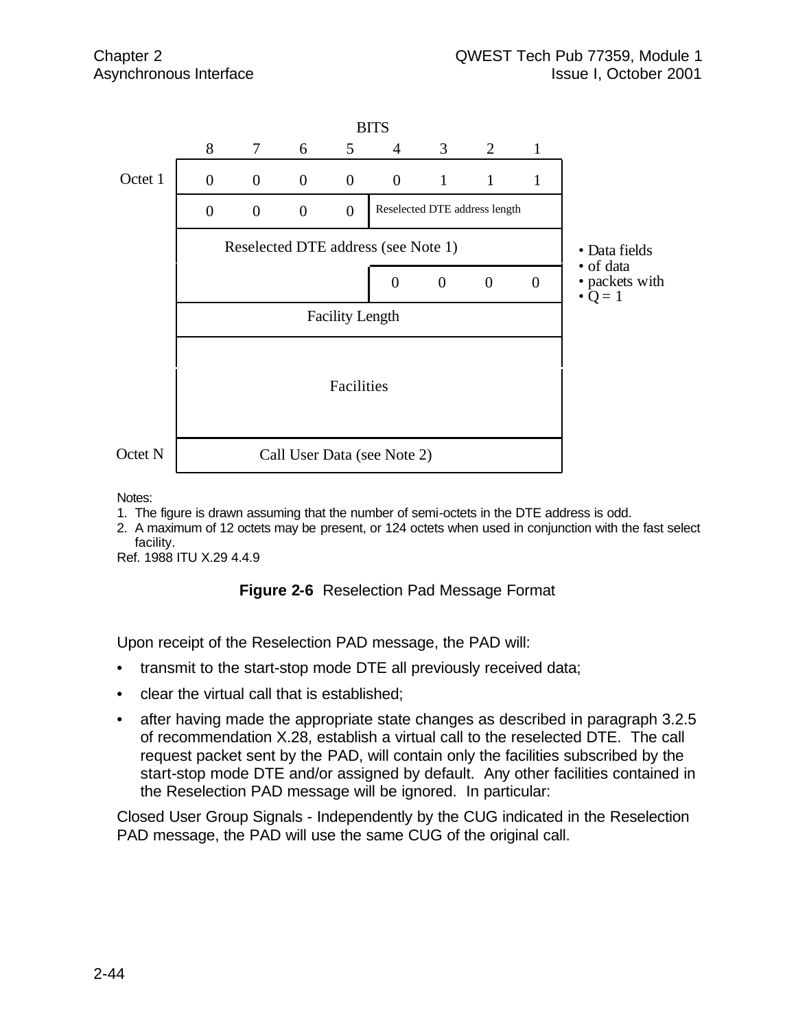| | BITS | | | | | | | | |
|---|---|---|---|---|---|---|---|---|---|
| | 8 | 7 | 6 | 5 | 4 | 3 | 2 | 1 | |
| Octet 1 | 0 | 0 | 0 | 0 | 0 | 1 | 1 | 1 | |
| | 0 | 0 | 0 | 0 | Reselected DTE address length | | | | |
| | Reselected DTE address (see Note 1) | | | | | | | | • Data fields • of data • packets with • Q = 1 |
| | | | | | 0 | 0 | 0 | 0 | |
| | Facility Length | | | | | | | | |
| | Facilities | | | | | | | | |
| Octet N | Call User Data (see Note 2) | | | | | | | | |

Notes:

1. The figure is drawn assuming that the number of semi-octets in the DTE address is odd.
2. A maximum of 12 octets may be present, or 124 octets when used in conjunction with the fast select facility.

Ref. 1988 ITU X.29 4.4.9

**Figure 2-6** Reselection Pad Message Format

Upon receipt of the Reselection PAD message, the PAD will:

- transmit to the start-stop mode DTE all previously received data;
- clear the virtual call that is established;
- after having made the appropriate state changes as described in paragraph 3.2.5 of recommendation X.28, establish a virtual call to the reselected DTE. The call request packet sent by the PAD, will contain only the facilities subscribed by the start-stop mode DTE and/or assigned by default. Any other facilities contained in the Reselection PAD message will be ignored. In particular:

Closed User Group Signals - Independently by the CUG indicated in the Reselection PAD message, the PAD will use the same CUG of the original call.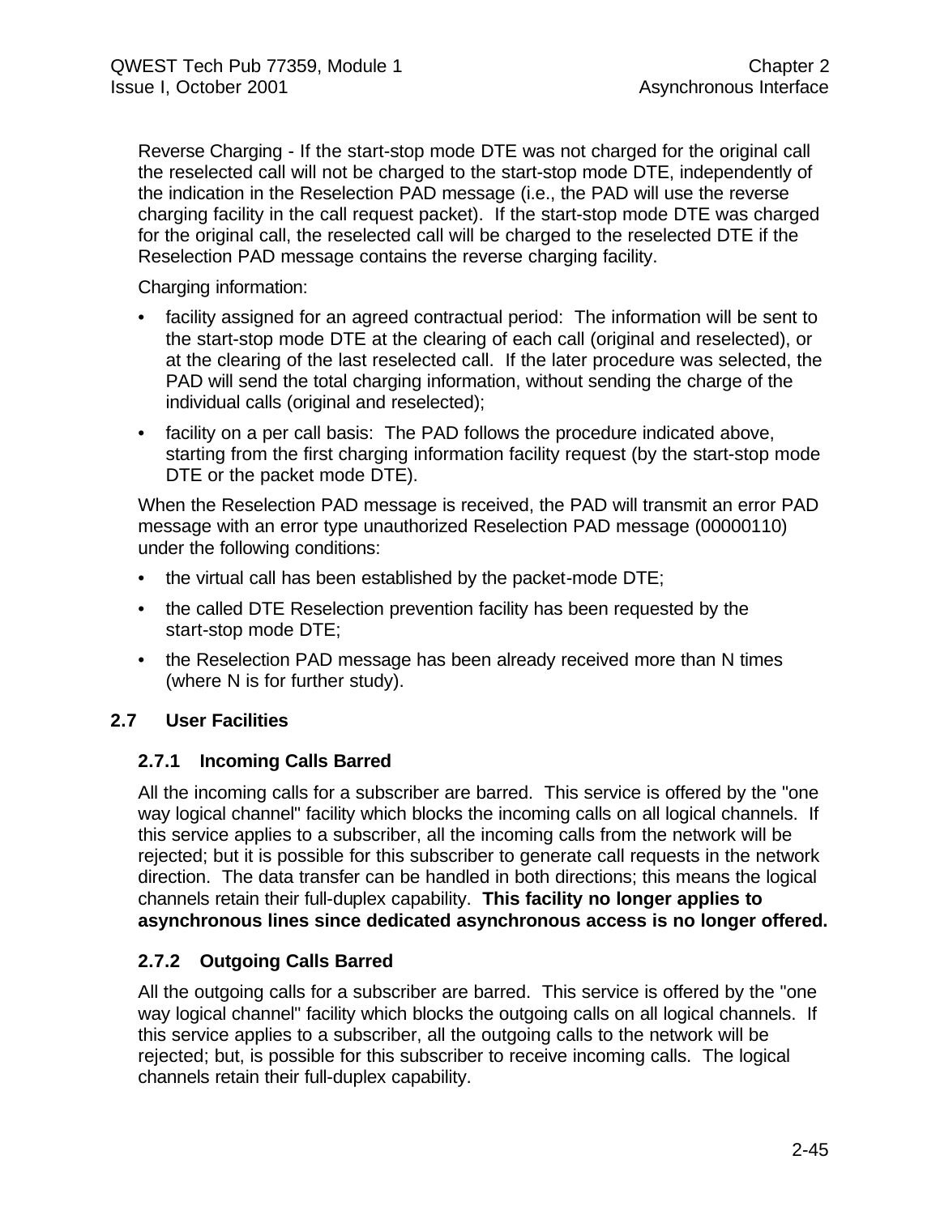Reverse Charging - If the start-stop mode DTE was not charged for the original call the reselected call will not be charged to the start-stop mode DTE, independently of the indication in the Reselection PAD message (i.e., the PAD will use the reverse charging facility in the call request packet). If the start-stop mode DTE was charged for the original call, the reselected call will be charged to the reselected DTE if the Reselection PAD message contains the reverse charging facility.

Charging information:

- facility assigned for an agreed contractual period: The information will be sent to the start-stop mode DTE at the clearing of each call (original and reselected), or at the clearing of the last reselected call. If the later procedure was selected, the PAD will send the total charging information, without sending the charge of the individual calls (original and reselected);
- facility on a per call basis: The PAD follows the procedure indicated above, starting from the first charging information facility request (by the start-stop mode DTE or the packet mode DTE).

When the Reselection PAD message is received, the PAD will transmit an error PAD message with an error type unauthorized Reselection PAD message (00000110) under the following conditions:

- the virtual call has been established by the packet-mode DTE;
- the called DTE Reselection prevention facility has been requested by the start-stop mode DTE;
- the Reselection PAD message has been already received more than N times (where N is for further study).

## 2.7 User Facilities

### 2.7.1 Incoming Calls Barred

All the incoming calls for a subscriber are barred. This service is offered by the "one way logical channel" facility which blocks the incoming calls on all logical channels. If this service applies to a subscriber, all the incoming calls from the network will be rejected; but it is possible for this subscriber to generate call requests in the network direction. The data transfer can be handled in both directions; this means the logical channels retain their full-duplex capability. **This facility no longer applies to asynchronous lines since dedicated asynchronous access is no longer offered.**

### 2.7.2 Outgoing Calls Barred

All the outgoing calls for a subscriber are barred. This service is offered by the "one way logical channel" facility which blocks the outgoing calls on all logical channels. If this service applies to a subscriber, all the outgoing calls to the network will be rejected; but, is possible for this subscriber to receive incoming calls. The logical channels retain their full-duplex capability.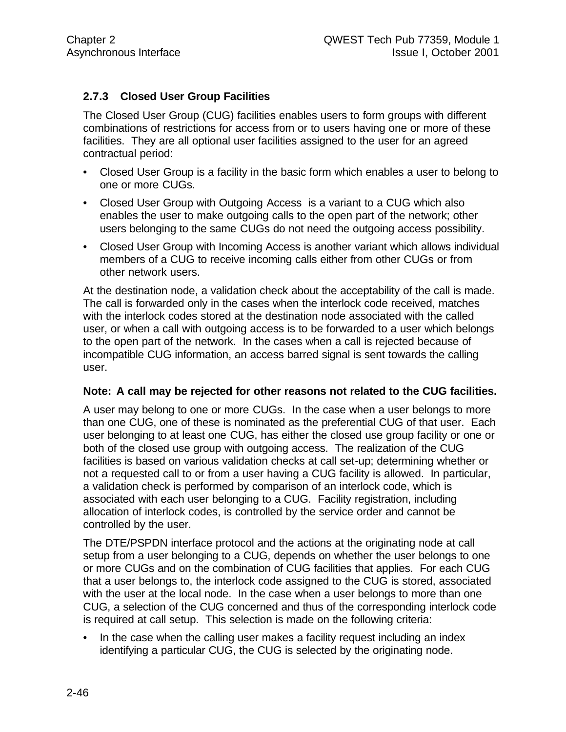### 2.7.3 Closed User Group Facilities

The Closed User Group (CUG) facilities enables users to form groups with different combinations of restrictions for access from or to users having one or more of these facilities. They are all optional user facilities assigned to the user for an agreed contractual period:

- Closed User Group is a facility in the basic form which enables a user to belong to one or more CUGs.
- Closed User Group with Outgoing Access is a variant to a CUG which also enables the user to make outgoing calls to the open part of the network; other users belonging to the same CUGs do not need the outgoing access possibility.
- Closed User Group with Incoming Access is another variant which allows individual members of a CUG to receive incoming calls either from other CUGs or from other network users.

At the destination node, a validation check about the acceptability of the call is made. The call is forwarded only in the cases when the interlock code received, matches with the interlock codes stored at the destination node associated with the called user, or when a call with outgoing access is to be forwarded to a user which belongs to the open part of the network. In the cases when a call is rejected because of incompatible CUG information, an access barred signal is sent towards the calling user.

**Note: A call may be rejected for other reasons not related to the CUG facilities.**

A user may belong to one or more CUGs. In the case when a user belongs to more than one CUG, one of these is nominated as the preferential CUG of that user. Each user belonging to at least one CUG, has either the closed use group facility or one or both of the closed use group with outgoing access. The realization of the CUG facilities is based on various validation checks at call set-up; determining whether or not a requested call to or from a user having a CUG facility is allowed. In particular, a validation check is performed by comparison of an interlock code, which is associated with each user belonging to a CUG. Facility registration, including allocation of interlock codes, is controlled by the service order and cannot be controlled by the user.

The DTE/PSPDN interface protocol and the actions at the originating node at call setup from a user belonging to a CUG, depends on whether the user belongs to one or more CUGs and on the combination of CUG facilities that applies. For each CUG that a user belongs to, the interlock code assigned to the CUG is stored, associated with the user at the local node. In the case when a user belongs to more than one CUG, a selection of the CUG concerned and thus of the corresponding interlock code is required at call setup. This selection is made on the following criteria:

- In the case when the calling user makes a facility request including an index identifying a particular CUG, the CUG is selected by the originating node.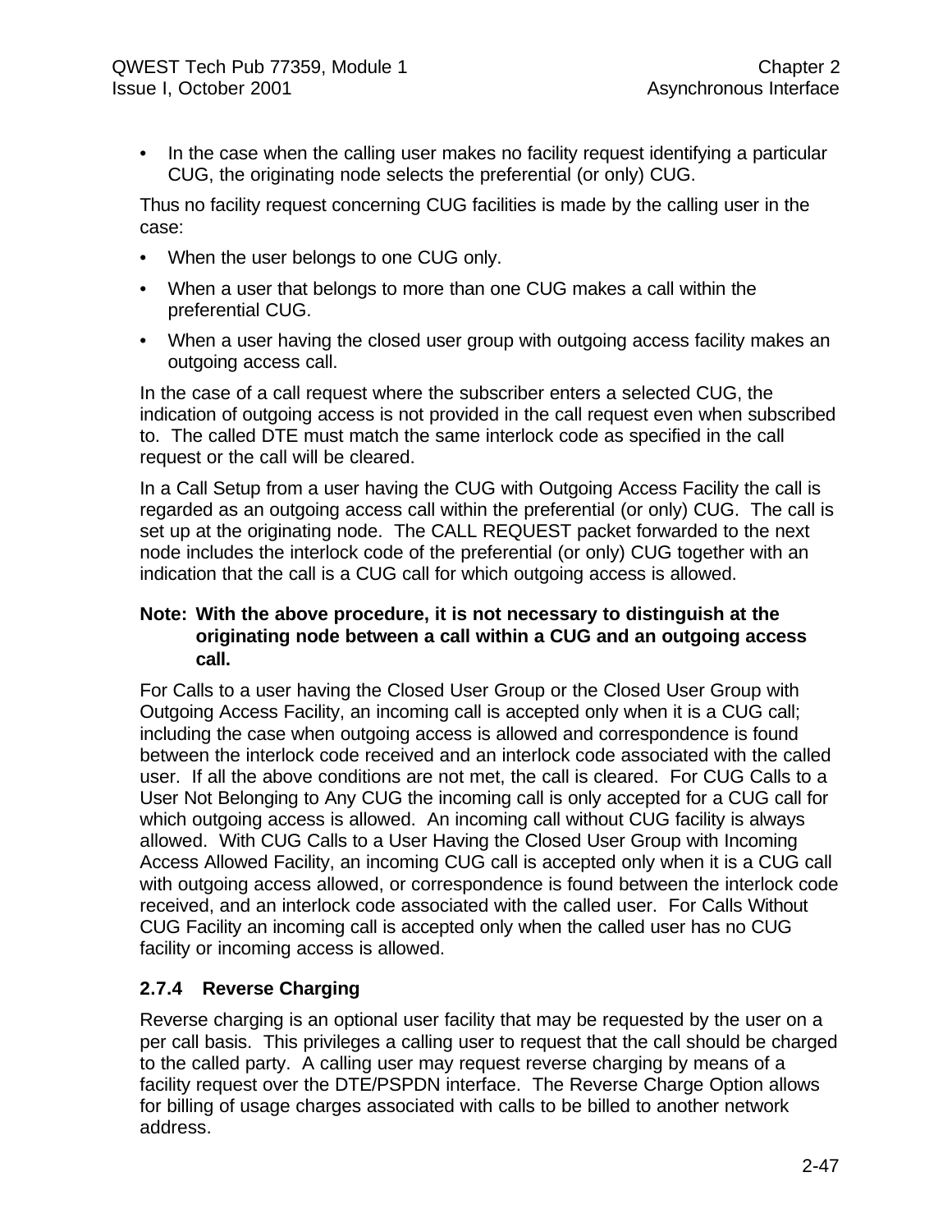- In the case when the calling user makes no facility request identifying a particular CUG, the originating node selects the preferential (or only) CUG.

Thus no facility request concerning CUG facilities is made by the calling user in the case:

- When the user belongs to one CUG only.
- When a user that belongs to more than one CUG makes a call within the preferential CUG.
- When a user having the closed user group with outgoing access facility makes an outgoing access call.

In the case of a call request where the subscriber enters a selected CUG, the indication of outgoing access is not provided in the call request even when subscribed to. The called DTE must match the same interlock code as specified in the call request or the call will be cleared.

In a Call Setup from a user having the CUG with Outgoing Access Facility the call is regarded as an outgoing access call within the preferential (or only) CUG. The call is set up at the originating node. The CALL REQUEST packet forwarded to the next node includes the interlock code of the preferential (or only) CUG together with an indication that the call is a CUG call for which outgoing access is allowed.

**Note: With the above procedure, it is not necessary to distinguish at the originating node between a call within a CUG and an outgoing access call.**

For Calls to a user having the Closed User Group or the Closed User Group with Outgoing Access Facility, an incoming call is accepted only when it is a CUG call; including the case when outgoing access is allowed and correspondence is found between the interlock code received and an interlock code associated with the called user. If all the above conditions are not met, the call is cleared. For CUG Calls to a User Not Belonging to Any CUG the incoming call is only accepted for a CUG call for which outgoing access is allowed. An incoming call without CUG facility is always allowed. With CUG Calls to a User Having the Closed User Group with Incoming Access Allowed Facility, an incoming CUG call is accepted only when it is a CUG call with outgoing access allowed, or correspondence is found between the interlock code received, and an interlock code associated with the called user. For Calls Without CUG Facility an incoming call is accepted only when the called user has no CUG facility or incoming access is allowed.

### 2.7.4 Reverse Charging

Reverse charging is an optional user facility that may be requested by the user on a per call basis. This privileges a calling user to request that the call should be charged to the called party. A calling user may request reverse charging by means of a facility request over the DTE/PSPDN interface. The Reverse Charge Option allows for billing of usage charges associated with calls to be billed to another network address.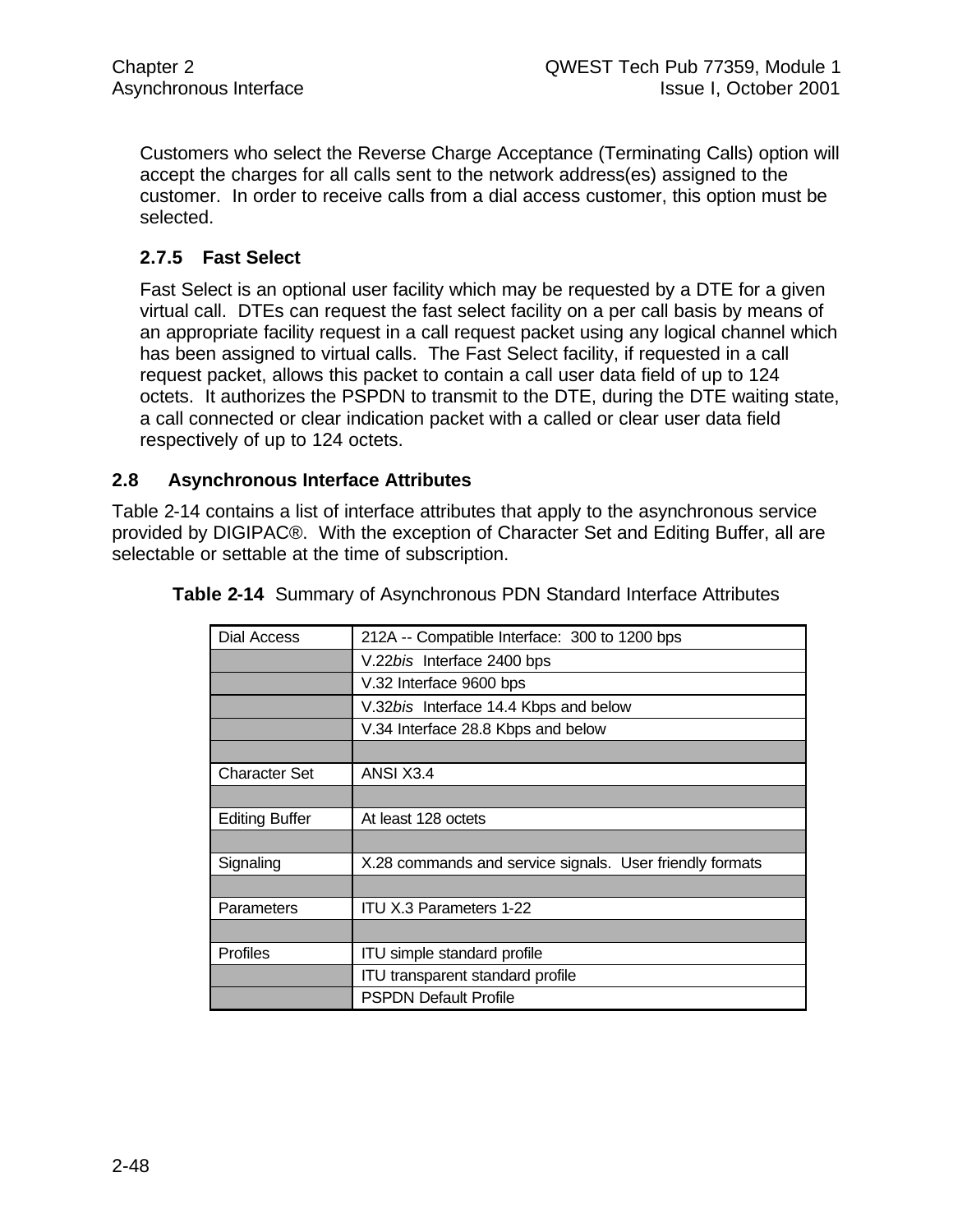Customers who select the Reverse Charge Acceptance (Terminating Calls) option will accept the charges for all calls sent to the network address(es) assigned to the customer. In order to receive calls from a dial access customer, this option must be selected.

### 2.7.5 Fast Select

Fast Select is an optional user facility which may be requested by a DTE for a given virtual call. DTEs can request the fast select facility on a per call basis by means of an appropriate facility request in a call request packet using any logical channel which has been assigned to virtual calls. The Fast Select facility, if requested in a call request packet, allows this packet to contain a call user data field of up to 124 octets. It authorizes the PSPDN to transmit to the DTE, during the DTE waiting state, a call connected or clear indication packet with a called or clear user data field respectively of up to 124 octets.

## 2.8 Asynchronous Interface Attributes

Table 2-14 contains a list of interface attributes that apply to the asynchronous service provided by DIGIPAC®. With the exception of Character Set and Editing Buffer, all are selectable or settable at the time of subscription.

**Table 2-14** Summary of Asynchronous PDN Standard Interface Attributes

| | |
|---|---|
| Dial Access | 212A -- Compatible Interface: 300 to 1200 bps |
| | V.22*bis* Interface 2400 bps |
| | V.32 Interface 9600 bps |
| | V.32*bis* Interface 14.4 Kbps and below |
| | V.34 Interface 28.8 Kbps and below |
| | |
| Character Set | ANSI X3.4 |
| | |
| Editing Buffer | At least 128 octets |
| | |
| Signaling | X.28 commands and service signals. User friendly formats |
| | |
| Parameters | ITU X.3 Parameters 1-22 |
| | |
| Profiles | ITU simple standard profile |
| | ITU transparent standard profile |
| | PSPDN Default Profile |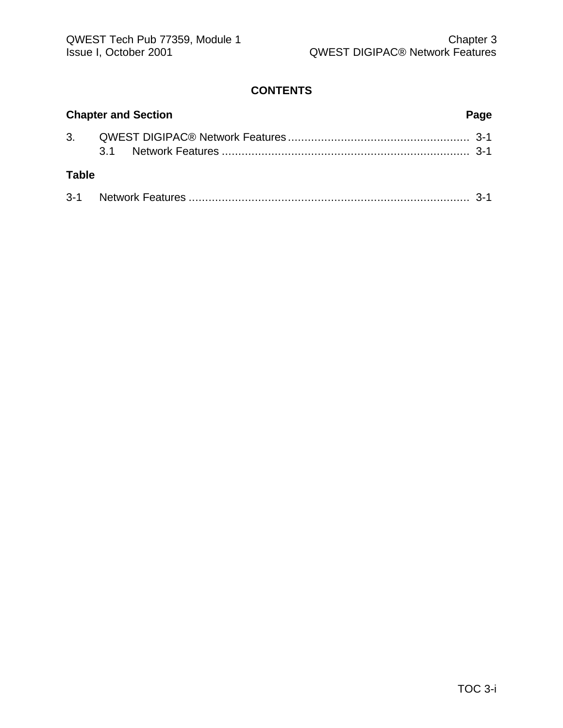## CONTENTS

**Chapter and Section** **Page**

3. QWEST DIGIPAC® Network Features ...................................................... 3-1
   - 3.1 Network Features ........................................................................... 3-1

**Table**

3-1 Network Features .................................................................................... 3-1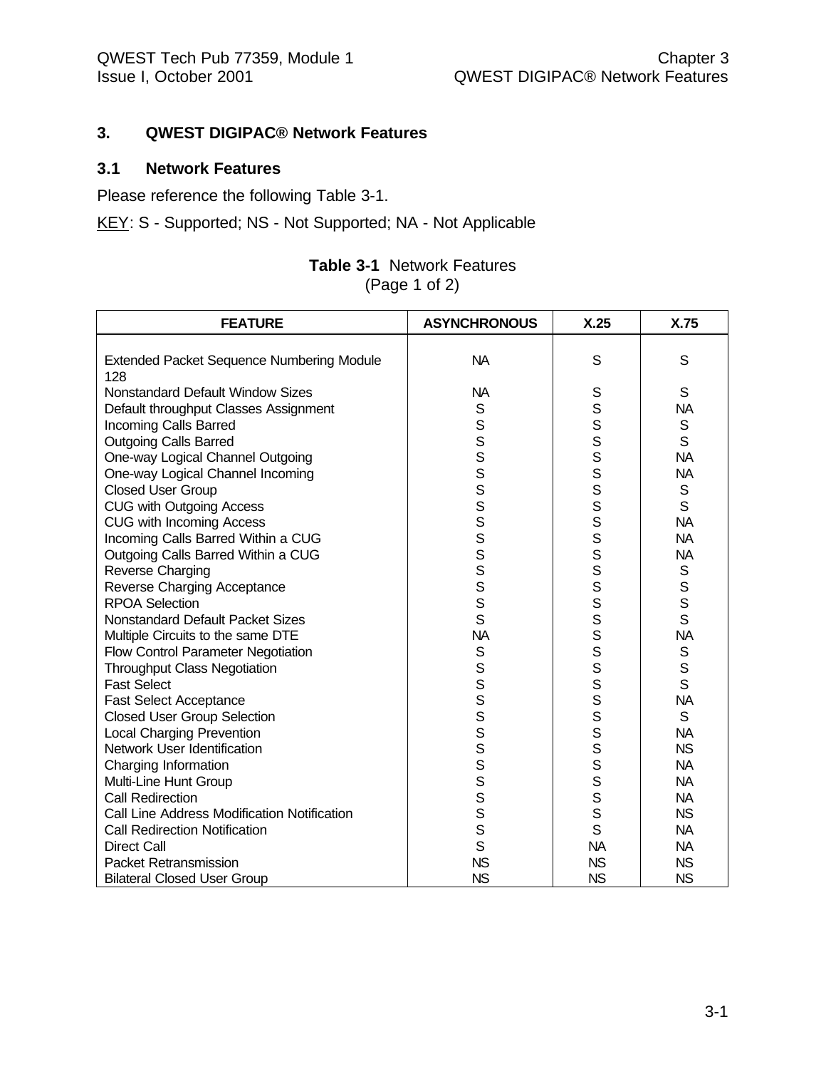## 3. QWEST DIGIPAC® Network Features

### 3.1 Network Features

Please reference the following Table 3-1.

KEY: S - Supported; NS - Not Supported; NA - Not Applicable

**Table 3-1** Network Features
(Page 1 of 2)

| FEATURE | ASYNCHRONOUS | X.25 | X.75 |
|---|---|---|---|
| Extended Packet Sequence Numbering Module 128 | NA | S | S |
| Nonstandard Default Window Sizes | NA | S | S |
| Default throughput Classes Assignment | S | S | NA |
| Incoming Calls Barred | S | S | S |
| Outgoing Calls Barred | S | S | S |
| One-way Logical Channel Outgoing | S | S | NA |
| One-way Logical Channel Incoming | S | S | NA |
| Closed User Group | S | S | S |
| CUG with Outgoing Access | S | S | S |
| CUG with Incoming Access | S | S | NA |
| Incoming Calls Barred Within a CUG | S | S | NA |
| Outgoing Calls Barred Within a CUG | S | S | NA |
| Reverse Charging | S | S | S |
| Reverse Charging Acceptance | S | S | S |
| RPOA Selection | S | S | S |
| Nonstandard Default Packet Sizes | S | S | S |
| Multiple Circuits to the same DTE | NA | S | NA |
| Flow Control Parameter Negotiation | S | S | S |
| Throughput Class Negotiation | S | S | S |
| Fast Select | S | S | S |
| Fast Select Acceptance | S | S | NA |
| Closed User Group Selection | S | S | S |
| Local Charging Prevention | S | S | NA |
| Network User Identification | S | S | NS |
| Charging Information | S | S | NA |
| Multi-Line Hunt Group | S | S | NA |
| Call Redirection | S | S | NA |
| Call Line Address Modification Notification | S | S | NS |
| Call Redirection Notification | S | S | NA |
| Direct Call | S | NA | NA |
| Packet Retransmission | NS | NS | NS |
| Bilateral Closed User Group | NS | NS | NS |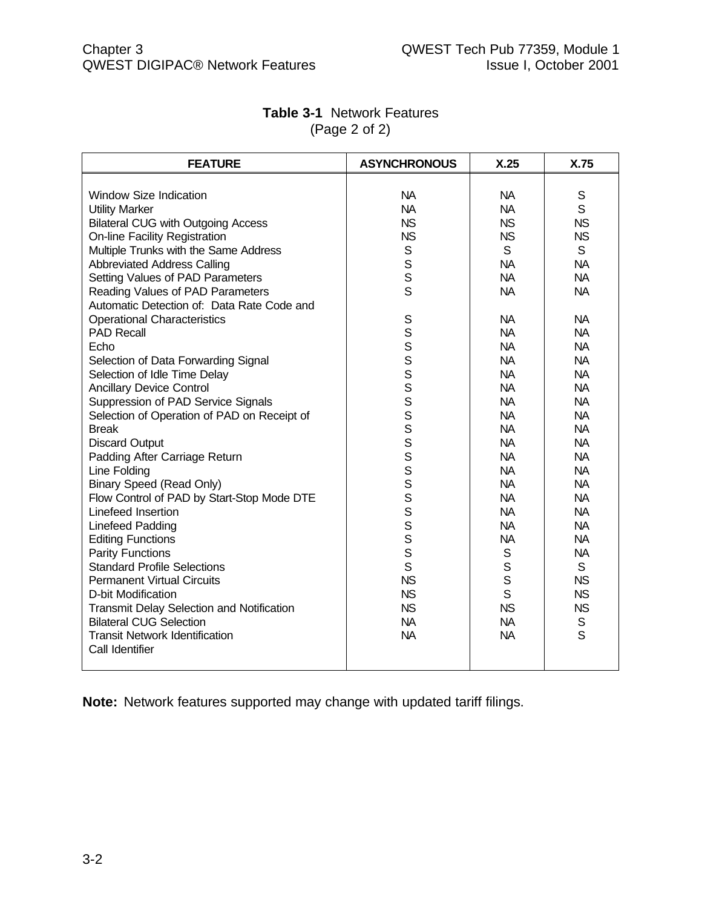**Table 3-1** Network Features
(Page 2 of 2)

| FEATURE | ASYNCHRONOUS | X.25 | X.75 |
|---|---|---|---|
| Window Size Indication | NA | NA | S |
| Utility Marker | NA | NA | S |
| Bilateral CUG with Outgoing Access | NS | NS | NS |
| On-line Facility Registration | NS | NS | NS |
| Multiple Trunks with the Same Address | S | S | S |
| Abbreviated Address Calling | S | NA | NA |
| Setting Values of PAD Parameters | S | NA | NA |
| Reading Values of PAD Parameters | S | NA | NA |
| Automatic Detection of: Data Rate Code and Operational Characteristics | S | NA | NA |
| PAD Recall | S | NA | NA |
| Echo | S | NA | NA |
| Selection of Data Forwarding Signal | S | NA | NA |
| Selection of Idle Time Delay | S | NA | NA |
| Ancillary Device Control | S | NA | NA |
| Suppression of PAD Service Signals | S | NA | NA |
| Selection of Operation of PAD on Receipt of | S | NA | NA |
| Break | S | NA | NA |
| Discard Output | S | NA | NA |
| Padding After Carriage Return | S | NA | NA |
| Line Folding | S | NA | NA |
| Binary Speed (Read Only) | S | NA | NA |
| Flow Control of PAD by Start-Stop Mode DTE | S | NA | NA |
| Linefeed Insertion | S | NA | NA |
| Linefeed Padding | S | NA | NA |
| Editing Functions | S | NA | NA |
| Parity Functions | S | S | NA |
| Standard Profile Selections | S | S | S |
| Permanent Virtual Circuits | NS | S | NS |
| D-bit Modification | NS | S | NS |
| Transmit Delay Selection and Notification | NS | NS | NS |
| Bilateral CUG Selection | NA | NA | S |
| Transit Network Identification | NA | NA | S |
| Call Identifier | | | |

**Note:** Network features supported may change with updated tariff filings.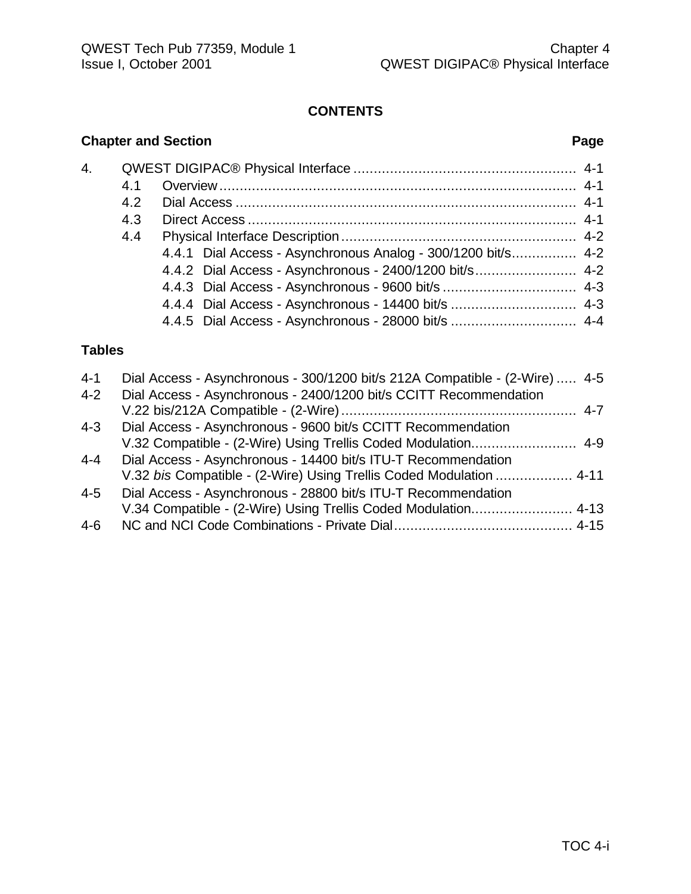# CONTENTS

**Chapter and Section** **Page**

4. QWEST DIGIPAC® Physical Interface ........................................................ 4-1
   - 4.1 Overview.......................................................................................... 4-1
   - 4.2 Dial Access ..................................................................................... 4-1
   - 4.3 Direct Access .................................................................................. 4-1
   - 4.4 Physical Interface Description.......................................................... 4-2
     - 4.4.1 Dial Access - Asynchronous Analog - 300/1200 bit/s................ 4-2
     - 4.4.2 Dial Access - Asynchronous - 2400/1200 bit/s......................... 4-2
     - 4.4.3 Dial Access - Asynchronous - 9600 bit/s ................................. 4-3
     - 4.4.4 Dial Access - Asynchronous - 14400 bit/s ............................... 4-3
     - 4.4.5 Dial Access - Asynchronous - 28000 bit/s ............................... 4-4

**Tables**

- 4-1 Dial Access - Asynchronous - 300/1200 bit/s 212A Compatible - (2-Wire) ..... 4-5
- 4-2 Dial Access - Asynchronous - 2400/1200 bit/s CCITT Recommendation V.22 bis/212A Compatible - (2-Wire).......................................................... 4-7
- 4-3 Dial Access - Asynchronous - 9600 bit/s CCITT Recommendation V.32 Compatible - (2-Wire) Using Trellis Coded Modulation.......................... 4-9
- 4-4 Dial Access - Asynchronous - 14400 bit/s ITU-T Recommendation V.32 *bis* Compatible - (2-Wire) Using Trellis Coded Modulation ................... 4-11
- 4-5 Dial Access - Asynchronous - 28800 bit/s ITU-T Recommendation V.34 Compatible - (2-Wire) Using Trellis Coded Modulation......................... 4-13
- 4-6 NC and NCI Code Combinations - Private Dial............................................ 4-15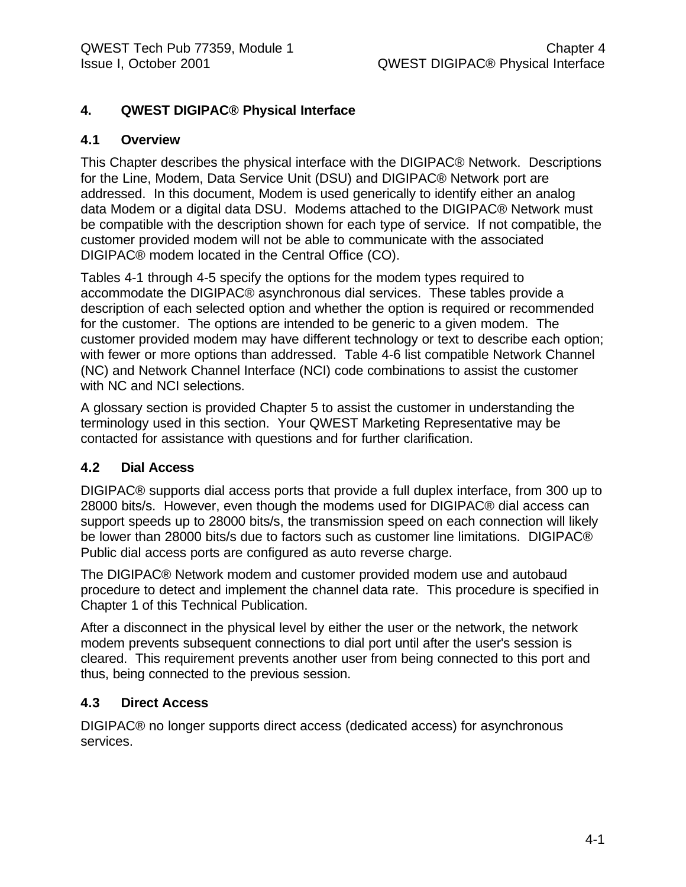# 4. QWEST DIGIPAC® Physical Interface

## 4.1 Overview

This Chapter describes the physical interface with the DIGIPAC® Network. Descriptions for the Line, Modem, Data Service Unit (DSU) and DIGIPAC® Network port are addressed. In this document, Modem is used generically to identify either an analog data Modem or a digital data DSU. Modems attached to the DIGIPAC® Network must be compatible with the description shown for each type of service. If not compatible, the customer provided modem will not be able to communicate with the associated DIGIPAC® modem located in the Central Office (CO).

Tables 4-1 through 4-5 specify the options for the modem types required to accommodate the DIGIPAC® asynchronous dial services. These tables provide a description of each selected option and whether the option is required or recommended for the customer. The options are intended to be generic to a given modem. The customer provided modem may have different technology or text to describe each option; with fewer or more options than addressed. Table 4-6 list compatible Network Channel (NC) and Network Channel Interface (NCI) code combinations to assist the customer with NC and NCI selections.

A glossary section is provided Chapter 5 to assist the customer in understanding the terminology used in this section. Your QWEST Marketing Representative may be contacted for assistance with questions and for further clarification.

## 4.2 Dial Access

DIGIPAC® supports dial access ports that provide a full duplex interface, from 300 up to 28000 bits/s. However, even though the modems used for DIGIPAC® dial access can support speeds up to 28000 bits/s, the transmission speed on each connection will likely be lower than 28000 bits/s due to factors such as customer line limitations. DIGIPAC® Public dial access ports are configured as auto reverse charge.

The DIGIPAC® Network modem and customer provided modem use and autobaud procedure to detect and implement the channel data rate. This procedure is specified in Chapter 1 of this Technical Publication.

After a disconnect in the physical level by either the user or the network, the network modem prevents subsequent connections to dial port until after the user's session is cleared. This requirement prevents another user from being connected to this port and thus, being connected to the previous session.

## 4.3 Direct Access

DIGIPAC® no longer supports direct access (dedicated access) for asynchronous services.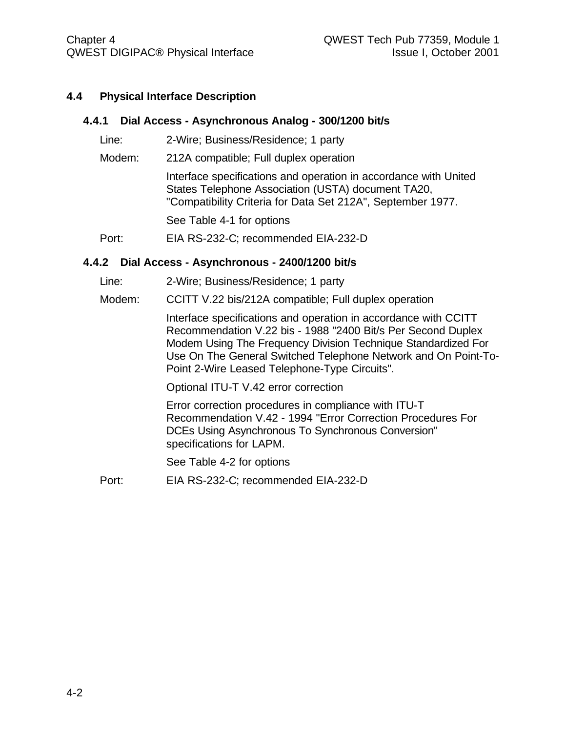## 4.4 Physical Interface Description

### 4.4.1 Dial Access - Asynchronous Analog - 300/1200 bit/s

Line: 2-Wire; Business/Residence; 1 party

Modem: 212A compatible; Full duplex operation

Interface specifications and operation in accordance with United States Telephone Association (USTA) document TA20, "Compatibility Criteria for Data Set 212A", September 1977.

See Table 4-1 for options

Port: EIA RS-232-C; recommended EIA-232-D

### 4.4.2 Dial Access - Asynchronous - 2400/1200 bit/s

Line: 2-Wire; Business/Residence; 1 party

Modem: CCITT V.22 bis/212A compatible; Full duplex operation

Interface specifications and operation in accordance with CCITT Recommendation V.22 bis - 1988 "2400 Bit/s Per Second Duplex Modem Using The Frequency Division Technique Standardized For Use On The General Switched Telephone Network and On Point-To-Point 2-Wire Leased Telephone-Type Circuits".

Optional ITU-T V.42 error correction

Error correction procedures in compliance with ITU-T Recommendation V.42 - 1994 "Error Correction Procedures For DCEs Using Asynchronous To Synchronous Conversion" specifications for LAPM.

See Table 4-2 for options

Port: EIA RS-232-C; recommended EIA-232-D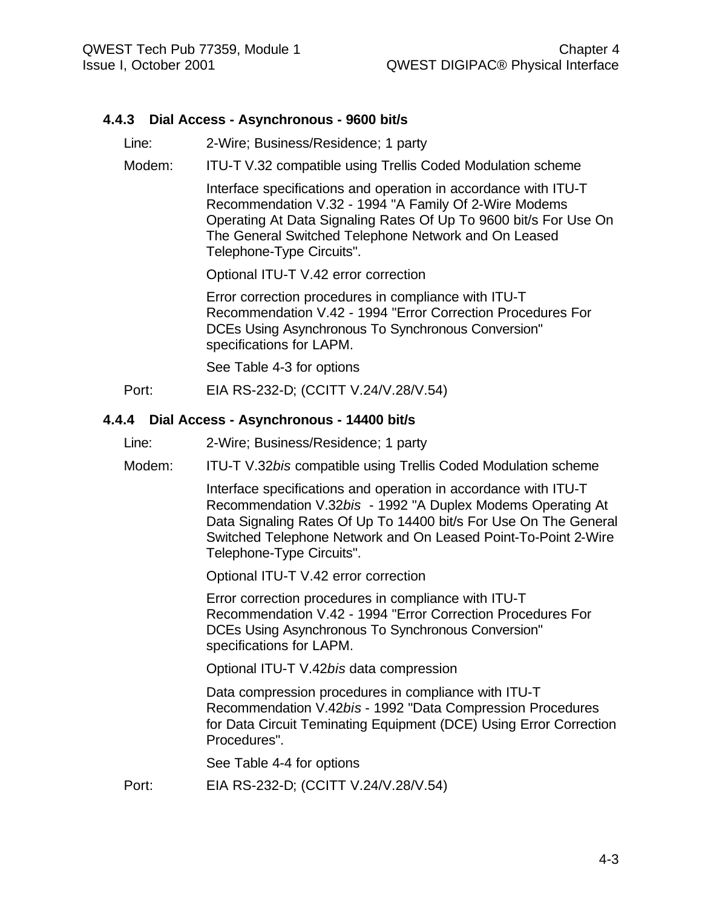### 4.4.3 Dial Access - Asynchronous - 9600 bit/s

Line: 2-Wire; Business/Residence; 1 party

Modem: ITU-T V.32 compatible using Trellis Coded Modulation scheme

Interface specifications and operation in accordance with ITU-T Recommendation V.32 - 1994 "A Family Of 2-Wire Modems Operating At Data Signaling Rates Of Up To 9600 bit/s For Use On The General Switched Telephone Network and On Leased Telephone-Type Circuits".

Optional ITU-T V.42 error correction

Error correction procedures in compliance with ITU-T Recommendation V.42 - 1994 "Error Correction Procedures For DCEs Using Asynchronous To Synchronous Conversion" specifications for LAPM.

See Table 4-3 for options

Port: EIA RS-232-D; (CCITT V.24/V.28/V.54)

### 4.4.4 Dial Access - Asynchronous - 14400 bit/s

Line: 2-Wire; Business/Residence; 1 party

Modem: ITU-T V.32*bis* compatible using Trellis Coded Modulation scheme

Interface specifications and operation in accordance with ITU-T Recommendation V.32*bis* - 1992 "A Duplex Modems Operating At Data Signaling Rates Of Up To 14400 bit/s For Use On The General Switched Telephone Network and On Leased Point-To-Point 2-Wire Telephone-Type Circuits".

Optional ITU-T V.42 error correction

Error correction procedures in compliance with ITU-T Recommendation V.42 - 1994 "Error Correction Procedures For DCEs Using Asynchronous To Synchronous Conversion" specifications for LAPM.

Optional ITU-T V.42*bis* data compression

Data compression procedures in compliance with ITU-T Recommendation V.42*bis* - 1992 "Data Compression Procedures for Data Circuit Teminating Equipment (DCE) Using Error Correction Procedures".

See Table 4-4 for options

Port: EIA RS-232-D; (CCITT V.24/V.28/V.54)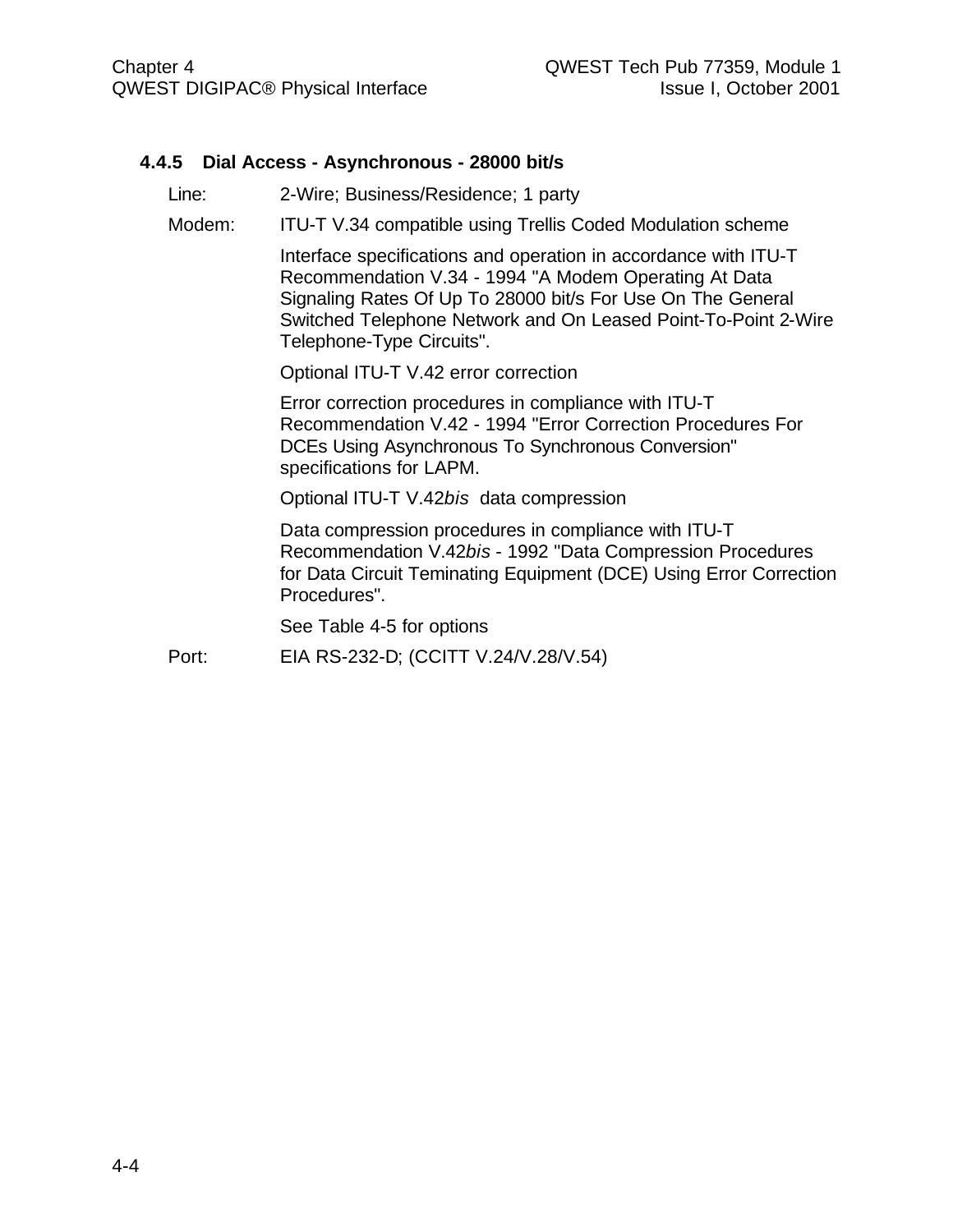### 4.4.5 Dial Access - Asynchronous - 28000 bit/s

Line: 2-Wire; Business/Residence; 1 party

Modem: ITU-T V.34 compatible using Trellis Coded Modulation scheme

Interface specifications and operation in accordance with ITU-T Recommendation V.34 - 1994 "A Modem Operating At Data Signaling Rates Of Up To 28000 bit/s For Use On The General Switched Telephone Network and On Leased Point-To-Point 2-Wire Telephone-Type Circuits".

Optional ITU-T V.42 error correction

Error correction procedures in compliance with ITU-T Recommendation V.42 - 1994 "Error Correction Procedures For DCEs Using Asynchronous To Synchronous Conversion" specifications for LAPM.

Optional ITU-T V.42*bis* data compression

Data compression procedures in compliance with ITU-T Recommendation V.42*bis* - 1992 "Data Compression Procedures for Data Circuit Teminating Equipment (DCE) Using Error Correction Procedures".

See Table 4-5 for options

Port: EIA RS-232-D; (CCITT V.24/V.28/V.54)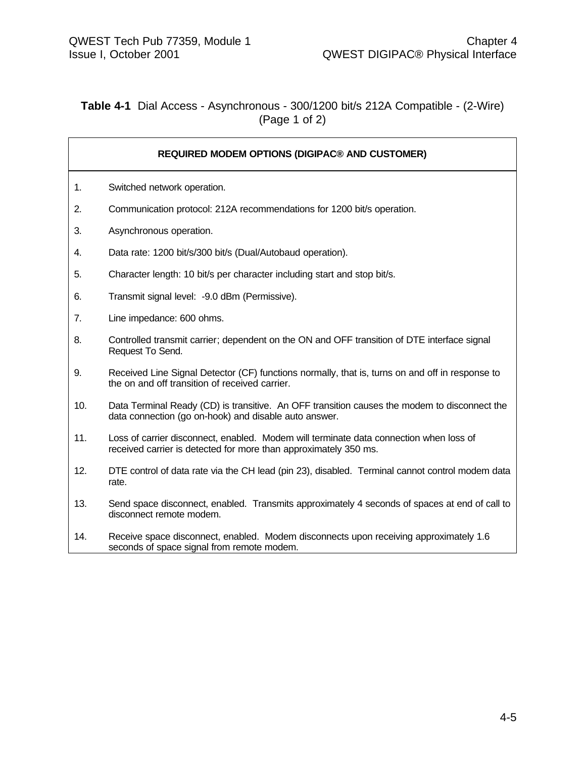**Table 4-1** Dial Access - Asynchronous - 300/1200 bit/s 212A Compatible - (2-Wire) (Page 1 of 2)

| REQUIRED MODEM OPTIONS (DIGIPAC® AND CUSTOMER) | |
|---|---|
| 1. | Switched network operation. |
| 2. | Communication protocol: 212A recommendations for 1200 bit/s operation. |
| 3. | Asynchronous operation. |
| 4. | Data rate: 1200 bit/s/300 bit/s (Dual/Autobaud operation). |
| 5. | Character length: 10 bit/s per character including start and stop bit/s. |
| 6. | Transmit signal level: -9.0 dBm (Permissive). |
| 7. | Line impedance: 600 ohms. |
| 8. | Controlled transmit carrier; dependent on the ON and OFF transition of DTE interface signal Request To Send. |
| 9. | Received Line Signal Detector (CF) functions normally, that is, turns on and off in response to the on and off transition of received carrier. |
| 10. | Data Terminal Ready (CD) is transitive. An OFF transition causes the modem to disconnect the data connection (go on-hook) and disable auto answer. |
| 11. | Loss of carrier disconnect, enabled. Modem will terminate data connection when loss of received carrier is detected for more than approximately 350 ms. |
| 12. | DTE control of data rate via the CH lead (pin 23), disabled. Terminal cannot control modem data rate. |
| 13. | Send space disconnect, enabled. Transmits approximately 4 seconds of spaces at end of call to disconnect remote modem. |
| 14. | Receive space disconnect, enabled. Modem disconnects upon receiving approximately 1.6 seconds of space signal from remote modem. |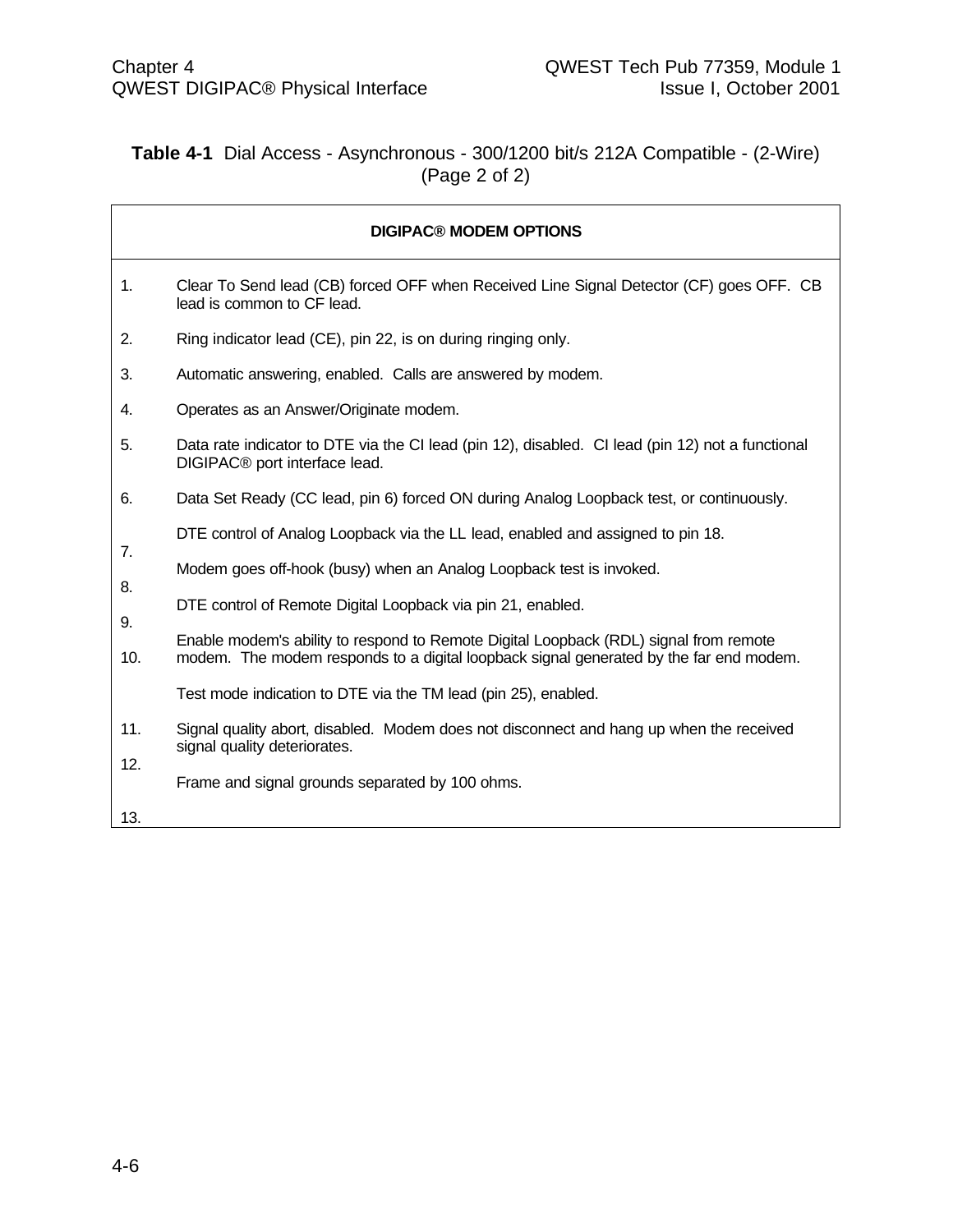**Table 4-1** Dial Access - Asynchronous - 300/1200 bit/s 212A Compatible - (2-Wire) (Page 2 of 2)

| DIGIPAC® MODEM OPTIONS | |
|---|---|
| 1. | Clear To Send lead (CB) forced OFF when Received Line Signal Detector (CF) goes OFF. CB lead is common to CF lead. |
| 2. | Ring indicator lead (CE), pin 22, is on during ringing only. |
| 3. | Automatic answering, enabled. Calls are answered by modem. |
| 4. | Operates as an Answer/Originate modem. |
| 5. | Data rate indicator to DTE via the CI lead (pin 12), disabled. CI lead (pin 12) not a functional DIGIPAC® port interface lead. |
| 6. | Data Set Ready (CC lead, pin 6) forced ON during Analog Loopback test, or continuously. |
| 7. | DTE control of Analog Loopback via the LL lead, enabled and assigned to pin 18. |
| 8. | Modem goes off-hook (busy) when an Analog Loopback test is invoked. |
| 9. | DTE control of Remote Digital Loopback via pin 21, enabled. |
| 10. | Enable modem's ability to respond to Remote Digital Loopback (RDL) signal from remote modem. The modem responds to a digital loopback signal generated by the far end modem. |
| 11. | Test mode indication to DTE via the TM lead (pin 25), enabled. |
| 12. | Signal quality abort, disabled. Modem does not disconnect and hang up when the received signal quality deteriorates. |
| 13. | Frame and signal grounds separated by 100 ohms. |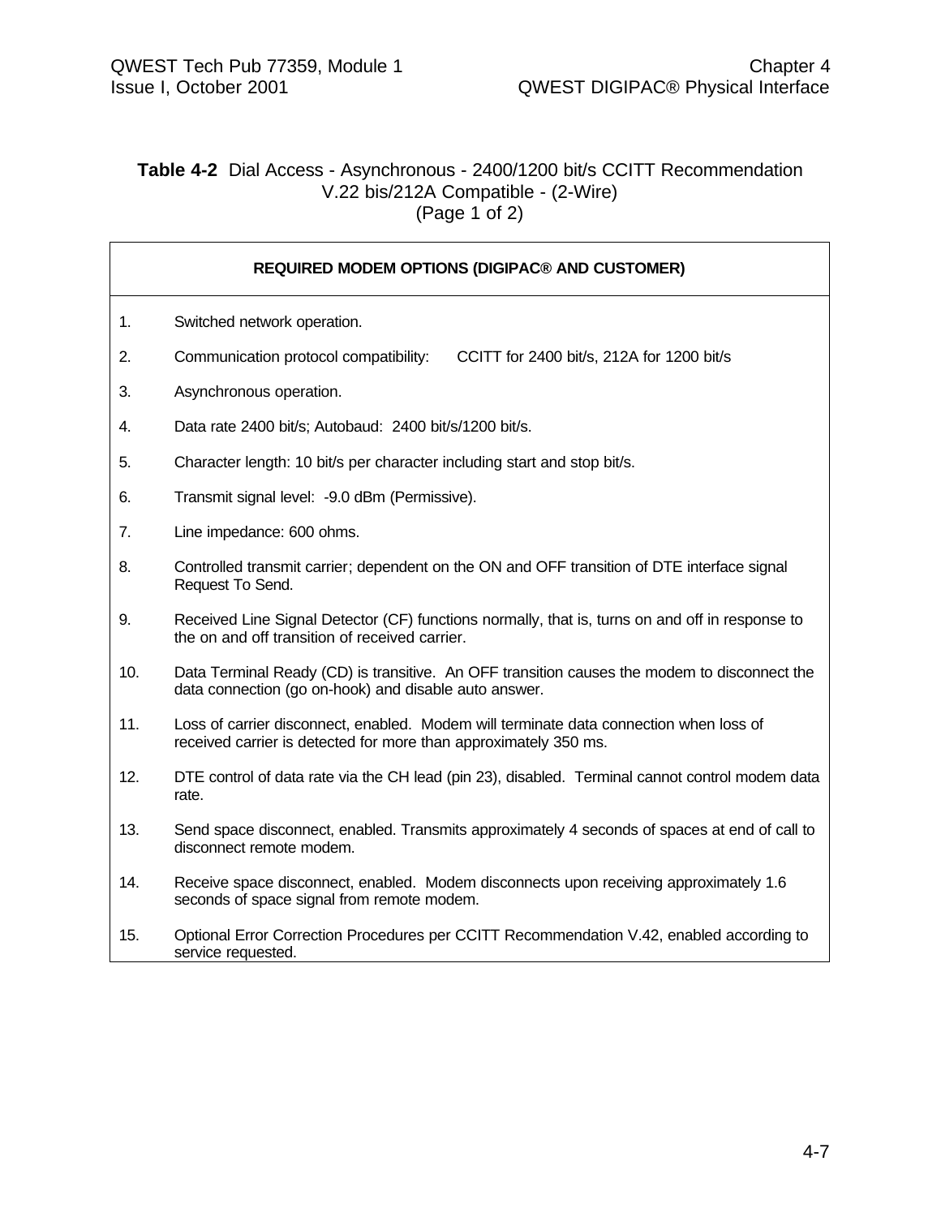**Table 4-2** Dial Access - Asynchronous - 2400/1200 bit/s CCITT Recommendation V.22 bis/212A Compatible - (2-Wire)
(Page 1 of 2)

| REQUIRED MODEM OPTIONS (DIGIPAC® AND CUSTOMER) |
|---|
| 1. Switched network operation. |
| 2. Communication protocol compatibility: CCITT for 2400 bit/s, 212A for 1200 bit/s |
| 3. Asynchronous operation. |
| 4. Data rate 2400 bit/s; Autobaud: 2400 bit/s/1200 bit/s. |
| 5. Character length: 10 bit/s per character including start and stop bit/s. |
| 6. Transmit signal level: -9.0 dBm (Permissive). |
| 7. Line impedance: 600 ohms. |
| 8. Controlled transmit carrier; dependent on the ON and OFF transition of DTE interface signal Request To Send. |
| 9. Received Line Signal Detector (CF) functions normally, that is, turns on and off in response to the on and off transition of received carrier. |
| 10. Data Terminal Ready (CD) is transitive. An OFF transition causes the modem to disconnect the data connection (go on-hook) and disable auto answer. |
| 11. Loss of carrier disconnect, enabled. Modem will terminate data connection when loss of received carrier is detected for more than approximately 350 ms. |
| 12. DTE control of data rate via the CH lead (pin 23), disabled. Terminal cannot control modem data rate. |
| 13. Send space disconnect, enabled. Transmits approximately 4 seconds of spaces at end of call to disconnect remote modem. |
| 14. Receive space disconnect, enabled. Modem disconnects upon receiving approximately 1.6 seconds of space signal from remote modem. |
| 15. Optional Error Correction Procedures per CCITT Recommendation V.42, enabled according to service requested. |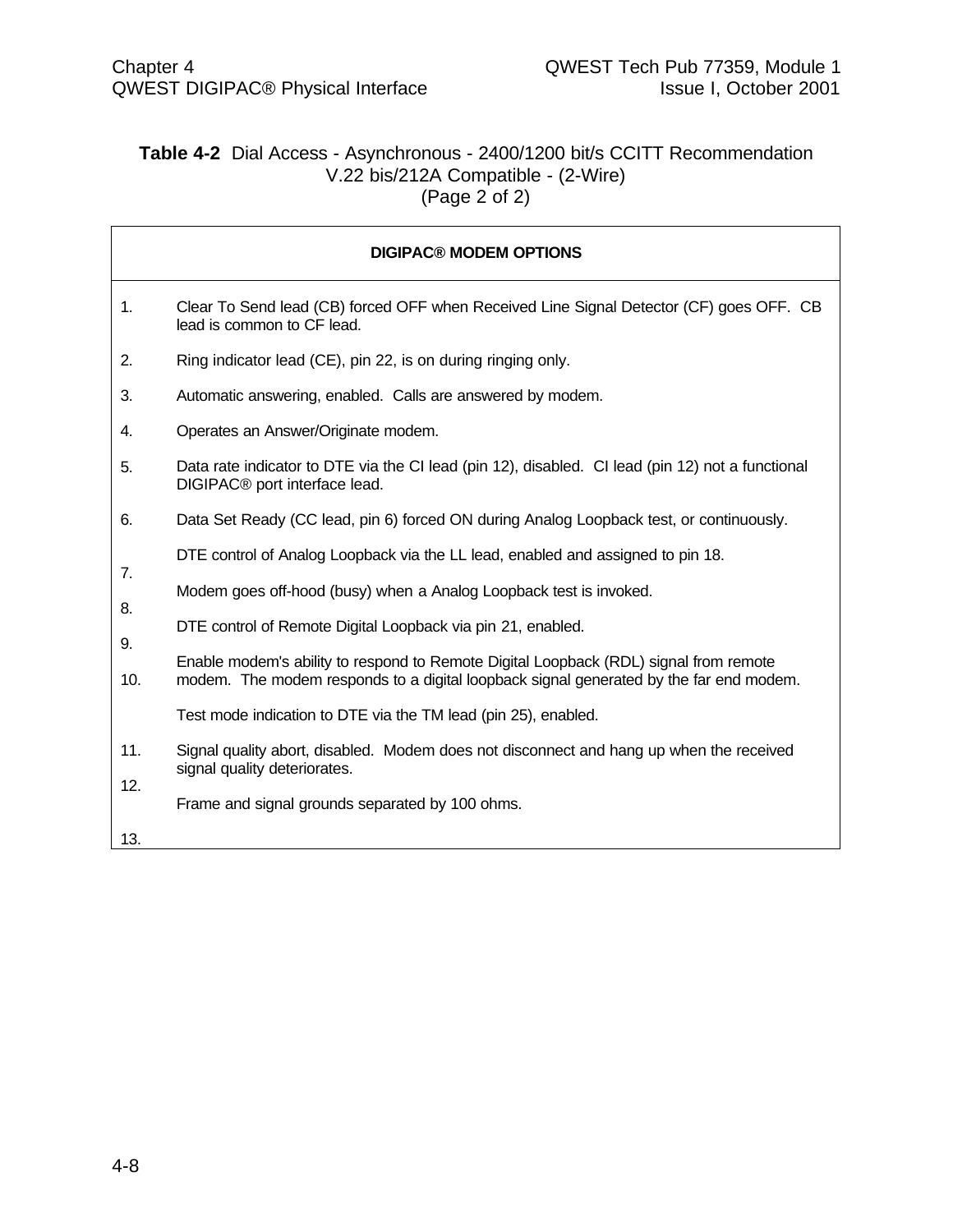**Table 4-2** Dial Access - Asynchronous - 2400/1200 bit/s CCITT Recommendation V.22 bis/212A Compatible - (2-Wire) (Page 2 of 2)

| DIGIPAC® MODEM OPTIONS | |
|---|---|
| 1. | Clear To Send lead (CB) forced OFF when Received Line Signal Detector (CF) goes OFF. CB lead is common to CF lead. |
| 2. | Ring indicator lead (CE), pin 22, is on during ringing only. |
| 3. | Automatic answering, enabled. Calls are answered by modem. |
| 4. | Operates an Answer/Originate modem. |
| 5. | Data rate indicator to DTE via the CI lead (pin 12), disabled. CI lead (pin 12) not a functional DIGIPAC® port interface lead. |
| 6. | Data Set Ready (CC lead, pin 6) forced ON during Analog Loopback test, or continuously. |
| 7. | DTE control of Analog Loopback via the LL lead, enabled and assigned to pin 18. |
| 8. | Modem goes off-hood (busy) when a Analog Loopback test is invoked. |
| 9. | DTE control of Remote Digital Loopback via pin 21, enabled. |
| 10. | Enable modem's ability to respond to Remote Digital Loopback (RDL) signal from remote modem. The modem responds to a digital loopback signal generated by the far end modem. |
| 11. | Test mode indication to DTE via the TM lead (pin 25), enabled. |
| 12. | Signal quality abort, disabled. Modem does not disconnect and hang up when the received signal quality deteriorates. |
| 13. | Frame and signal grounds separated by 100 ohms. |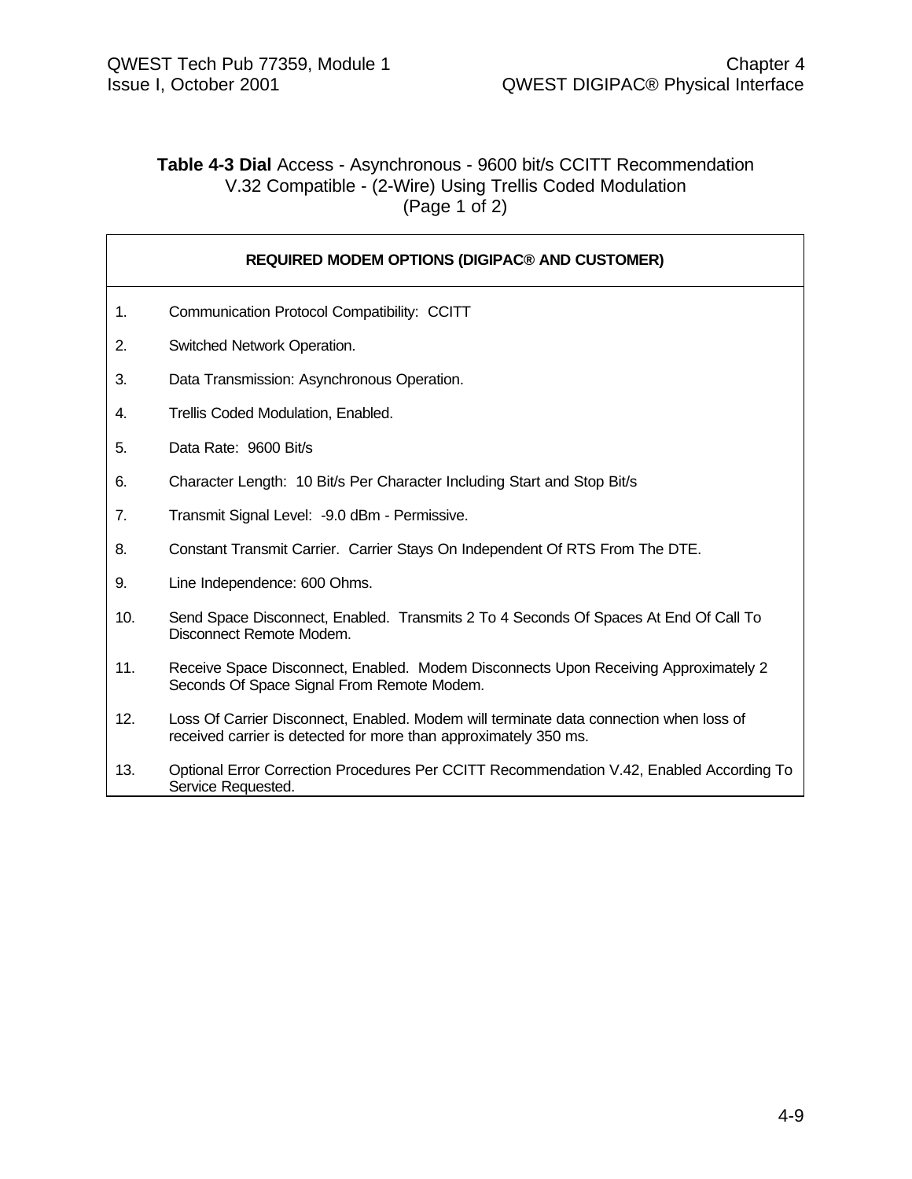**Table 4-3 Dial** Access - Asynchronous - 9600 bit/s CCITT Recommendation V.32 Compatible - (2-Wire) Using Trellis Coded Modulation (Page 1 of 2)

| REQUIRED MODEM OPTIONS (DIGIPAC® AND CUSTOMER) | |
|---|---|
| 1. | Communication Protocol Compatibility: CCITT |
| 2. | Switched Network Operation. |
| 3. | Data Transmission: Asynchronous Operation. |
| 4. | Trellis Coded Modulation, Enabled. |
| 5. | Data Rate: 9600 Bit/s |
| 6. | Character Length: 10 Bit/s Per Character Including Start and Stop Bit/s |
| 7. | Transmit Signal Level: -9.0 dBm - Permissive. |
| 8. | Constant Transmit Carrier. Carrier Stays On Independent Of RTS From The DTE. |
| 9. | Line Independence: 600 Ohms. |
| 10. | Send Space Disconnect, Enabled. Transmits 2 To 4 Seconds Of Spaces At End Of Call To Disconnect Remote Modem. |
| 11. | Receive Space Disconnect, Enabled. Modem Disconnects Upon Receiving Approximately 2 Seconds Of Space Signal From Remote Modem. |
| 12. | Loss Of Carrier Disconnect, Enabled. Modem will terminate data connection when loss of received carrier is detected for more than approximately 350 ms. |
| 13. | Optional Error Correction Procedures Per CCITT Recommendation V.42, Enabled According To Service Requested. |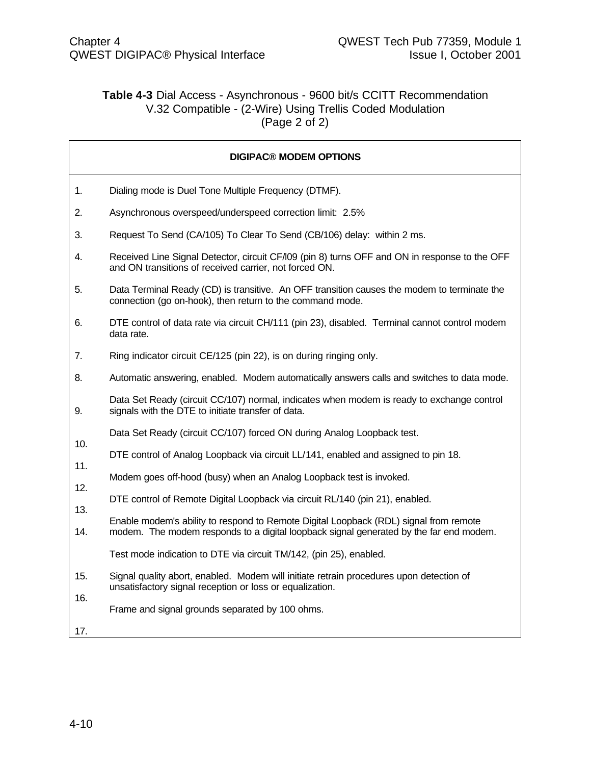**Table 4-3** Dial Access - Asynchronous - 9600 bit/s CCITT Recommendation V.32 Compatible - (2-Wire) Using Trellis Coded Modulation (Page 2 of 2)

| DIGIPAC® MODEM OPTIONS | |
|---|---|
| 1. | Dialing mode is Duel Tone Multiple Frequency (DTMF). |
| 2. | Asynchronous overspeed/underspeed correction limit: 2.5% |
| 3. | Request To Send (CA/105) To Clear To Send (CB/106) delay: within 2 ms. |
| 4. | Received Line Signal Detector, circuit CF/l09 (pin 8) turns OFF and ON in response to the OFF and ON transitions of received carrier, not forced ON. |
| 5. | Data Terminal Ready (CD) is transitive. An OFF transition causes the modem to terminate the connection (go on-hook), then return to the command mode. |
| 6. | DTE control of data rate via circuit CH/111 (pin 23), disabled. Terminal cannot control modem data rate. |
| 7. | Ring indicator circuit CE/125 (pin 22), is on during ringing only. |
| 8. | Automatic answering, enabled. Modem automatically answers calls and switches to data mode. |
| 9. | Data Set Ready (circuit CC/107) normal, indicates when modem is ready to exchange control signals with the DTE to initiate transfer of data. |
| 10. | Data Set Ready (circuit CC/107) forced ON during Analog Loopback test. |
| 11. | DTE control of Analog Loopback via circuit LL/141, enabled and assigned to pin 18. |
| 12. | Modem goes off-hood (busy) when an Analog Loopback test is invoked. |
| 13. | DTE control of Remote Digital Loopback via circuit RL/140 (pin 21), enabled. |
| 14. | Enable modem's ability to respond to Remote Digital Loopback (RDL) signal from remote modem. The modem responds to a digital loopback signal generated by the far end modem. |
| 15. | Test mode indication to DTE via circuit TM/142, (pin 25), enabled. |
| 16. | Signal quality abort, enabled. Modem will initiate retrain procedures upon detection of unsatisfactory signal reception or loss or equalization. |
| 17. | Frame and signal grounds separated by 100 ohms. |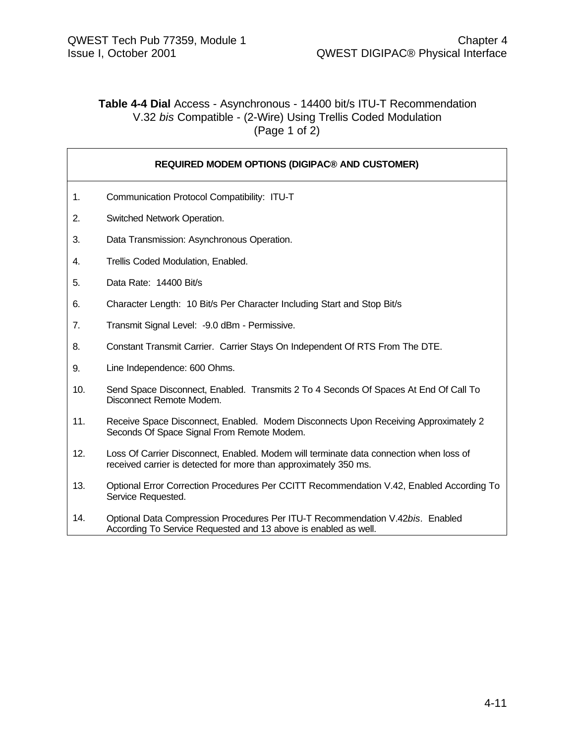**Table 4-4 Dial** Access - Asynchronous - 14400 bit/s ITU-T Recommendation V.32 *bis* Compatible - (2-Wire) Using Trellis Coded Modulation (Page 1 of 2)

| REQUIRED MODEM OPTIONS (DIGIPAC® AND CUSTOMER) | |
|---|---|
| 1. | Communication Protocol Compatibility: ITU-T |
| 2. | Switched Network Operation. |
| 3. | Data Transmission: Asynchronous Operation. |
| 4. | Trellis Coded Modulation, Enabled. |
| 5. | Data Rate: 14400 Bit/s |
| 6. | Character Length: 10 Bit/s Per Character Including Start and Stop Bit/s |
| 7. | Transmit Signal Level: -9.0 dBm - Permissive. |
| 8. | Constant Transmit Carrier. Carrier Stays On Independent Of RTS From The DTE. |
| 9. | Line Independence: 600 Ohms. |
| 10. | Send Space Disconnect, Enabled. Transmits 2 To 4 Seconds Of Spaces At End Of Call To Disconnect Remote Modem. |
| 11. | Receive Space Disconnect, Enabled. Modem Disconnects Upon Receiving Approximately 2 Seconds Of Space Signal From Remote Modem. |
| 12. | Loss Of Carrier Disconnect, Enabled. Modem will terminate data connection when loss of received carrier is detected for more than approximately 350 ms. |
| 13. | Optional Error Correction Procedures Per CCITT Recommendation V.42, Enabled According To Service Requested. |
| 14. | Optional Data Compression Procedures Per ITU-T Recommendation V.42*bis*. Enabled According To Service Requested and 13 above is enabled as well. |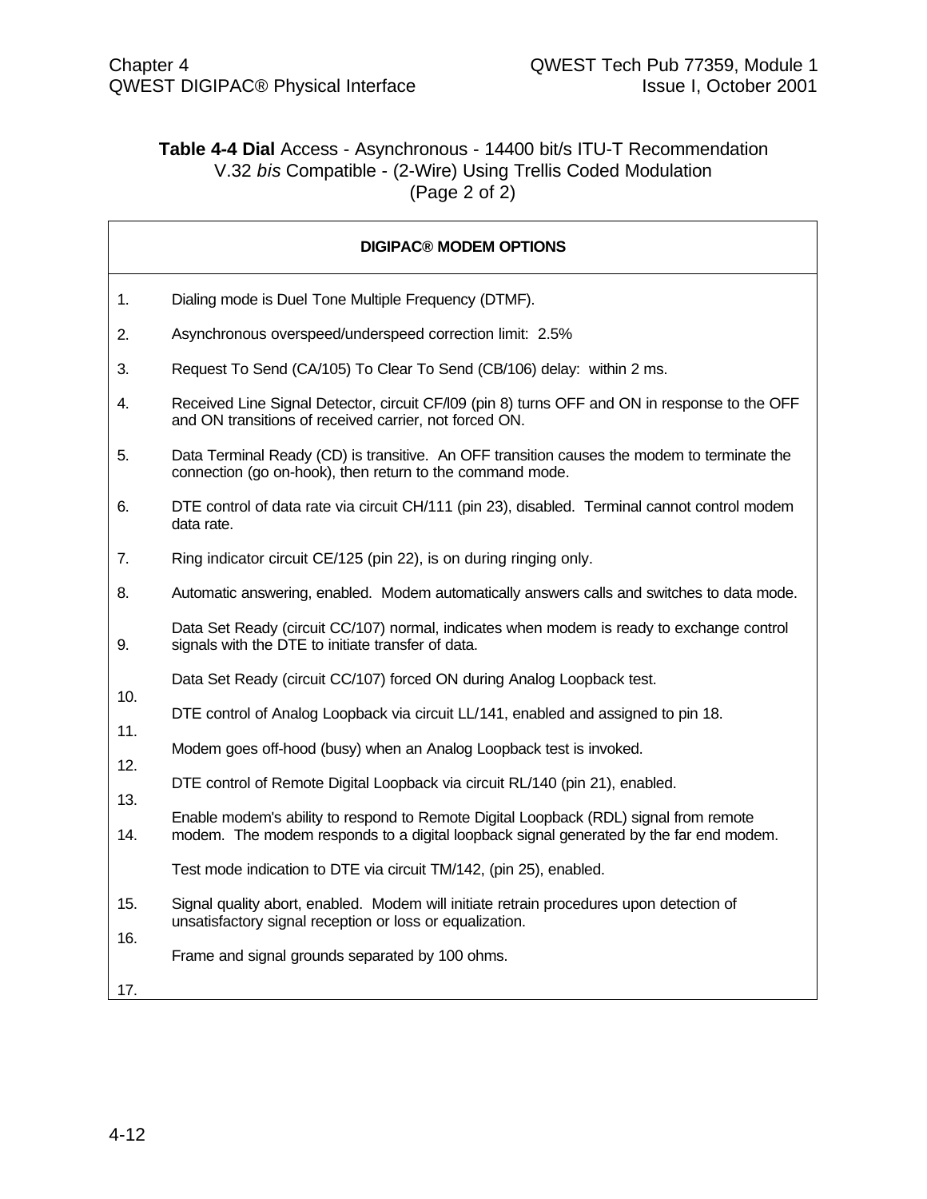**Table 4-4 Dial** Access - Asynchronous - 14400 bit/s ITU-T Recommendation V.32 *bis* Compatible - (2-Wire) Using Trellis Coded Modulation (Page 2 of 2)

| **DIGIPAC® MODEM OPTIONS** | |
|---|---|
| 1. | Dialing mode is Duel Tone Multiple Frequency (DTMF). |
| 2. | Asynchronous overspeed/underspeed correction limit:  2.5% |
| 3. | Request To Send (CA/105) To Clear To Send (CB/106) delay:  within 2 ms. |
| 4. | Received Line Signal Detector, circuit CF/l09 (pin 8) turns OFF and ON in response to the OFF and ON transitions of received carrier, not forced ON. |
| 5. | Data Terminal Ready (CD) is transitive.  An OFF transition causes the modem to terminate the connection (go on-hook), then return to the command mode. |
| 6. | DTE control of data rate via circuit CH/111 (pin 23), disabled.  Terminal cannot control modem data rate. |
| 7. | Ring indicator circuit CE/125 (pin 22), is on during ringing only. |
| 8. | Automatic answering, enabled.  Modem automatically answers calls and switches to data mode. |
| 9. | Data Set Ready (circuit CC/107) normal, indicates when modem is ready to exchange control signals with the DTE to initiate transfer of data. |
| 10. | Data Set Ready (circuit CC/107) forced ON during Analog Loopback test. |
| 11. | DTE control of Analog Loopback via circuit LL/141, enabled and assigned to pin 18. |
| 12. | Modem goes off-hood (busy) when an Analog Loopback test is invoked. |
| 13. | DTE control of Remote Digital Loopback via circuit RL/140 (pin 21), enabled. |
| 14. | Enable modem's ability to respond to Remote Digital Loopback (RDL) signal from remote modem.  The modem responds to a digital loopback signal generated by the far end modem. |
| 15. | Test mode indication to DTE via circuit TM/142, (pin 25), enabled. |
| 16. | Signal quality abort, enabled.  Modem will initiate retrain procedures upon detection of unsatisfactory signal reception or loss or equalization. |
| 17. | Frame and signal grounds separated by 100 ohms. |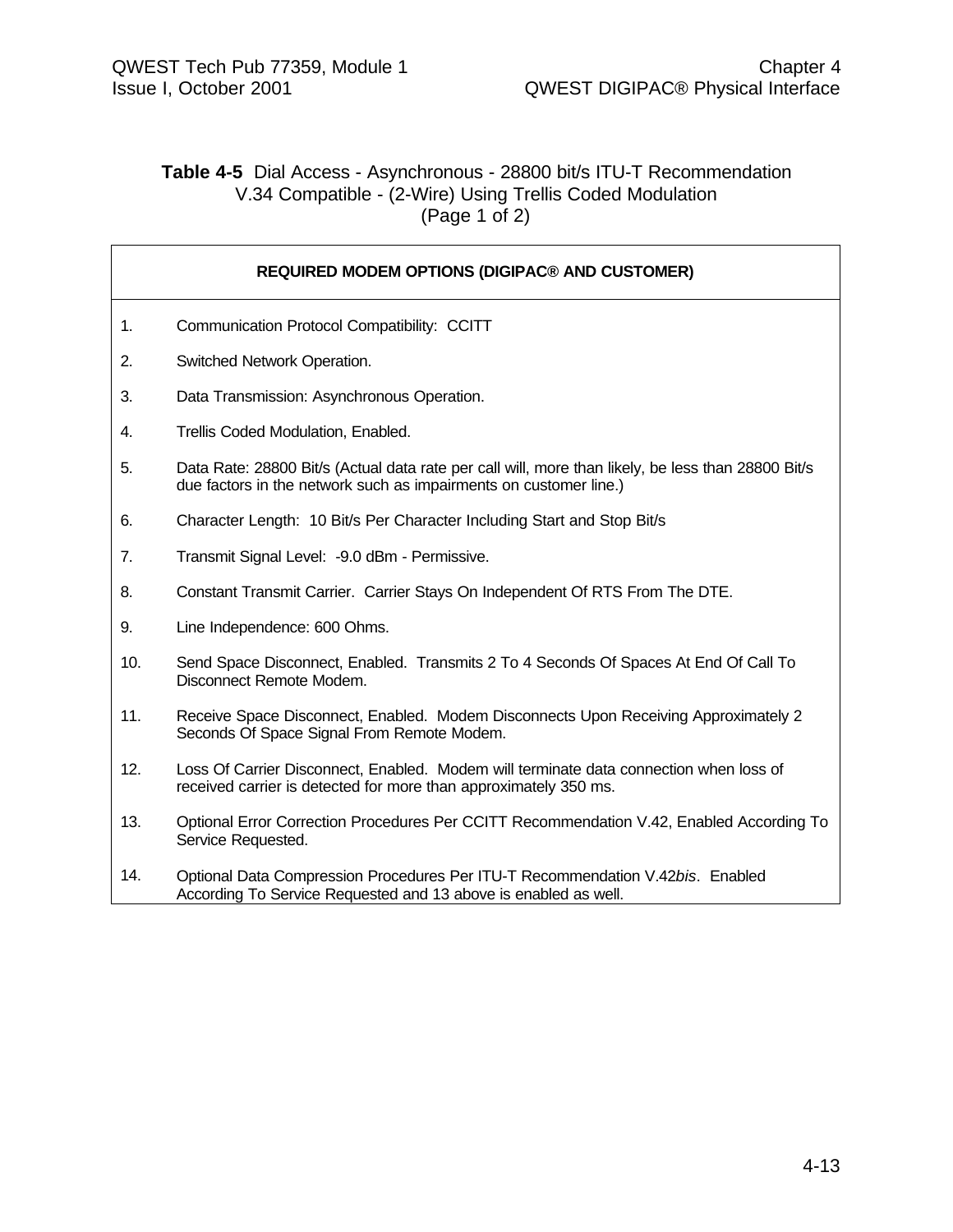**Table 4-5** Dial Access - Asynchronous - 28800 bit/s ITU-T Recommendation V.34 Compatible - (2-Wire) Using Trellis Coded Modulation (Page 1 of 2)

| REQUIRED MODEM OPTIONS (DIGIPAC® AND CUSTOMER) | |
|---|---|
| 1. | Communication Protocol Compatibility: CCITT |
| 2. | Switched Network Operation. |
| 3. | Data Transmission: Asynchronous Operation. |
| 4. | Trellis Coded Modulation, Enabled. |
| 5. | Data Rate: 28800 Bit/s (Actual data rate per call will, more than likely, be less than 28800 Bit/s due factors in the network such as impairments on customer line.) |
| 6. | Character Length: 10 Bit/s Per Character Including Start and Stop Bit/s |
| 7. | Transmit Signal Level: -9.0 dBm - Permissive. |
| 8. | Constant Transmit Carrier. Carrier Stays On Independent Of RTS From The DTE. |
| 9. | Line Independence: 600 Ohms. |
| 10. | Send Space Disconnect, Enabled. Transmits 2 To 4 Seconds Of Spaces At End Of Call To Disconnect Remote Modem. |
| 11. | Receive Space Disconnect, Enabled. Modem Disconnects Upon Receiving Approximately 2 Seconds Of Space Signal From Remote Modem. |
| 12. | Loss Of Carrier Disconnect, Enabled. Modem will terminate data connection when loss of received carrier is detected for more than approximately 350 ms. |
| 13. | Optional Error Correction Procedures Per CCITT Recommendation V.42, Enabled According To Service Requested. |
| 14. | Optional Data Compression Procedures Per ITU-T Recommendation V.42*bis*. Enabled According To Service Requested and 13 above is enabled as well. |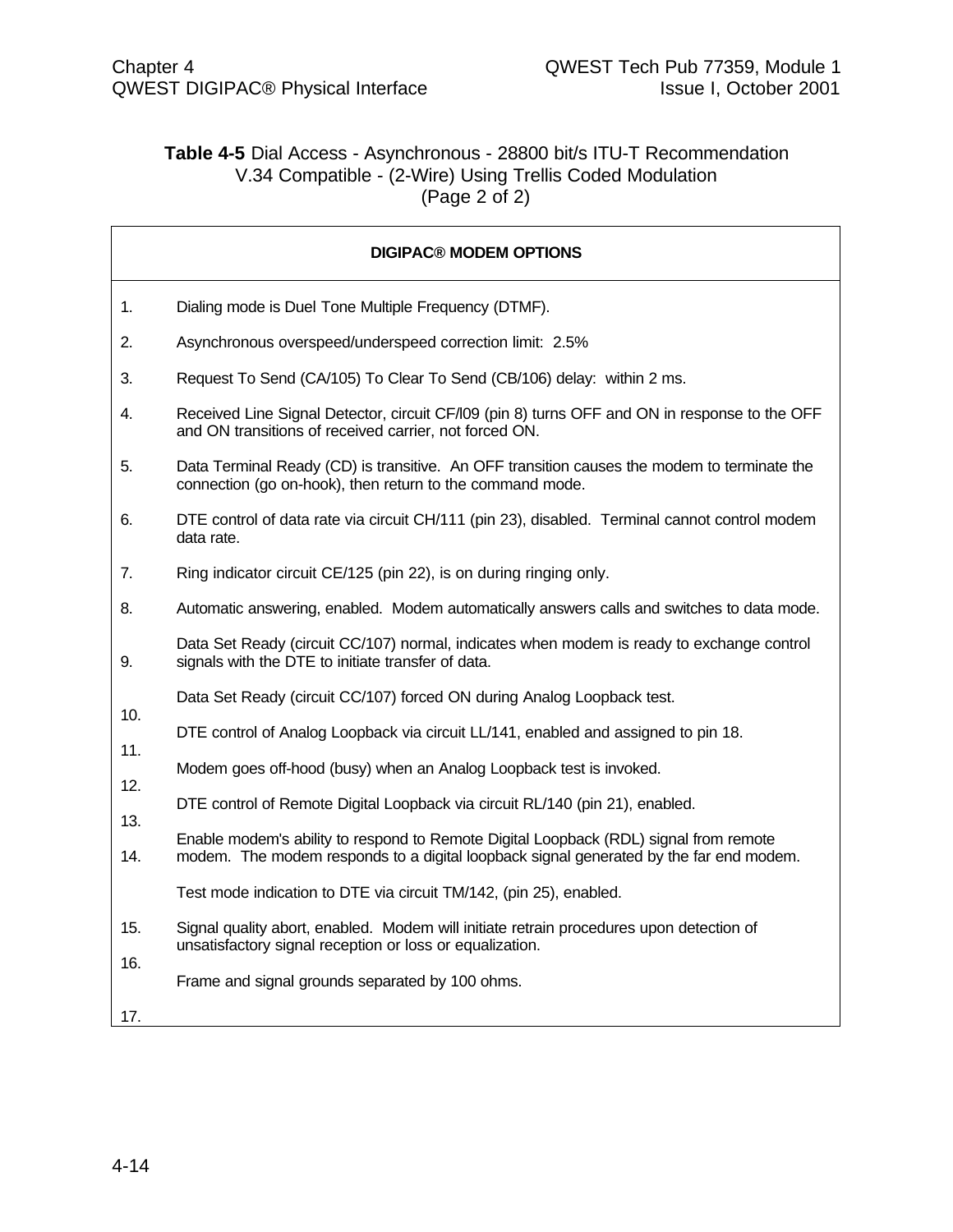**Table 4-5** Dial Access - Asynchronous - 28800 bit/s ITU-T Recommendation V.34 Compatible - (2-Wire) Using Trellis Coded Modulation (Page 2 of 2)

| DIGIPAC® MODEM OPTIONS | |
|---|---|
| 1. | Dialing mode is Duel Tone Multiple Frequency (DTMF). |
| 2. | Asynchronous overspeed/underspeed correction limit: 2.5% |
| 3. | Request To Send (CA/105) To Clear To Send (CB/106) delay: within 2 ms. |
| 4. | Received Line Signal Detector, circuit CF/l09 (pin 8) turns OFF and ON in response to the OFF and ON transitions of received carrier, not forced ON. |
| 5. | Data Terminal Ready (CD) is transitive. An OFF transition causes the modem to terminate the connection (go on-hook), then return to the command mode. |
| 6. | DTE control of data rate via circuit CH/111 (pin 23), disabled. Terminal cannot control modem data rate. |
| 7. | Ring indicator circuit CE/125 (pin 22), is on during ringing only. |
| 8. | Automatic answering, enabled. Modem automatically answers calls and switches to data mode. |
| 9. | Data Set Ready (circuit CC/107) normal, indicates when modem is ready to exchange control signals with the DTE to initiate transfer of data. |
| 10. | Data Set Ready (circuit CC/107) forced ON during Analog Loopback test. |
| 11. | DTE control of Analog Loopback via circuit LL/141, enabled and assigned to pin 18. |
| 12. | Modem goes off-hood (busy) when an Analog Loopback test is invoked. |
| 13. | DTE control of Remote Digital Loopback via circuit RL/140 (pin 21), enabled. |
| 14. | Enable modem's ability to respond to Remote Digital Loopback (RDL) signal from remote modem. The modem responds to a digital loopback signal generated by the far end modem. |
| 15. | Test mode indication to DTE via circuit TM/142, (pin 25), enabled. |
| 16. | Signal quality abort, enabled. Modem will initiate retrain procedures upon detection of unsatisfactory signal reception or loss or equalization. |
| 17. | Frame and signal grounds separated by 100 ohms. |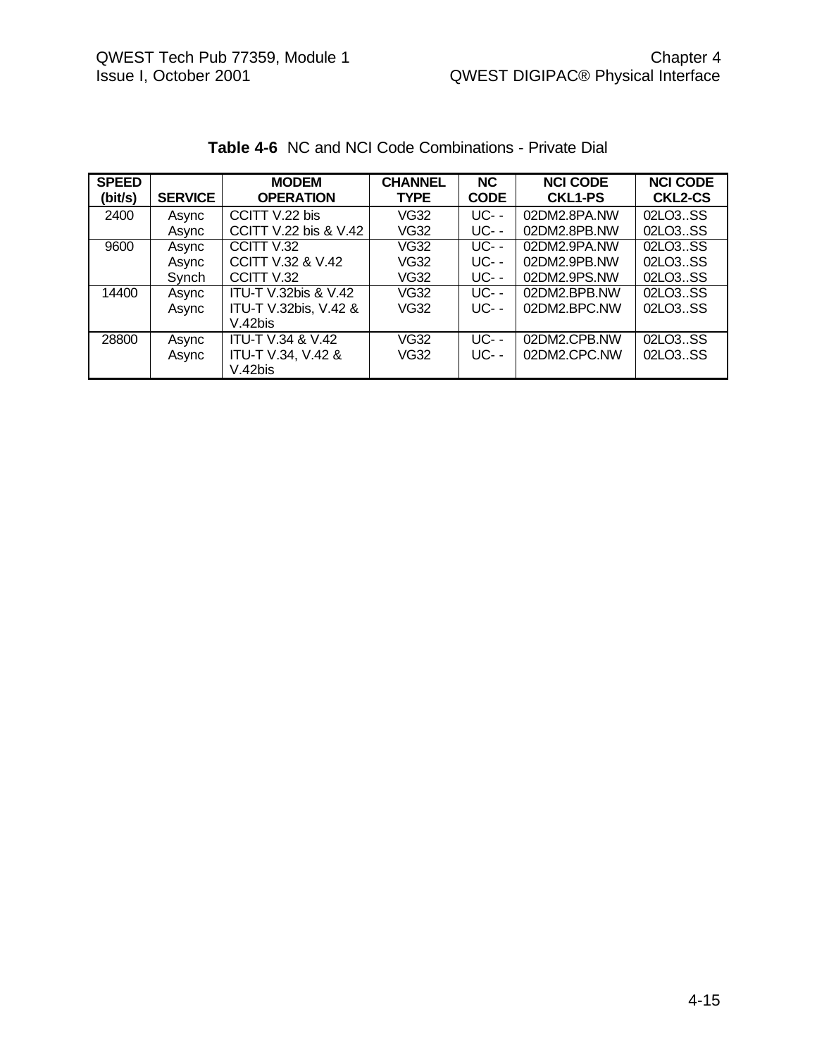**Table 4-6** NC and NCI Code Combinations - Private Dial

| SPEED (bit/s) | SERVICE | MODEM OPERATION | CHANNEL TYPE | NC CODE | NCI CODE CKL1-PS | NCI CODE CKL2-CS |
|---|---|---|---|---|---|---|
| 2400 | Async | CCITT V.22 bis | VG32 | UC- - | 02DM2.8PA.NW | 02LO3..SS |
| | Async | CCITT V.22 bis & V.42 | VG32 | UC- - | 02DM2.8PB.NW | 02LO3..SS |
| 9600 | Async | CCITT V.32 | VG32 | UC- - | 02DM2.9PA.NW | 02LO3..SS |
| | Async | CCITT V.32 & V.42 | VG32 | UC- - | 02DM2.9PB.NW | 02LO3..SS |
| | Synch | CCITT V.32 | VG32 | UC- - | 02DM2.9PS.NW | 02LO3..SS |
| 14400 | Async | ITU-T V.32bis & V.42 | VG32 | UC- - | 02DM2.BPB.NW | 02LO3..SS |
| | Async | ITU-T V.32bis, V.42 & V.42bis | VG32 | UC- - | 02DM2.BPC.NW | 02LO3..SS |
| 28800 | Async | ITU-T V.34 & V.42 | VG32 | UC- - | 02DM2.CPB.NW | 02LO3..SS |
| | Async | ITU-T V.34, V.42 & V.42bis | VG32 | UC- - | 02DM2.CPC.NW | 02LO3..SS |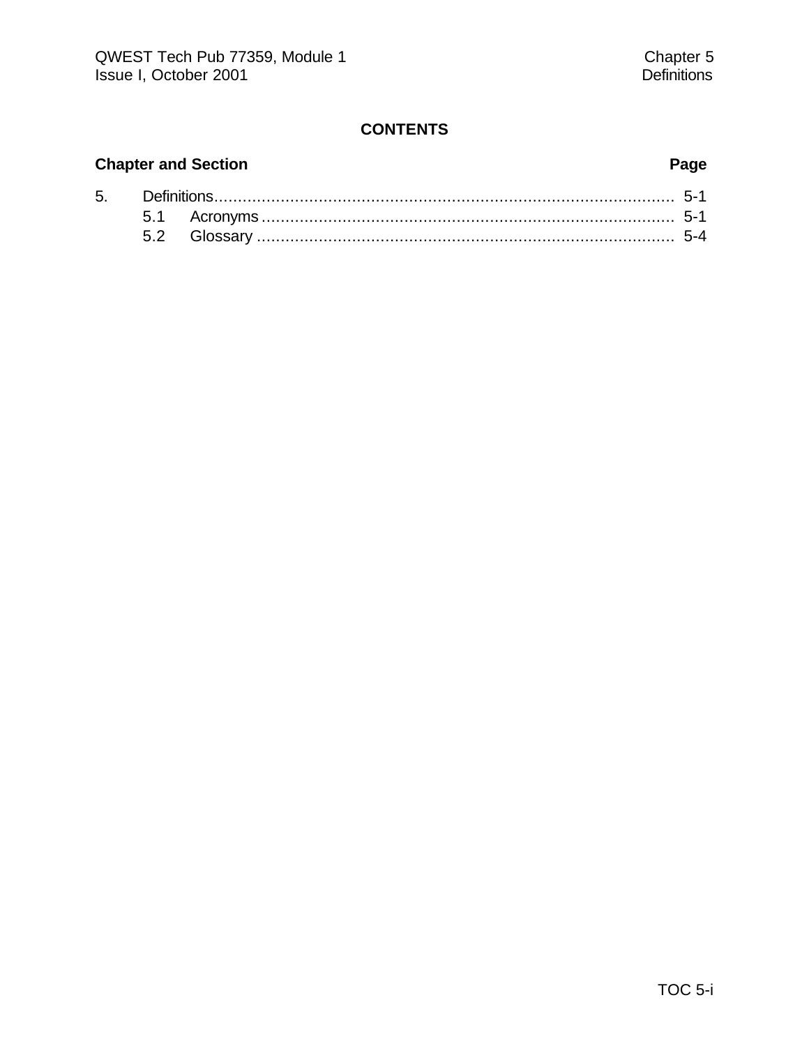# CONTENTS

| Chapter and Section | | Page |
|---|---|---|
| 5. | Definitions | 5-1 |
| | 5.1 Acronyms | 5-1 |
| | 5.2 Glossary | 5-4 |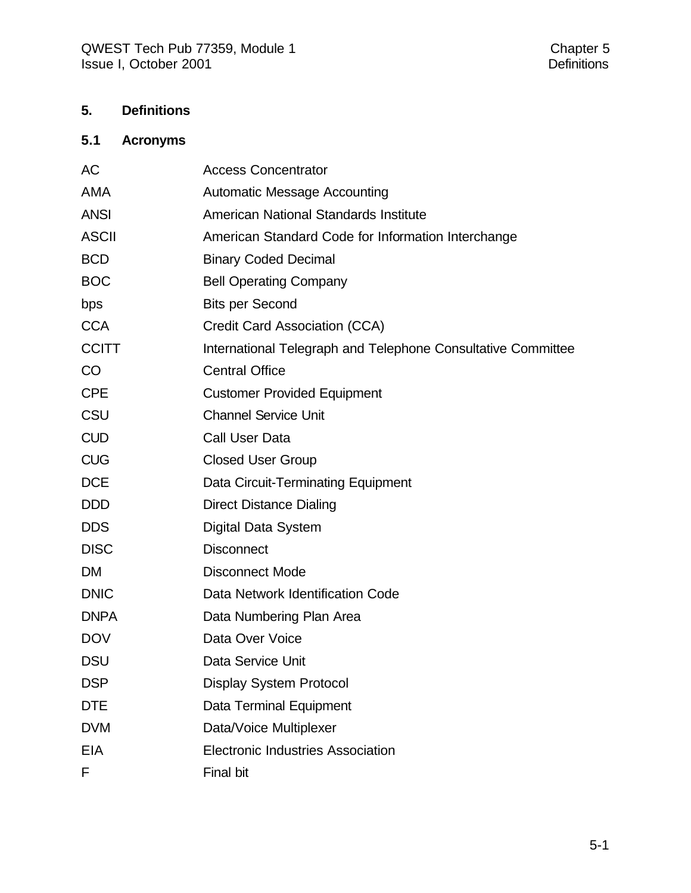# 5. Definitions

## 5.1 Acronyms

| | |
|---|---|
| AC | Access Concentrator |
| AMA | Automatic Message Accounting |
| ANSI | American National Standards Institute |
| ASCII | American Standard Code for Information Interchange |
| BCD | Binary Coded Decimal |
| BOC | Bell Operating Company |
| bps | Bits per Second |
| CCA | Credit Card Association (CCA) |
| CCITT | International Telegraph and Telephone Consultative Committee |
| CO | Central Office |
| CPE | Customer Provided Equipment |
| CSU | Channel Service Unit |
| CUD | Call User Data |
| CUG | Closed User Group |
| DCE | Data Circuit-Terminating Equipment |
| DDD | Direct Distance Dialing |
| DDS | Digital Data System |
| DISC | Disconnect |
| DM | Disconnect Mode |
| DNIC | Data Network Identification Code |
| DNPA | Data Numbering Plan Area |
| DOV | Data Over Voice |
| DSU | Data Service Unit |
| DSP | Display System Protocol |
| DTE | Data Terminal Equipment |
| DVM | Data/Voice Multiplexer |
| EIA | Electronic Industries Association |
| F | Final bit |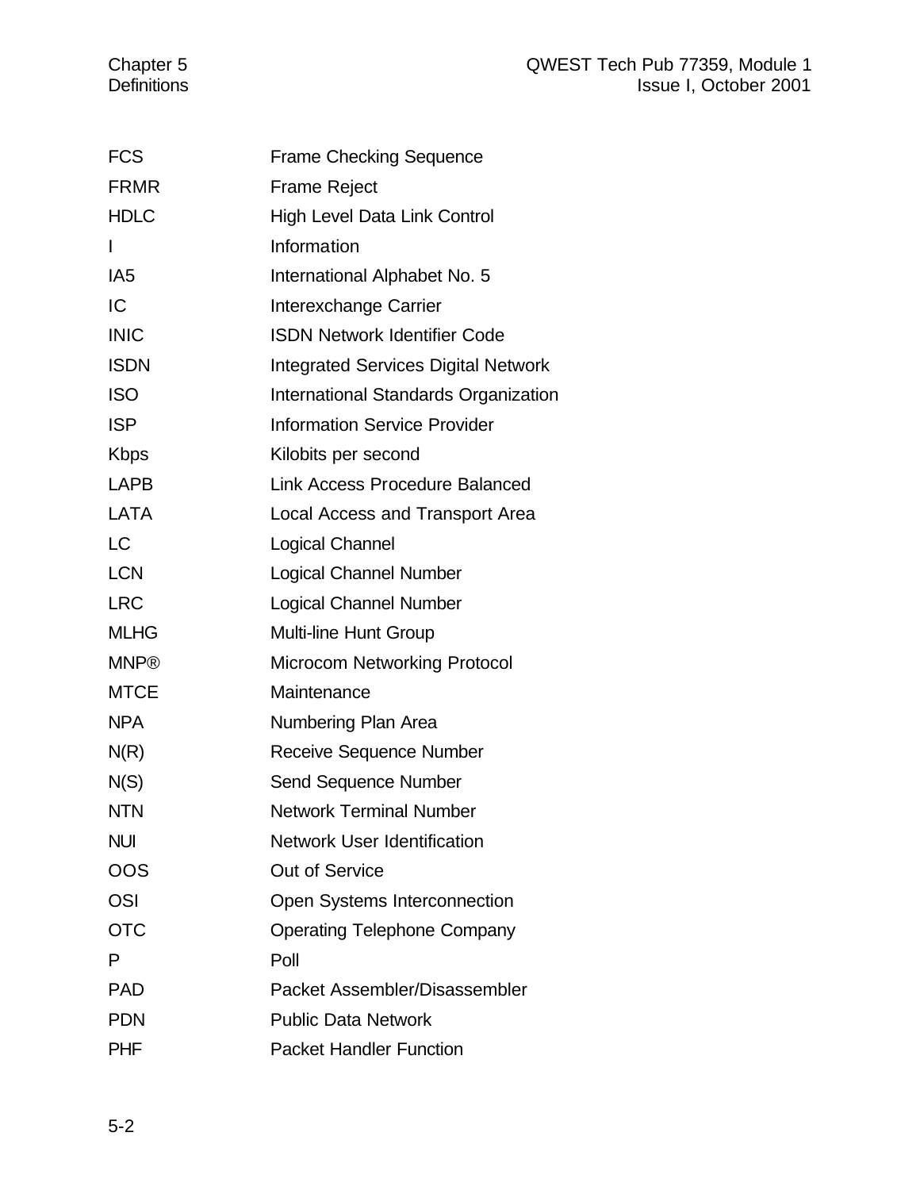| | |
|---|---|
| FCS | Frame Checking Sequence |
| FRMR | Frame Reject |
| HDLC | High Level Data Link Control |
| I | Information |
| IA5 | International Alphabet No. 5 |
| IC | Interexchange Carrier |
| INIC | ISDN Network Identifier Code |
| ISDN | Integrated Services Digital Network |
| ISO | International Standards Organization |
| ISP | Information Service Provider |
| Kbps | Kilobits per second |
| LAPB | Link Access Procedure Balanced |
| LATA | Local Access and Transport Area |
| LC | Logical Channel |
| LCN | Logical Channel Number |
| LRC | Logical Channel Number |
| MLHG | Multi-line Hunt Group |
| MNP® | Microcom Networking Protocol |
| MTCE | Maintenance |
| NPA | Numbering Plan Area |
| N(R) | Receive Sequence Number |
| N(S) | Send Sequence Number |
| NTN | Network Terminal Number |
| NUI | Network User Identification |
| OOS | Out of Service |
| OSI | Open Systems Interconnection |
| OTC | Operating Telephone Company |
| P | Poll |
| PAD | Packet Assembler/Disassembler |
| PDN | Public Data Network |
| PHF | Packet Handler Function |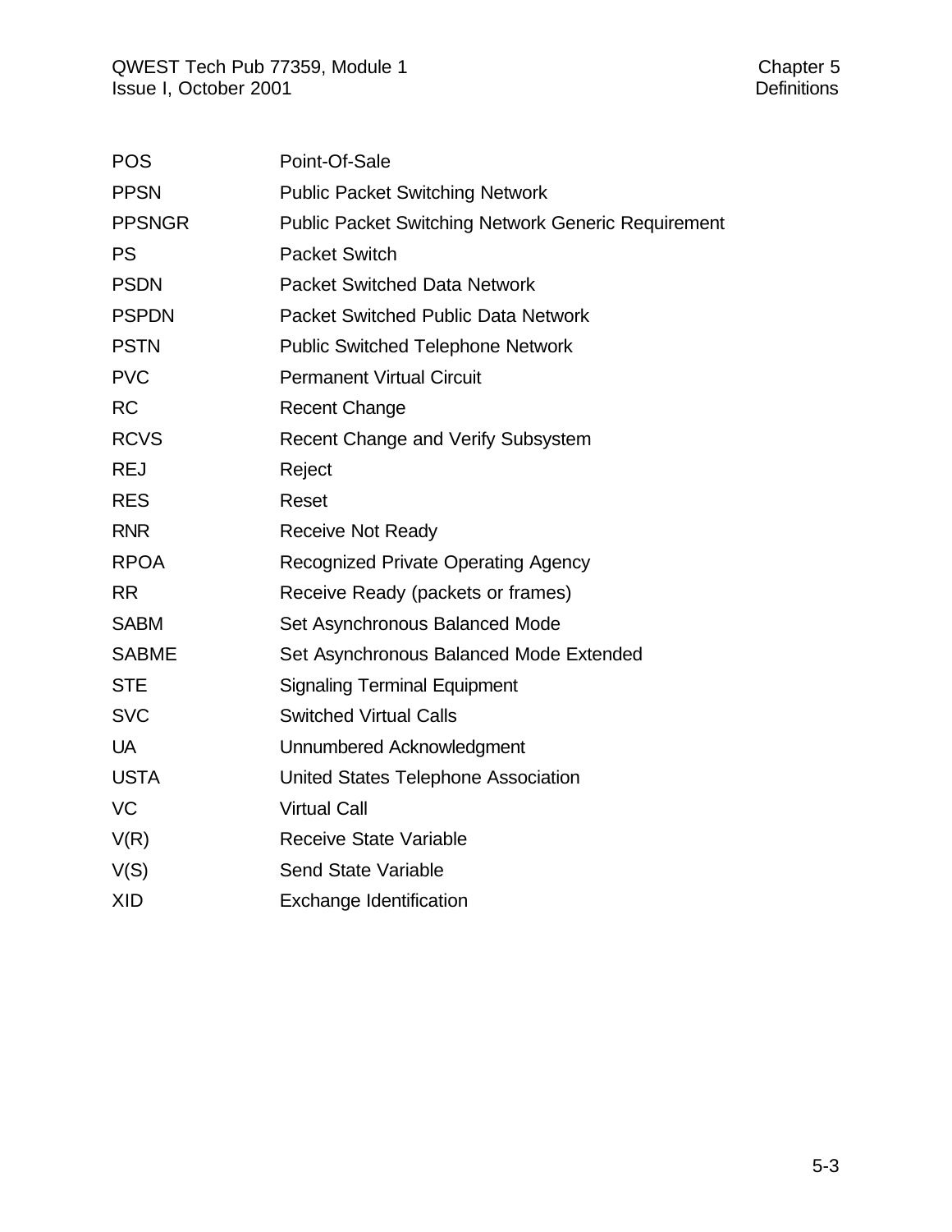| | |
|---|---|
| POS | Point-Of-Sale |
| PPSN | Public Packet Switching Network |
| PPSNGR | Public Packet Switching Network Generic Requirement |
| PS | Packet Switch |
| PSDN | Packet Switched Data Network |
| PSPDN | Packet Switched Public Data Network |
| PSTN | Public Switched Telephone Network |
| PVC | Permanent Virtual Circuit |
| RC | Recent Change |
| RCVS | Recent Change and Verify Subsystem |
| REJ | Reject |
| RES | Reset |
| RNR | Receive Not Ready |
| RPOA | Recognized Private Operating Agency |
| RR | Receive Ready (packets or frames) |
| SABM | Set Asynchronous Balanced Mode |
| SABME | Set Asynchronous Balanced Mode Extended |
| STE | Signaling Terminal Equipment |
| SVC | Switched Virtual Calls |
| UA | Unnumbered Acknowledgment |
| USTA | United States Telephone Association |
| VC | Virtual Call |
| V(R) | Receive State Variable |
| V(S) | Send State Variable |
| XID | Exchange Identification |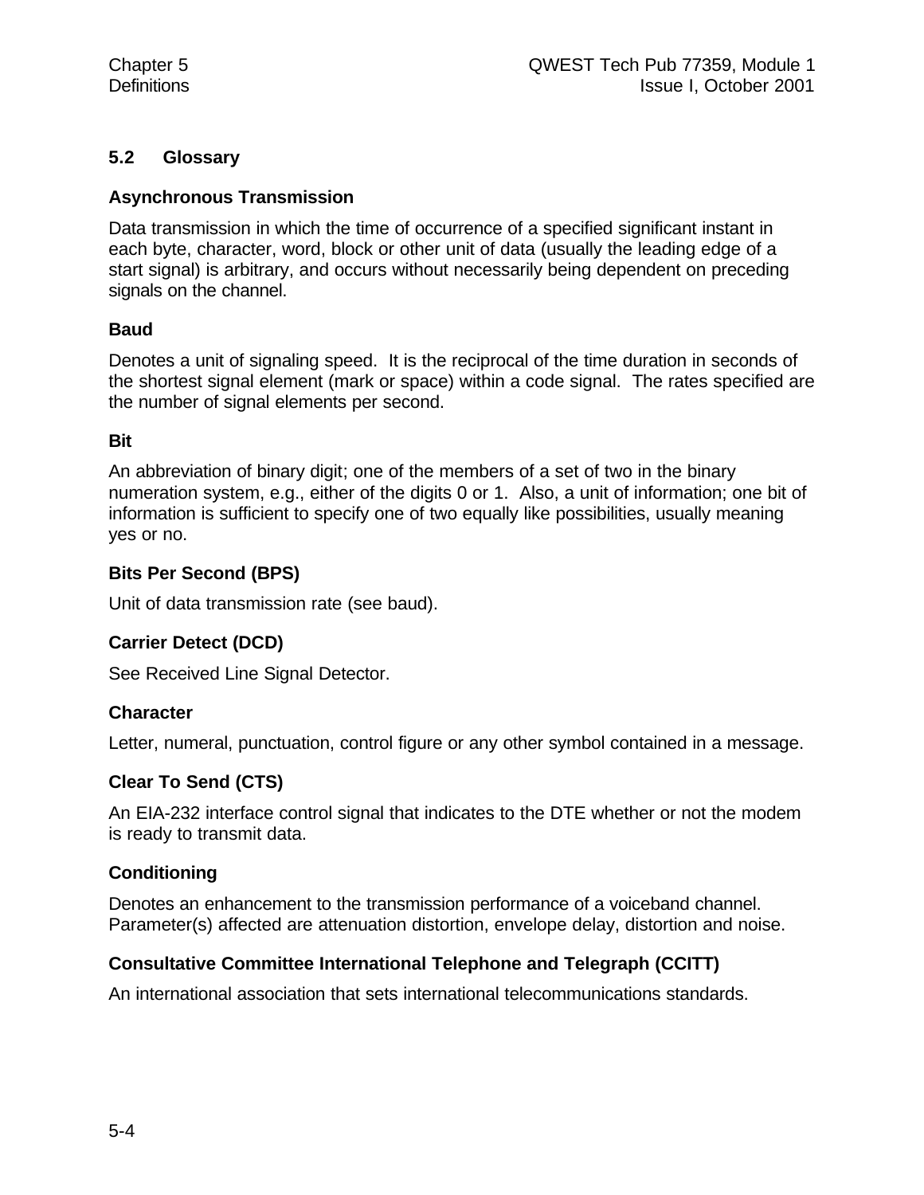## 5.2 Glossary

### Asynchronous Transmission

Data transmission in which the time of occurrence of a specified significant instant in each byte, character, word, block or other unit of data (usually the leading edge of a start signal) is arbitrary, and occurs without necessarily being dependent on preceding signals on the channel.

### Baud

Denotes a unit of signaling speed. It is the reciprocal of the time duration in seconds of the shortest signal element (mark or space) within a code signal. The rates specified are the number of signal elements per second.

### Bit

An abbreviation of binary digit; one of the members of a set of two in the binary numeration system, e.g., either of the digits 0 or 1. Also, a unit of information; one bit of information is sufficient to specify one of two equally like possibilities, usually meaning yes or no.

### Bits Per Second (BPS)

Unit of data transmission rate (see baud).

### Carrier Detect (DCD)

See Received Line Signal Detector.

### Character

Letter, numeral, punctuation, control figure or any other symbol contained in a message.

### Clear To Send (CTS)

An EIA-232 interface control signal that indicates to the DTE whether or not the modem is ready to transmit data.

### Conditioning

Denotes an enhancement to the transmission performance of a voiceband channel. Parameter(s) affected are attenuation distortion, envelope delay, distortion and noise.

### Consultative Committee International Telephone and Telegraph (CCITT)

An international association that sets international telecommunications standards.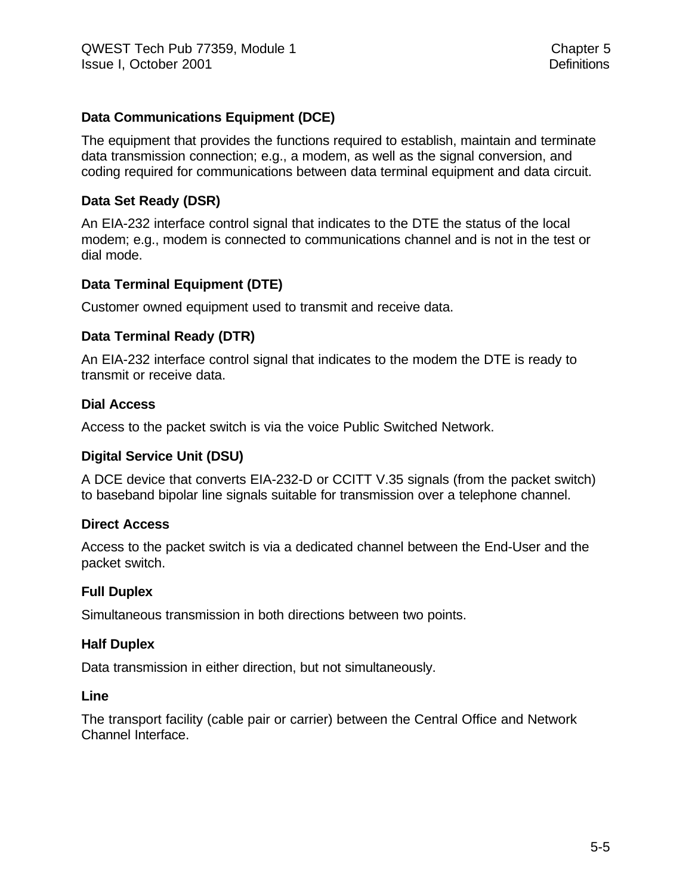**Data Communications Equipment (DCE)**

The equipment that provides the functions required to establish, maintain and terminate data transmission connection; e.g., a modem, as well as the signal conversion, and coding required for communications between data terminal equipment and data circuit.

**Data Set Ready (DSR)**

An EIA-232 interface control signal that indicates to the DTE the status of the local modem; e.g., modem is connected to communications channel and is not in the test or dial mode.

**Data Terminal Equipment (DTE)**

Customer owned equipment used to transmit and receive data.

**Data Terminal Ready (DTR)**

An EIA-232 interface control signal that indicates to the modem the DTE is ready to transmit or receive data.

**Dial Access**

Access to the packet switch is via the voice Public Switched Network.

**Digital Service Unit (DSU)**

A DCE device that converts EIA-232-D or CCITT V.35 signals (from the packet switch) to baseband bipolar line signals suitable for transmission over a telephone channel.

**Direct Access**

Access to the packet switch is via a dedicated channel between the End-User and the packet switch.

**Full Duplex**

Simultaneous transmission in both directions between two points.

**Half Duplex**

Data transmission in either direction, but not simultaneously.

**Line**

The transport facility (cable pair or carrier) between the Central Office and Network Channel Interface.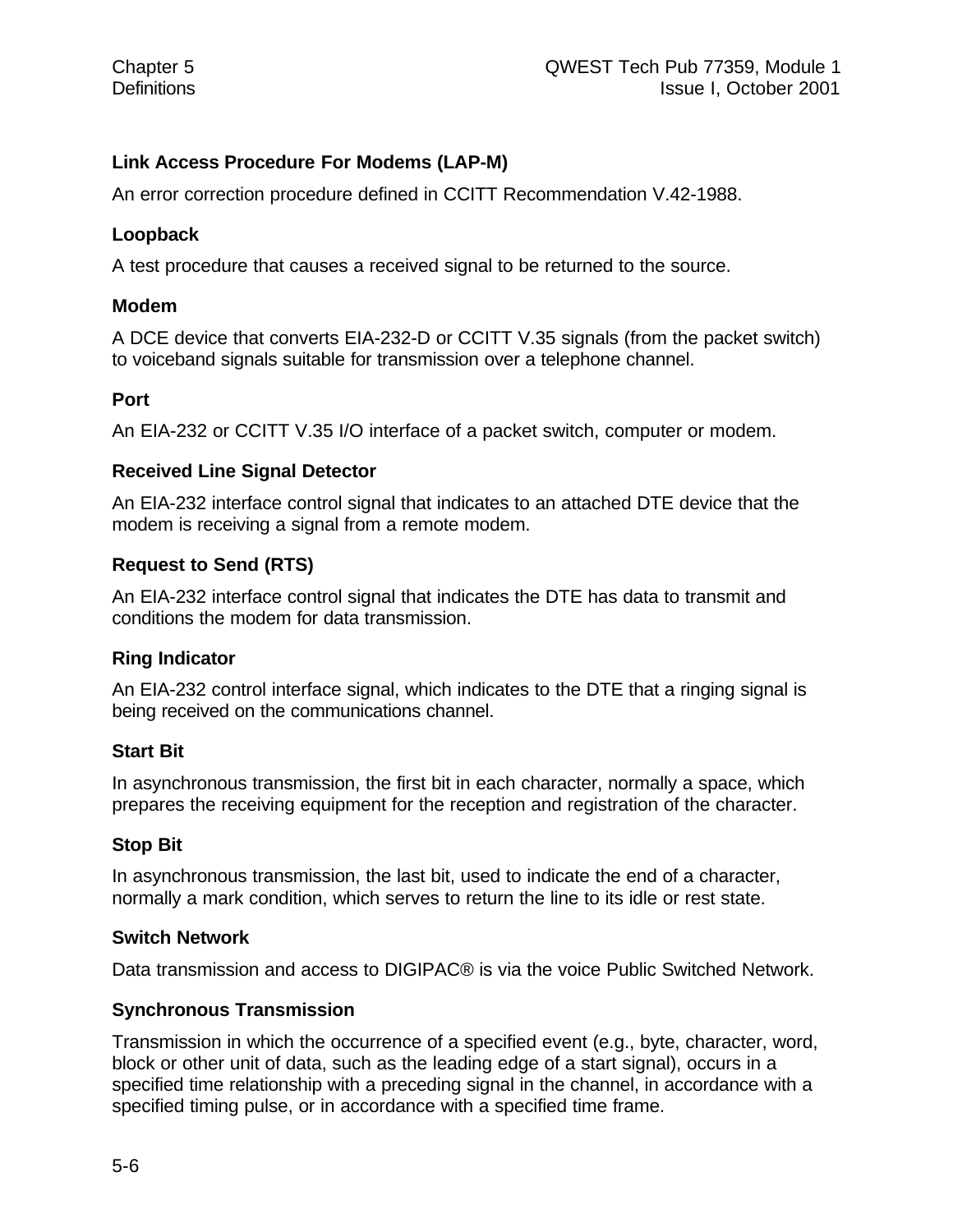**Link Access Procedure For Modems (LAP-M)**

An error correction procedure defined in CCITT Recommendation V.42-1988.

**Loopback**

A test procedure that causes a received signal to be returned to the source.

**Modem**

A DCE device that converts EIA-232-D or CCITT V.35 signals (from the packet switch) to voiceband signals suitable for transmission over a telephone channel.

**Port**

An EIA-232 or CCITT V.35 I/O interface of a packet switch, computer or modem.

**Received Line Signal Detector**

An EIA-232 interface control signal that indicates to an attached DTE device that the modem is receiving a signal from a remote modem.

**Request to Send (RTS)**

An EIA-232 interface control signal that indicates the DTE has data to transmit and conditions the modem for data transmission.

**Ring Indicator**

An EIA-232 control interface signal, which indicates to the DTE that a ringing signal is being received on the communications channel.

**Start Bit**

In asynchronous transmission, the first bit in each character, normally a space, which prepares the receiving equipment for the reception and registration of the character.

**Stop Bit**

In asynchronous transmission, the last bit, used to indicate the end of a character, normally a mark condition, which serves to return the line to its idle or rest state.

**Switch Network**

Data transmission and access to DIGIPAC® is via the voice Public Switched Network.

**Synchronous Transmission**

Transmission in which the occurrence of a specified event (e.g., byte, character, word, block or other unit of data, such as the leading edge of a start signal), occurs in a specified time relationship with a preceding signal in the channel, in accordance with a specified timing pulse, or in accordance with a specified time frame.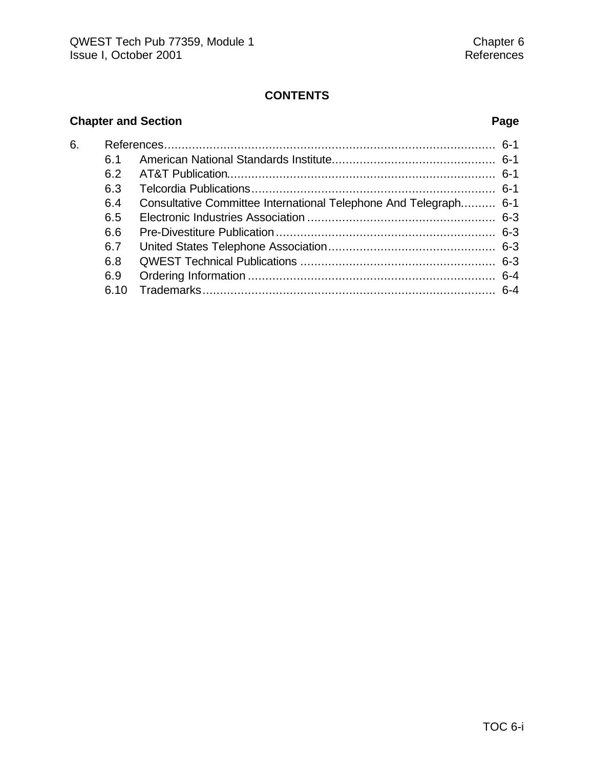**CONTENTS**

| Chapter and Section | | Page |
|---|---|---|
| 6. | References | 6-1 |
| 6.1 | American National Standards Institute | 6-1 |
| 6.2 | AT&T Publication | 6-1 |
| 6.3 | Telcordia Publications | 6-1 |
| 6.4 | Consultative Committee International Telephone And Telegraph | 6-1 |
| 6.5 | Electronic Industries Association | 6-3 |
| 6.6 | Pre-Divestiture Publication | 6-3 |
| 6.7 | United States Telephone Association | 6-3 |
| 6.8 | QWEST Technical Publications | 6-3 |
| 6.9 | Ordering Information | 6-4 |
| 6.10 | Trademarks | 6-4 |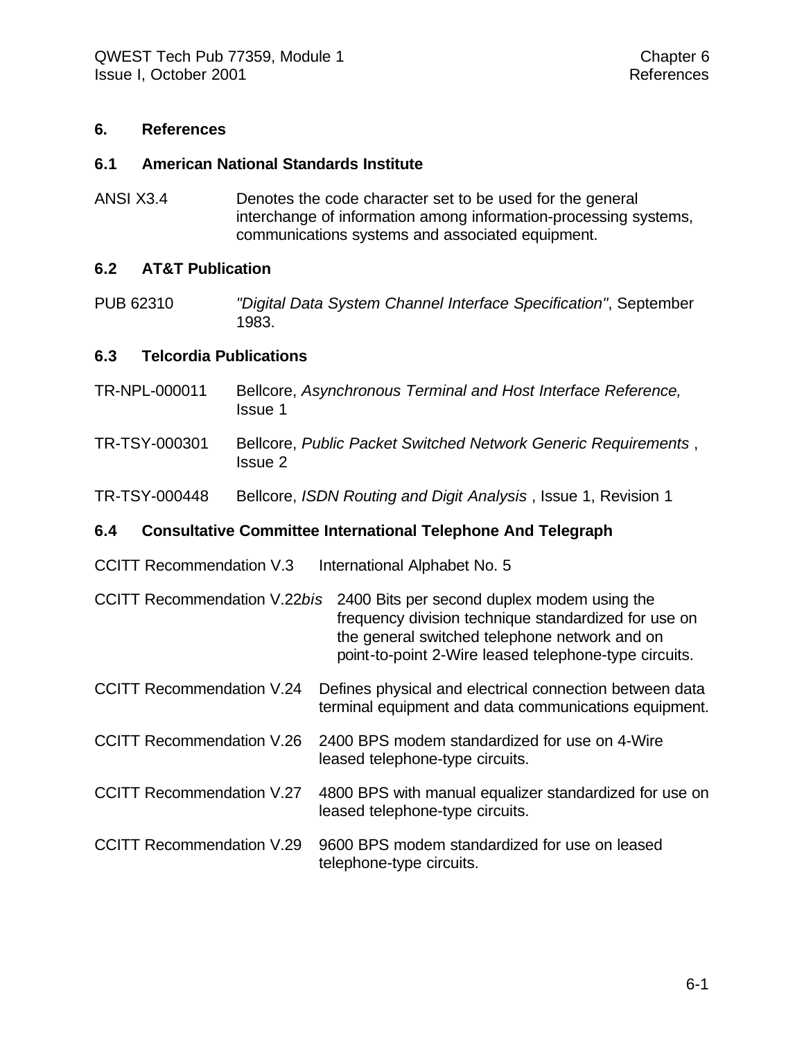# 6. References

## 6.1 American National Standards Institute

ANSI X3.4 — Denotes the code character set to be used for the general interchange of information among information-processing systems, communications systems and associated equipment.

## 6.2 AT&T Publication

PUB 62310 — *"Digital Data System Channel Interface Specification"*, September 1983.

## 6.3 Telcordia Publications

TR-NPL-000011 — Bellcore, *Asynchronous Terminal and Host Interface Reference,* Issue 1

TR-TSY-000301 — Bellcore, *Public Packet Switched Network Generic Requirements* , Issue 2

TR-TSY-000448 — Bellcore, *ISDN Routing and Digit Analysis* , Issue 1, Revision 1

## 6.4 Consultative Committee International Telephone And Telegraph

CCITT Recommendation V.3 — International Alphabet No. 5

CCITT Recommendation V.22*bis* — 2400 Bits per second duplex modem using the frequency division technique standardized for use on the general switched telephone network and on point-to-point 2-Wire leased telephone-type circuits.

CCITT Recommendation V.24 — Defines physical and electrical connection between data terminal equipment and data communications equipment.

CCITT Recommendation V.26 — 2400 BPS modem standardized for use on 4-Wire leased telephone-type circuits.

CCITT Recommendation V.27 — 4800 BPS with manual equalizer standardized for use on leased telephone-type circuits.

CCITT Recommendation V.29 — 9600 BPS modem standardized for use on leased telephone-type circuits.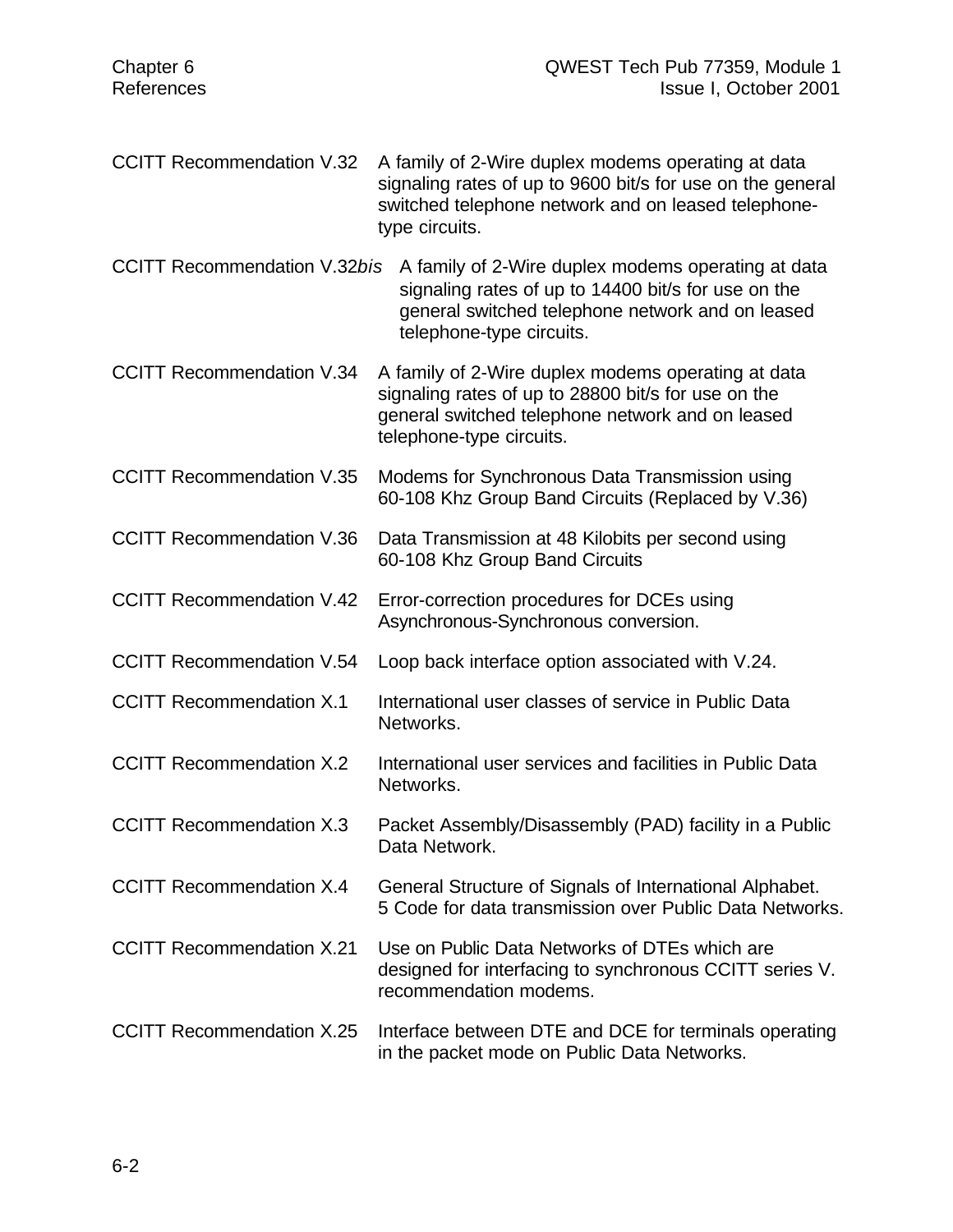CCITT Recommendation V.32 A family of 2-Wire duplex modems operating at data signaling rates of up to 9600 bit/s for use on the general switched telephone network and on leased telephone-type circuits.

CCITT Recommendation V.32*bis* A family of 2-Wire duplex modems operating at data signaling rates of up to 14400 bit/s for use on the general switched telephone network and on leased telephone-type circuits.

CCITT Recommendation V.34 A family of 2-Wire duplex modems operating at data signaling rates of up to 28800 bit/s for use on the general switched telephone network and on leased telephone-type circuits.

CCITT Recommendation V.35 Modems for Synchronous Data Transmission using 60-108 Khz Group Band Circuits (Replaced by V.36)

CCITT Recommendation V.36 Data Transmission at 48 Kilobits per second using 60-108 Khz Group Band Circuits

CCITT Recommendation V.42 Error-correction procedures for DCEs using Asynchronous-Synchronous conversion.

CCITT Recommendation V.54 Loop back interface option associated with V.24.

CCITT Recommendation X.1 International user classes of service in Public Data Networks.

CCITT Recommendation X.2 International user services and facilities in Public Data Networks.

CCITT Recommendation X.3 Packet Assembly/Disassembly (PAD) facility in a Public Data Network.

CCITT Recommendation X.4 General Structure of Signals of International Alphabet. 5 Code for data transmission over Public Data Networks.

CCITT Recommendation X.21 Use on Public Data Networks of DTEs which are designed for interfacing to synchronous CCITT series V. recommendation modems.

CCITT Recommendation X.25 Interface between DTE and DCE for terminals operating in the packet mode on Public Data Networks.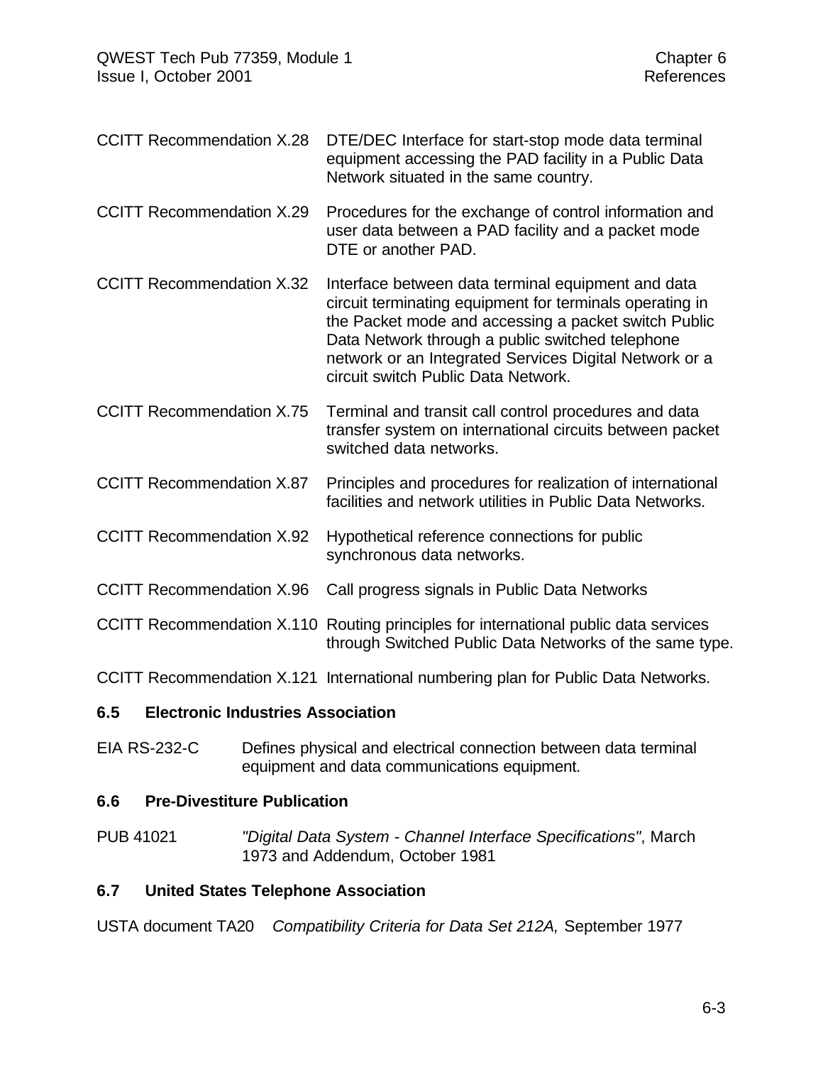CCITT Recommendation X.28 DTE/DEC Interface for start-stop mode data terminal equipment accessing the PAD facility in a Public Data Network situated in the same country.

CCITT Recommendation X.29 Procedures for the exchange of control information and user data between a PAD facility and a packet mode DTE or another PAD.

CCITT Recommendation X.32 Interface between data terminal equipment and data circuit terminating equipment for terminals operating in the Packet mode and accessing a packet switch Public Data Network through a public switched telephone network or an Integrated Services Digital Network or a circuit switch Public Data Network.

CCITT Recommendation X.75 Terminal and transit call control procedures and data transfer system on international circuits between packet switched data networks.

CCITT Recommendation X.87 Principles and procedures for realization of international facilities and network utilities in Public Data Networks.

CCITT Recommendation X.92 Hypothetical reference connections for public synchronous data networks.

CCITT Recommendation X.96 Call progress signals in Public Data Networks

CCITT Recommendation X.110 Routing principles for international public data services through Switched Public Data Networks of the same type.

CCITT Recommendation X.121 International numbering plan for Public Data Networks.

## 6.5 Electronic Industries Association

EIA RS-232-C Defines physical and electrical connection between data terminal equipment and data communications equipment.

## 6.6 Pre-Divestiture Publication

PUB 41021 *"Digital Data System - Channel Interface Specifications"*, March 1973 and Addendum, October 1981

## 6.7 United States Telephone Association

USTA document TA20 *Compatibility Criteria for Data Set 212A,* September 1977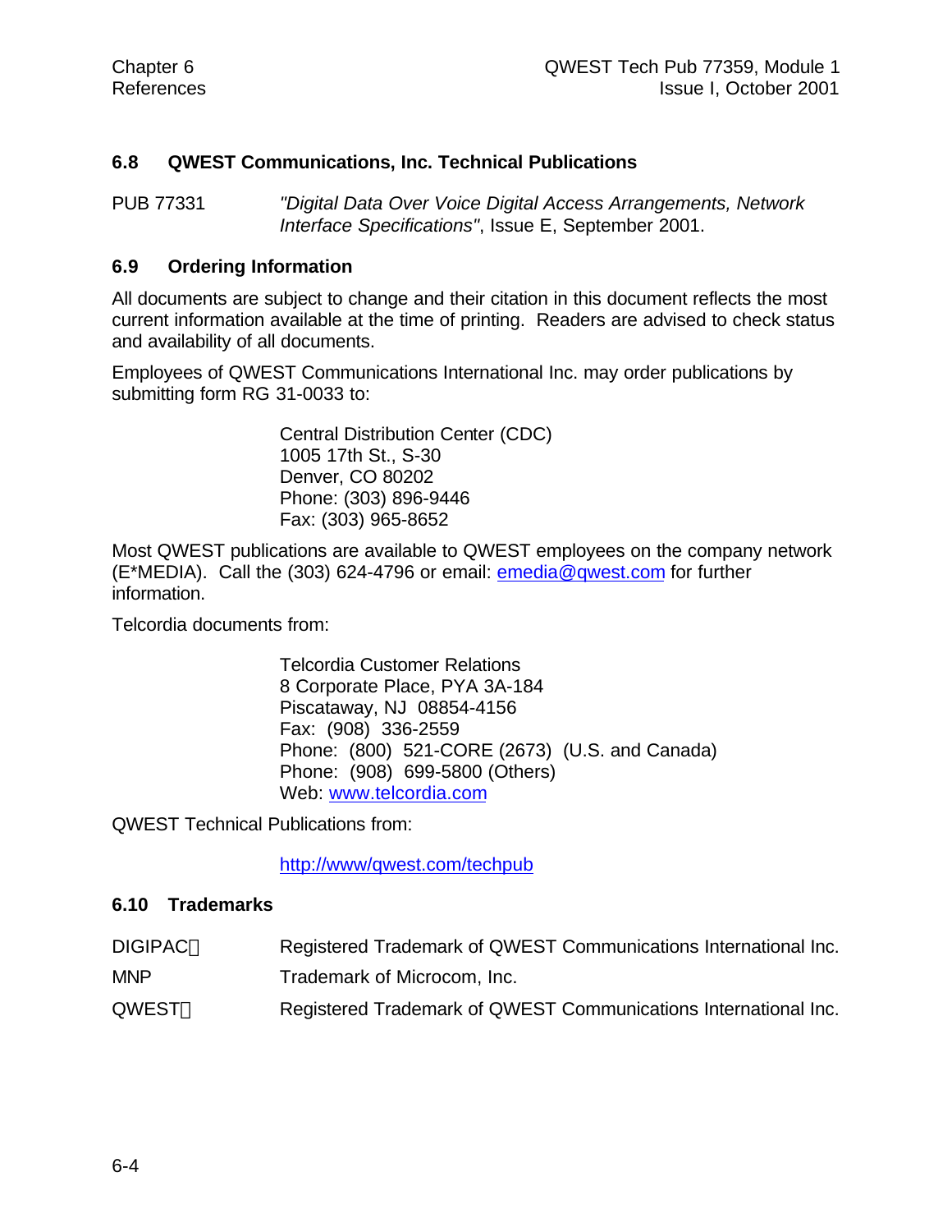## 6.8 QWEST Communications, Inc. Technical Publications

PUB 77331 *"Digital Data Over Voice Digital Access Arrangements, Network Interface Specifications"*, Issue E, September 2001.

## 6.9 Ordering Information

All documents are subject to change and their citation in this document reflects the most current information available at the time of printing. Readers are advised to check status and availability of all documents.

Employees of QWEST Communications International Inc. may order publications by submitting form RG 31-0033 to:

> Central Distribution Center (CDC)
> 1005 17th St., S-30
> Denver, CO 80202
> Phone: (303) 896-9446
> Fax: (303) 965-8652

Most QWEST publications are available to QWEST employees on the company network (E*MEDIA). Call the (303) 624-4796 or email: emedia@qwest.com for further information.

Telcordia documents from:

> Telcordia Customer Relations
> 8 Corporate Place, PYA 3A-184
> Piscataway, NJ 08854-4156
> Fax: (908) 336-2559
> Phone: (800) 521-CORE (2673) (U.S. and Canada)
> Phone: (908) 699-5800 (Others)
> Web: www.telcordia.com

QWEST Technical Publications from:

> http://www/qwest.com/techpub

## 6.10 Trademarks

| | |
|---|---|
| DIGIPAC® | Registered Trademark of QWEST Communications International Inc. |
| MNP | Trademark of Microcom, Inc. |
| QWEST® | Registered Trademark of QWEST Communications International Inc. |